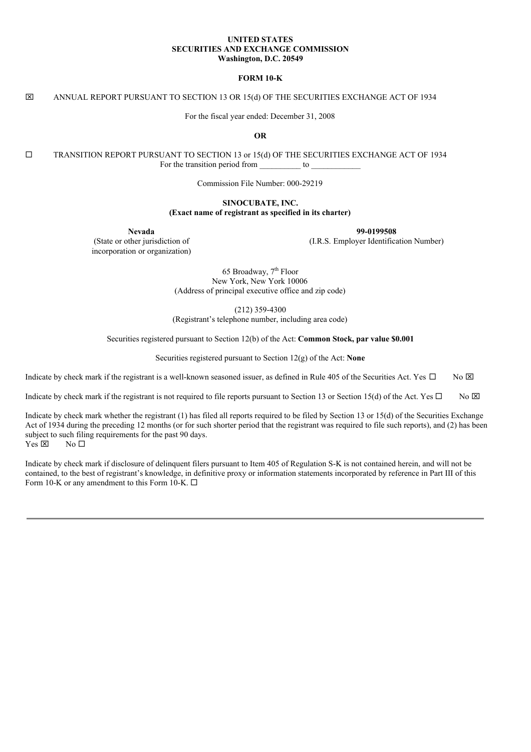**UNITED STATES**
**SECURITIES AND EXCHANGE COMMISSION**
**Washington, D.C. 20549**

**FORM 10-K**

☒ ANNUAL REPORT PURSUANT TO SECTION 13 OR 15(d) OF THE SECURITIES EXCHANGE ACT OF 1934

For the fiscal year ended: December 31, 2008

**OR**

☐ TRANSITION REPORT PURSUANT TO SECTION 13 or 15(d) OF THE SECURITIES EXCHANGE ACT OF 1934
For the transition period from __________ to ____________

Commission File Number: 000-29219

**SINOCUBATE, INC.**
**(Exact name of registrant as specified in its charter)**

| **Nevada** | **99-0199508** |
|---|---|
| (State or other jurisdiction of incorporation or organization) | (I.R.S. Employer Identification Number) |

65 Broadway, 7th Floor
New York, New York 10006
(Address of principal executive office and zip code)

(212) 359-4300
(Registrant's telephone number, including area code)

Securities registered pursuant to Section 12(b) of the Act: **Common Stock, par value $0.001**

Securities registered pursuant to Section 12(g) of the Act: **None**

Indicate by check mark if the registrant is a well-known seasoned issuer, as defined in Rule 405 of the Securities Act. Yes ☐ No ☒

Indicate by check mark if the registrant is not required to file reports pursuant to Section 13 or Section 15(d) of the Act. Yes ☐ No ☒

Indicate by check mark whether the registrant (1) has filed all reports required to be filed by Section 13 or 15(d) of the Securities Exchange Act of 1934 during the preceding 12 months (or for such shorter period that the registrant was required to file such reports), and (2) has been subject to such filing requirements for the past 90 days.
Yes ☒ No ☐

Indicate by check mark if disclosure of delinquent filers pursuant to Item 405 of Regulation S-K is not contained herein, and will not be contained, to the best of registrant's knowledge, in definitive proxy or information statements incorporated by reference in Part III of this Form 10-K or any amendment to this Form 10-K. ☐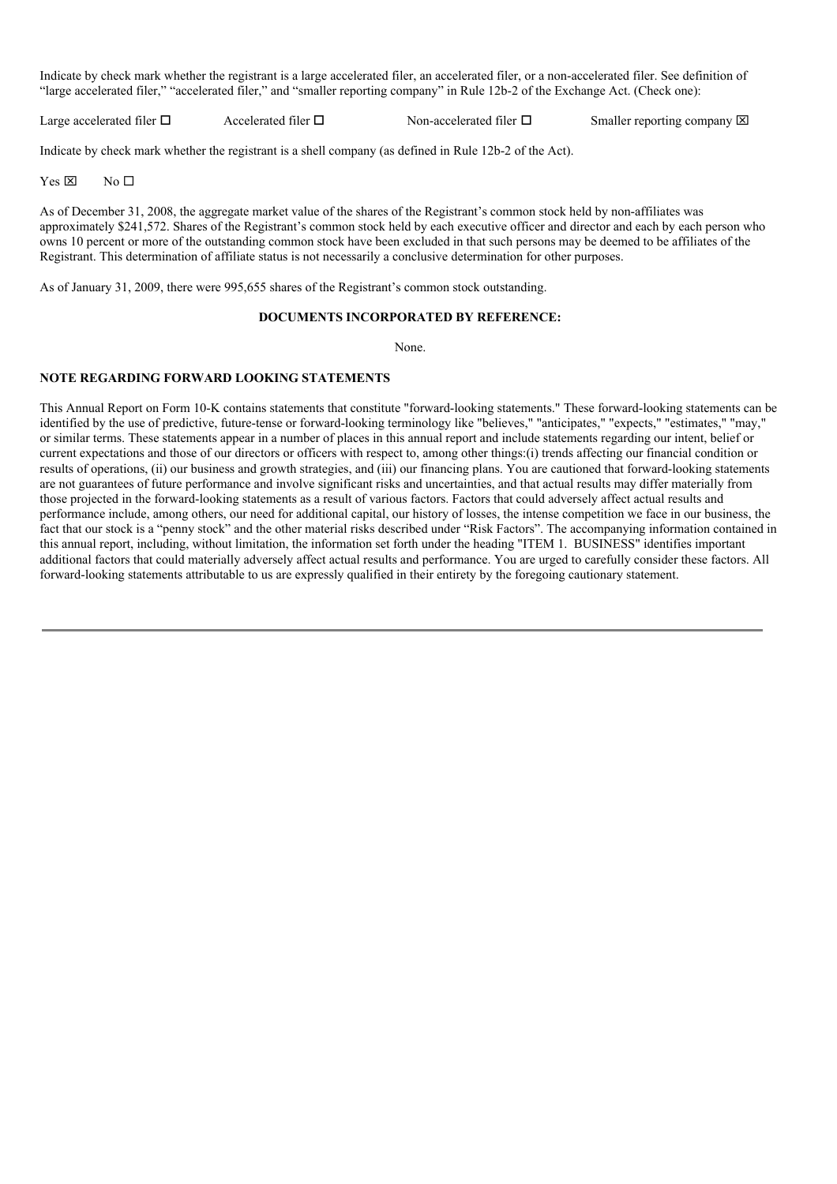Indicate by check mark whether the registrant is a large accelerated filer, an accelerated filer, or a non-accelerated filer. See definition of "large accelerated filer," "accelerated filer," and "smaller reporting company" in Rule 12b-2 of the Exchange Act. (Check one):

Large accelerated filer ☐ Accelerated filer ☐ Non-accelerated filer ☐ Smaller reporting company ☒

Indicate by check mark whether the registrant is a shell company (as defined in Rule 12b-2 of the Act).

Yes ☒ No ☐

As of December 31, 2008, the aggregate market value of the shares of the Registrant's common stock held by non-affiliates was approximately $241,572. Shares of the Registrant's common stock held by each executive officer and director and each by each person who owns 10 percent or more of the outstanding common stock have been excluded in that such persons may be deemed to be affiliates of the Registrant. This determination of affiliate status is not necessarily a conclusive determination for other purposes.

As of January 31, 2009, there were 995,655 shares of the Registrant's common stock outstanding.

**DOCUMENTS INCORPORATED BY REFERENCE:**

None.

**NOTE REGARDING FORWARD LOOKING STATEMENTS**

This Annual Report on Form 10-K contains statements that constitute "forward-looking statements." These forward-looking statements can be identified by the use of predictive, future-tense or forward-looking terminology like "believes," "anticipates," "expects," "estimates," "may," or similar terms. These statements appear in a number of places in this annual report and include statements regarding our intent, belief or current expectations and those of our directors or officers with respect to, among other things:(i) trends affecting our financial condition or results of operations, (ii) our business and growth strategies, and (iii) our financing plans. You are cautioned that forward-looking statements are not guarantees of future performance and involve significant risks and uncertainties, and that actual results may differ materially from those projected in the forward-looking statements as a result of various factors. Factors that could adversely affect actual results and performance include, among others, our need for additional capital, our history of losses, the intense competition we face in our business, the fact that our stock is a "penny stock" and the other material risks described under "Risk Factors". The accompanying information contained in this annual report, including, without limitation, the information set forth under the heading "ITEM 1. BUSINESS" identifies important additional factors that could materially adversely affect actual results and performance. You are urged to carefully consider these factors. All forward-looking statements attributable to us are expressly qualified in their entirety by the foregoing cautionary statement.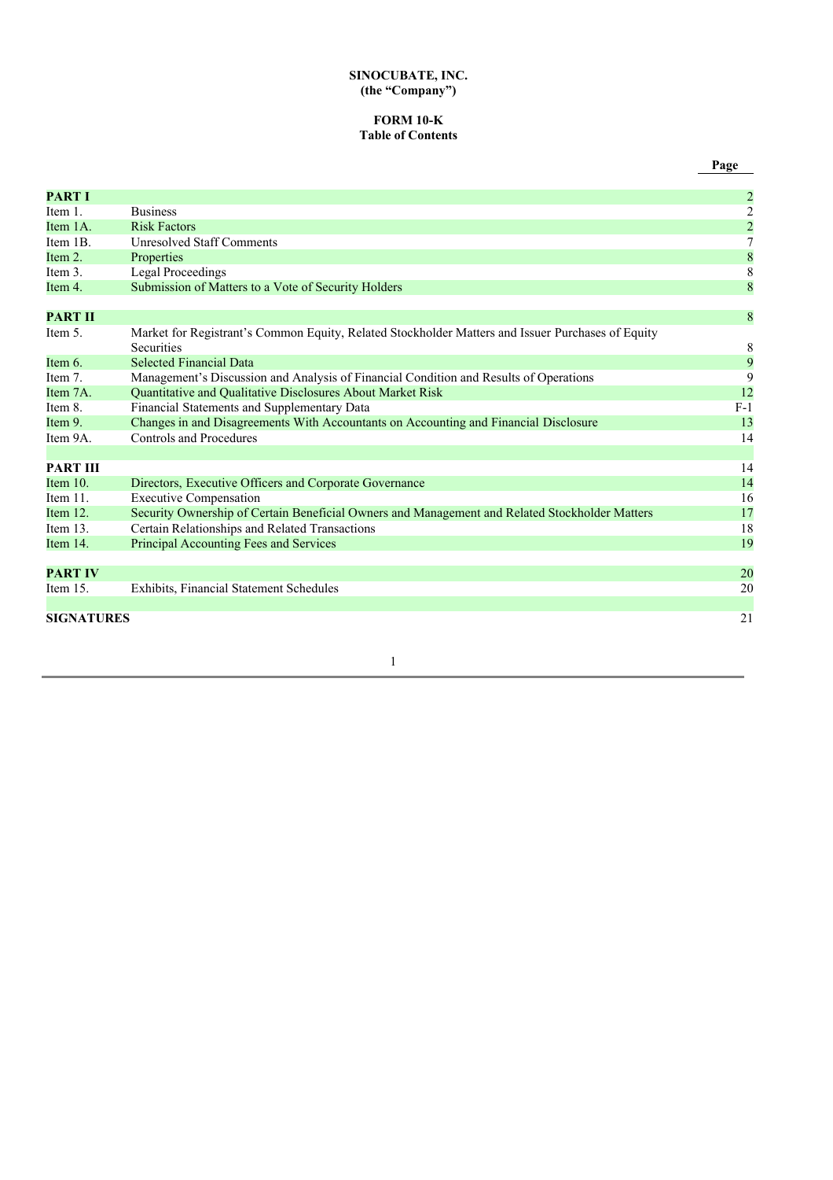**SINOCUBATE, INC.**
**(the "Company")**

**FORM 10-K**
**Table of Contents**

| | | Page |
|---|---|---|
| **PART I** | | 2 |
| Item 1. | Business | 2 |
| Item 1A. | Risk Factors | 2 |
| Item 1B. | Unresolved Staff Comments | 7 |
| Item 2. | Properties | 8 |
| Item 3. | Legal Proceedings | 8 |
| Item 4. | Submission of Matters to a Vote of Security Holders | 8 |
| **PART II** | | 8 |
| Item 5. | Market for Registrant's Common Equity, Related Stockholder Matters and Issuer Purchases of Equity Securities | 8 |
| Item 6. | Selected Financial Data | 9 |
| Item 7. | Management's Discussion and Analysis of Financial Condition and Results of Operations | 9 |
| Item 7A. | Quantitative and Qualitative Disclosures About Market Risk | 12 |
| Item 8. | Financial Statements and Supplementary Data | F-1 |
| Item 9. | Changes in and Disagreements With Accountants on Accounting and Financial Disclosure | 13 |
| Item 9A. | Controls and Procedures | 14 |
| **PART III** | | 14 |
| Item 10. | Directors, Executive Officers and Corporate Governance | 14 |
| Item 11. | Executive Compensation | 16 |
| Item 12. | Security Ownership of Certain Beneficial Owners and Management and Related Stockholder Matters | 17 |
| Item 13. | Certain Relationships and Related Transactions | 18 |
| Item 14. | Principal Accounting Fees and Services | 19 |
| **PART IV** | | 20 |
| Item 15. | Exhibits, Financial Statement Schedules | 20 |
| **SIGNATURES** | | 21 |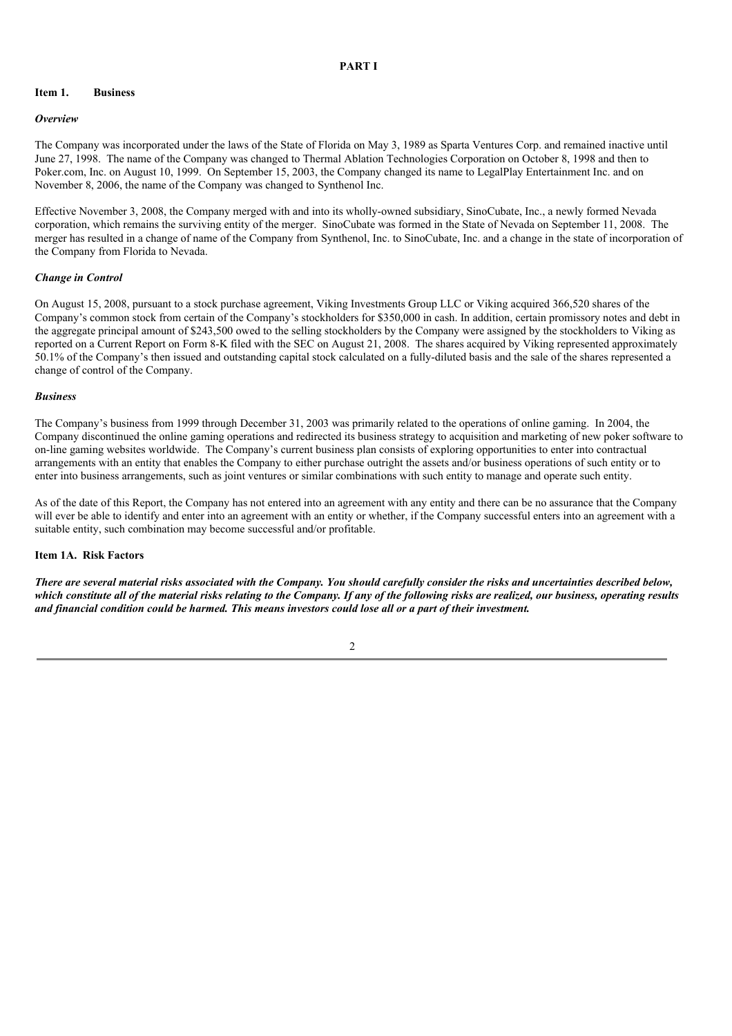# PART I

## Item 1. Business

### *Overview*

The Company was incorporated under the laws of the State of Florida on May 3, 1989 as Sparta Ventures Corp. and remained inactive until June 27, 1998. The name of the Company was changed to Thermal Ablation Technologies Corporation on October 8, 1998 and then to Poker.com, Inc. on August 10, 1999. On September 15, 2003, the Company changed its name to LegalPlay Entertainment Inc. and on November 8, 2006, the name of the Company was changed to Synthenol Inc.

Effective November 3, 2008, the Company merged with and into its wholly-owned subsidiary, SinoCubate, Inc., a newly formed Nevada corporation, which remains the surviving entity of the merger. SinoCubate was formed in the State of Nevada on September 11, 2008. The merger has resulted in a change of name of the Company from Synthenol, Inc. to SinoCubate, Inc. and a change in the state of incorporation of the Company from Florida to Nevada.

### *Change in Control*

On August 15, 2008, pursuant to a stock purchase agreement, Viking Investments Group LLC or Viking acquired 366,520 shares of the Company's common stock from certain of the Company's stockholders for $350,000 in cash. In addition, certain promissory notes and debt in the aggregate principal amount of $243,500 owed to the selling stockholders by the Company were assigned by the stockholders to Viking as reported on a Current Report on Form 8-K filed with the SEC on August 21, 2008. The shares acquired by Viking represented approximately 50.1% of the Company's then issued and outstanding capital stock calculated on a fully-diluted basis and the sale of the shares represented a change of control of the Company.

### *Business*

The Company's business from 1999 through December 31, 2003 was primarily related to the operations of online gaming. In 2004, the Company discontinued the online gaming operations and redirected its business strategy to acquisition and marketing of new poker software to on-line gaming websites worldwide. The Company's current business plan consists of exploring opportunities to enter into contractual arrangements with an entity that enables the Company to either purchase outright the assets and/or business operations of such entity or to enter into business arrangements, such as joint ventures or similar combinations with such entity to manage and operate such entity.

As of the date of this Report, the Company has not entered into an agreement with any entity and there can be no assurance that the Company will ever be able to identify and enter into an agreement with an entity or whether, if the Company successful enters into an agreement with a suitable entity, such combination may become successful and/or profitable.

## Item 1A. Risk Factors

***There are several material risks associated with the Company. You should carefully consider the risks and uncertainties described below, which constitute all of the material risks relating to the Company. If any of the following risks are realized, our business, operating results and financial condition could be harmed. This means investors could lose all or a part of their investment.***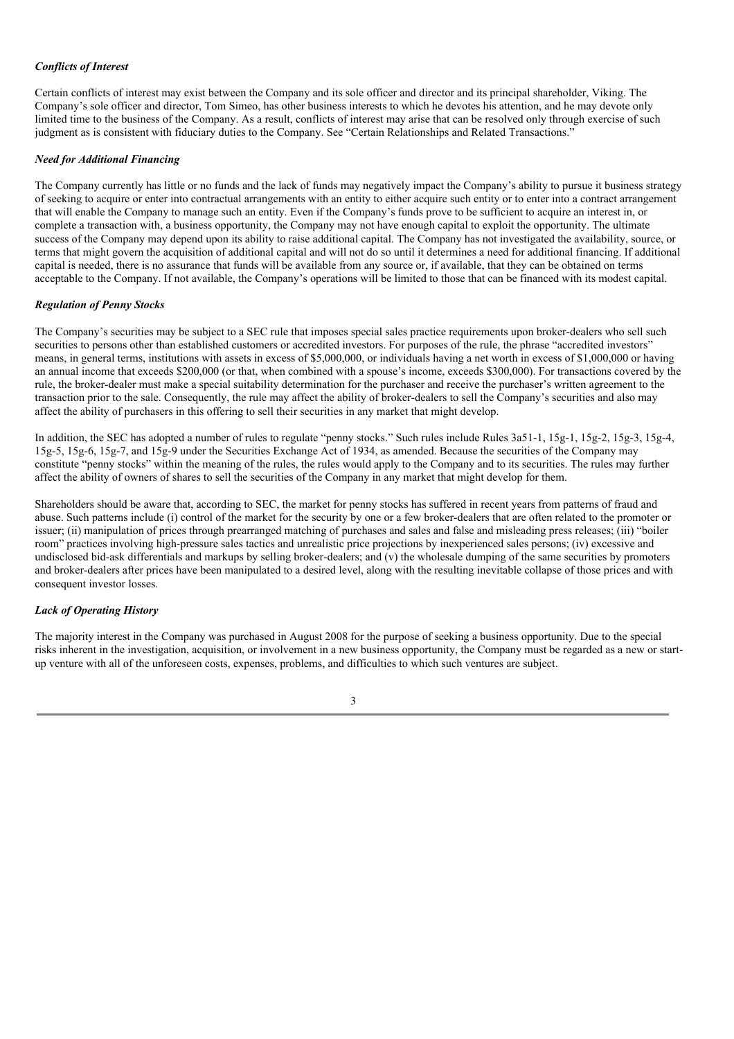*Conflicts of Interest*

Certain conflicts of interest may exist between the Company and its sole officer and director and its principal shareholder, Viking. The Company's sole officer and director, Tom Simeo, has other business interests to which he devotes his attention, and he may devote only limited time to the business of the Company. As a result, conflicts of interest may arise that can be resolved only through exercise of such judgment as is consistent with fiduciary duties to the Company. See "Certain Relationships and Related Transactions."

*Need for Additional Financing*

The Company currently has little or no funds and the lack of funds may negatively impact the Company's ability to pursue it business strategy of seeking to acquire or enter into contractual arrangements with an entity to either acquire such entity or to enter into a contract arrangement that will enable the Company to manage such an entity. Even if the Company's funds prove to be sufficient to acquire an interest in, or complete a transaction with, a business opportunity, the Company may not have enough capital to exploit the opportunity. The ultimate success of the Company may depend upon its ability to raise additional capital. The Company has not investigated the availability, source, or terms that might govern the acquisition of additional capital and will not do so until it determines a need for additional financing. If additional capital is needed, there is no assurance that funds will be available from any source or, if available, that they can be obtained on terms acceptable to the Company. If not available, the Company's operations will be limited to those that can be financed with its modest capital.

*Regulation of Penny Stocks*

The Company's securities may be subject to a SEC rule that imposes special sales practice requirements upon broker-dealers who sell such securities to persons other than established customers or accredited investors. For purposes of the rule, the phrase "accredited investors" means, in general terms, institutions with assets in excess of $5,000,000, or individuals having a net worth in excess of $1,000,000 or having an annual income that exceeds $200,000 (or that, when combined with a spouse's income, exceeds $300,000). For transactions covered by the rule, the broker-dealer must make a special suitability determination for the purchaser and receive the purchaser's written agreement to the transaction prior to the sale. Consequently, the rule may affect the ability of broker-dealers to sell the Company's securities and also may affect the ability of purchasers in this offering to sell their securities in any market that might develop.

In addition, the SEC has adopted a number of rules to regulate "penny stocks." Such rules include Rules 3a51-1, 15g-1, 15g-2, 15g-3, 15g-4, 15g-5, 15g-6, 15g-7, and 15g-9 under the Securities Exchange Act of 1934, as amended. Because the securities of the Company may constitute "penny stocks" within the meaning of the rules, the rules would apply to the Company and to its securities. The rules may further affect the ability of owners of shares to sell the securities of the Company in any market that might develop for them.

Shareholders should be aware that, according to SEC, the market for penny stocks has suffered in recent years from patterns of fraud and abuse. Such patterns include (i) control of the market for the security by one or a few broker-dealers that are often related to the promoter or issuer; (ii) manipulation of prices through prearranged matching of purchases and sales and false and misleading press releases; (iii) "boiler room" practices involving high-pressure sales tactics and unrealistic price projections by inexperienced sales persons; (iv) excessive and undisclosed bid-ask differentials and markups by selling broker-dealers; and (v) the wholesale dumping of the same securities by promoters and broker-dealers after prices have been manipulated to a desired level, along with the resulting inevitable collapse of those prices and with consequent investor losses.

*Lack of Operating History*

The majority interest in the Company was purchased in August 2008 for the purpose of seeking a business opportunity. Due to the special risks inherent in the investigation, acquisition, or involvement in a new business opportunity, the Company must be regarded as a new or start-up venture with all of the unforeseen costs, expenses, problems, and difficulties to which such ventures are subject.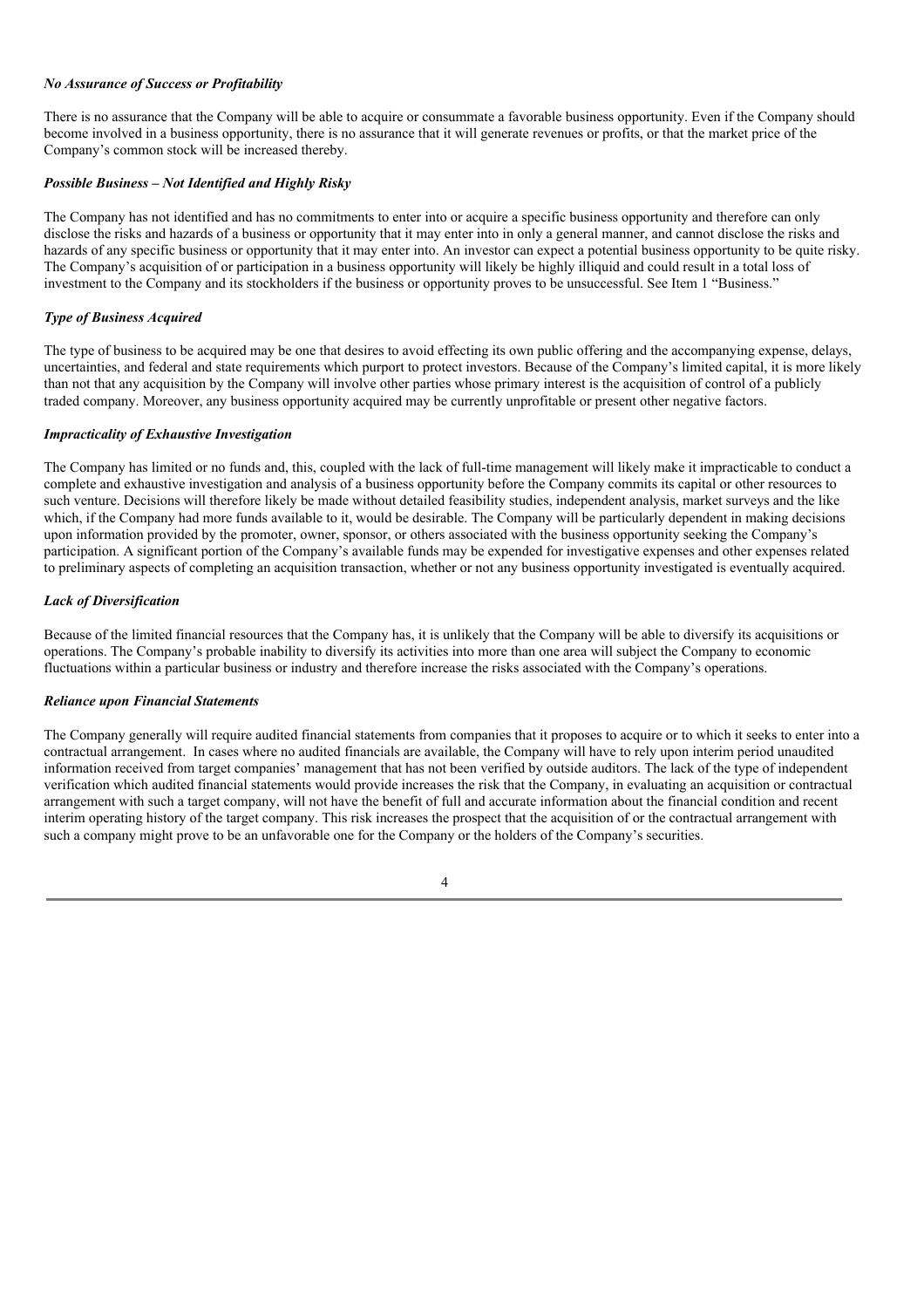***No Assurance of Success or Profitability***

There is no assurance that the Company will be able to acquire or consummate a favorable business opportunity. Even if the Company should become involved in a business opportunity, there is no assurance that it will generate revenues or profits, or that the market price of the Company's common stock will be increased thereby.

***Possible Business – Not Identified and Highly Risky***

The Company has not identified and has no commitments to enter into or acquire a specific business opportunity and therefore can only disclose the risks and hazards of a business or opportunity that it may enter into in only a general manner, and cannot disclose the risks and hazards of any specific business or opportunity that it may enter into. An investor can expect a potential business opportunity to be quite risky. The Company's acquisition of or participation in a business opportunity will likely be highly illiquid and could result in a total loss of investment to the Company and its stockholders if the business or opportunity proves to be unsuccessful. See Item 1 "Business."

***Type of Business Acquired***

The type of business to be acquired may be one that desires to avoid effecting its own public offering and the accompanying expense, delays, uncertainties, and federal and state requirements which purport to protect investors. Because of the Company's limited capital, it is more likely than not that any acquisition by the Company will involve other parties whose primary interest is the acquisition of control of a publicly traded company. Moreover, any business opportunity acquired may be currently unprofitable or present other negative factors.

***Impracticality of Exhaustive Investigation***

The Company has limited or no funds and, this, coupled with the lack of full-time management will likely make it impracticable to conduct a complete and exhaustive investigation and analysis of a business opportunity before the Company commits its capital or other resources to such venture. Decisions will therefore likely be made without detailed feasibility studies, independent analysis, market surveys and the like which, if the Company had more funds available to it, would be desirable. The Company will be particularly dependent in making decisions upon information provided by the promoter, owner, sponsor, or others associated with the business opportunity seeking the Company's participation. A significant portion of the Company's available funds may be expended for investigative expenses and other expenses related to preliminary aspects of completing an acquisition transaction, whether or not any business opportunity investigated is eventually acquired.

***Lack of Diversification***

Because of the limited financial resources that the Company has, it is unlikely that the Company will be able to diversify its acquisitions or operations. The Company's probable inability to diversify its activities into more than one area will subject the Company to economic fluctuations within a particular business or industry and therefore increase the risks associated with the Company's operations.

***Reliance upon Financial Statements***

The Company generally will require audited financial statements from companies that it proposes to acquire or to which it seeks to enter into a contractual arrangement. In cases where no audited financials are available, the Company will have to rely upon interim period unaudited information received from target companies' management that has not been verified by outside auditors. The lack of the type of independent verification which audited financial statements would provide increases the risk that the Company, in evaluating an acquisition or contractual arrangement with such a target company, will not have the benefit of full and accurate information about the financial condition and recent interim operating history of the target company. This risk increases the prospect that the acquisition of or the contractual arrangement with such a company might prove to be an unfavorable one for the Company or the holders of the Company's securities.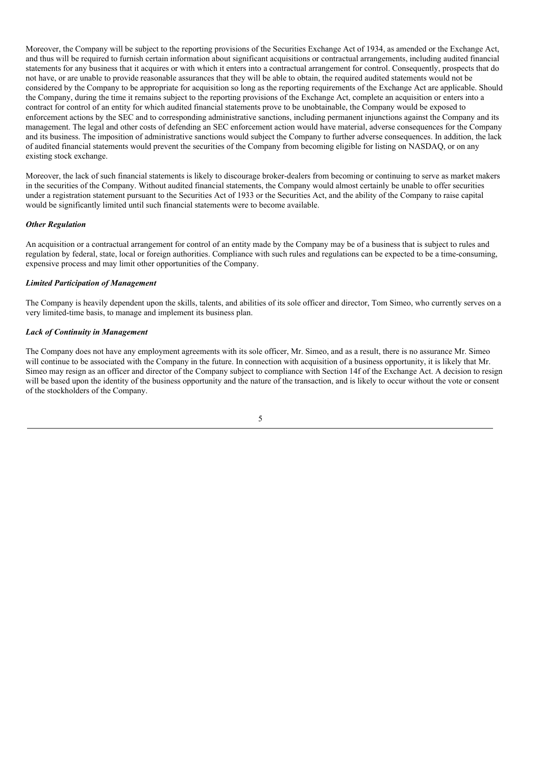Moreover, the Company will be subject to the reporting provisions of the Securities Exchange Act of 1934, as amended or the Exchange Act, and thus will be required to furnish certain information about significant acquisitions or contractual arrangements, including audited financial statements for any business that it acquires or with which it enters into a contractual arrangement for control. Consequently, prospects that do not have, or are unable to provide reasonable assurances that they will be able to obtain, the required audited statements would not be considered by the Company to be appropriate for acquisition so long as the reporting requirements of the Exchange Act are applicable. Should the Company, during the time it remains subject to the reporting provisions of the Exchange Act, complete an acquisition or enters into a contract for control of an entity for which audited financial statements prove to be unobtainable, the Company would be exposed to enforcement actions by the SEC and to corresponding administrative sanctions, including permanent injunctions against the Company and its management. The legal and other costs of defending an SEC enforcement action would have material, adverse consequences for the Company and its business. The imposition of administrative sanctions would subject the Company to further adverse consequences. In addition, the lack of audited financial statements would prevent the securities of the Company from becoming eligible for listing on NASDAQ, or on any existing stock exchange.

Moreover, the lack of such financial statements is likely to discourage broker-dealers from becoming or continuing to serve as market makers in the securities of the Company. Without audited financial statements, the Company would almost certainly be unable to offer securities under a registration statement pursuant to the Securities Act of 1933 or the Securities Act, and the ability of the Company to raise capital would be significantly limited until such financial statements were to become available.

***Other Regulation***

An acquisition or a contractual arrangement for control of an entity made by the Company may be of a business that is subject to rules and regulation by federal, state, local or foreign authorities. Compliance with such rules and regulations can be expected to be a time-consuming, expensive process and may limit other opportunities of the Company.

***Limited Participation of Management***

The Company is heavily dependent upon the skills, talents, and abilities of its sole officer and director, Tom Simeo, who currently serves on a very limited-time basis, to manage and implement its business plan.

***Lack of Continuity in Management***

The Company does not have any employment agreements with its sole officer, Mr. Simeo, and as a result, there is no assurance Mr. Simeo will continue to be associated with the Company in the future. In connection with acquisition of a business opportunity, it is likely that Mr. Simeo may resign as an officer and director of the Company subject to compliance with Section 14f of the Exchange Act. A decision to resign will be based upon the identity of the business opportunity and the nature of the transaction, and is likely to occur without the vote or consent of the stockholders of the Company.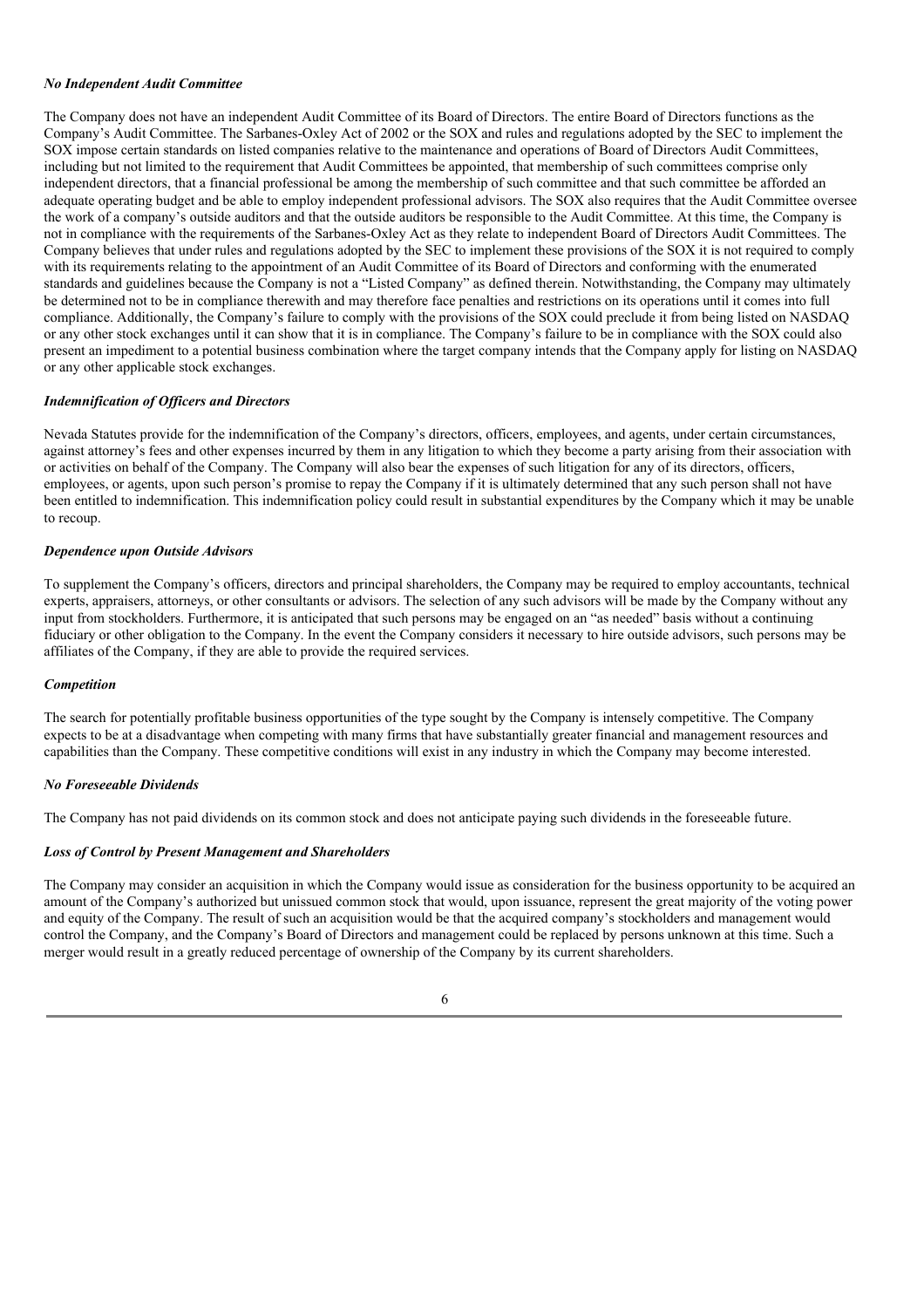*No Independent Audit Committee*

The Company does not have an independent Audit Committee of its Board of Directors. The entire Board of Directors functions as the Company's Audit Committee. The Sarbanes-Oxley Act of 2002 or the SOX and rules and regulations adopted by the SEC to implement the SOX impose certain standards on listed companies relative to the maintenance and operations of Board of Directors Audit Committees, including but not limited to the requirement that Audit Committees be appointed, that membership of such committees comprise only independent directors, that a financial professional be among the membership of such committee and that such committee be afforded an adequate operating budget and be able to employ independent professional advisors. The SOX also requires that the Audit Committee oversee the work of a company's outside auditors and that the outside auditors be responsible to the Audit Committee. At this time, the Company is not in compliance with the requirements of the Sarbanes-Oxley Act as they relate to independent Board of Directors Audit Committees. The Company believes that under rules and regulations adopted by the SEC to implement these provisions of the SOX it is not required to comply with its requirements relating to the appointment of an Audit Committee of its Board of Directors and conforming with the enumerated standards and guidelines because the Company is not a "Listed Company" as defined therein. Notwithstanding, the Company may ultimately be determined not to be in compliance therewith and may therefore face penalties and restrictions on its operations until it comes into full compliance. Additionally, the Company's failure to comply with the provisions of the SOX could preclude it from being listed on NASDAQ or any other stock exchanges until it can show that it is in compliance. The Company's failure to be in compliance with the SOX could also present an impediment to a potential business combination where the target company intends that the Company apply for listing on NASDAQ or any other applicable stock exchanges.

*Indemnification of Officers and Directors*

Nevada Statutes provide for the indemnification of the Company's directors, officers, employees, and agents, under certain circumstances, against attorney's fees and other expenses incurred by them in any litigation to which they become a party arising from their association with or activities on behalf of the Company. The Company will also bear the expenses of such litigation for any of its directors, officers, employees, or agents, upon such person's promise to repay the Company if it is ultimately determined that any such person shall not have been entitled to indemnification. This indemnification policy could result in substantial expenditures by the Company which it may be unable to recoup.

*Dependence upon Outside Advisors*

To supplement the Company's officers, directors and principal shareholders, the Company may be required to employ accountants, technical experts, appraisers, attorneys, or other consultants or advisors. The selection of any such advisors will be made by the Company without any input from stockholders. Furthermore, it is anticipated that such persons may be engaged on an "as needed" basis without a continuing fiduciary or other obligation to the Company. In the event the Company considers it necessary to hire outside advisors, such persons may be affiliates of the Company, if they are able to provide the required services.

*Competition*

The search for potentially profitable business opportunities of the type sought by the Company is intensely competitive. The Company expects to be at a disadvantage when competing with many firms that have substantially greater financial and management resources and capabilities than the Company. These competitive conditions will exist in any industry in which the Company may become interested.

*No Foreseeable Dividends*

The Company has not paid dividends on its common stock and does not anticipate paying such dividends in the foreseeable future.

*Loss of Control by Present Management and Shareholders*

The Company may consider an acquisition in which the Company would issue as consideration for the business opportunity to be acquired an amount of the Company's authorized but unissued common stock that would, upon issuance, represent the great majority of the voting power and equity of the Company. The result of such an acquisition would be that the acquired company's stockholders and management would control the Company, and the Company's Board of Directors and management could be replaced by persons unknown at this time. Such a merger would result in a greatly reduced percentage of ownership of the Company by its current shareholders.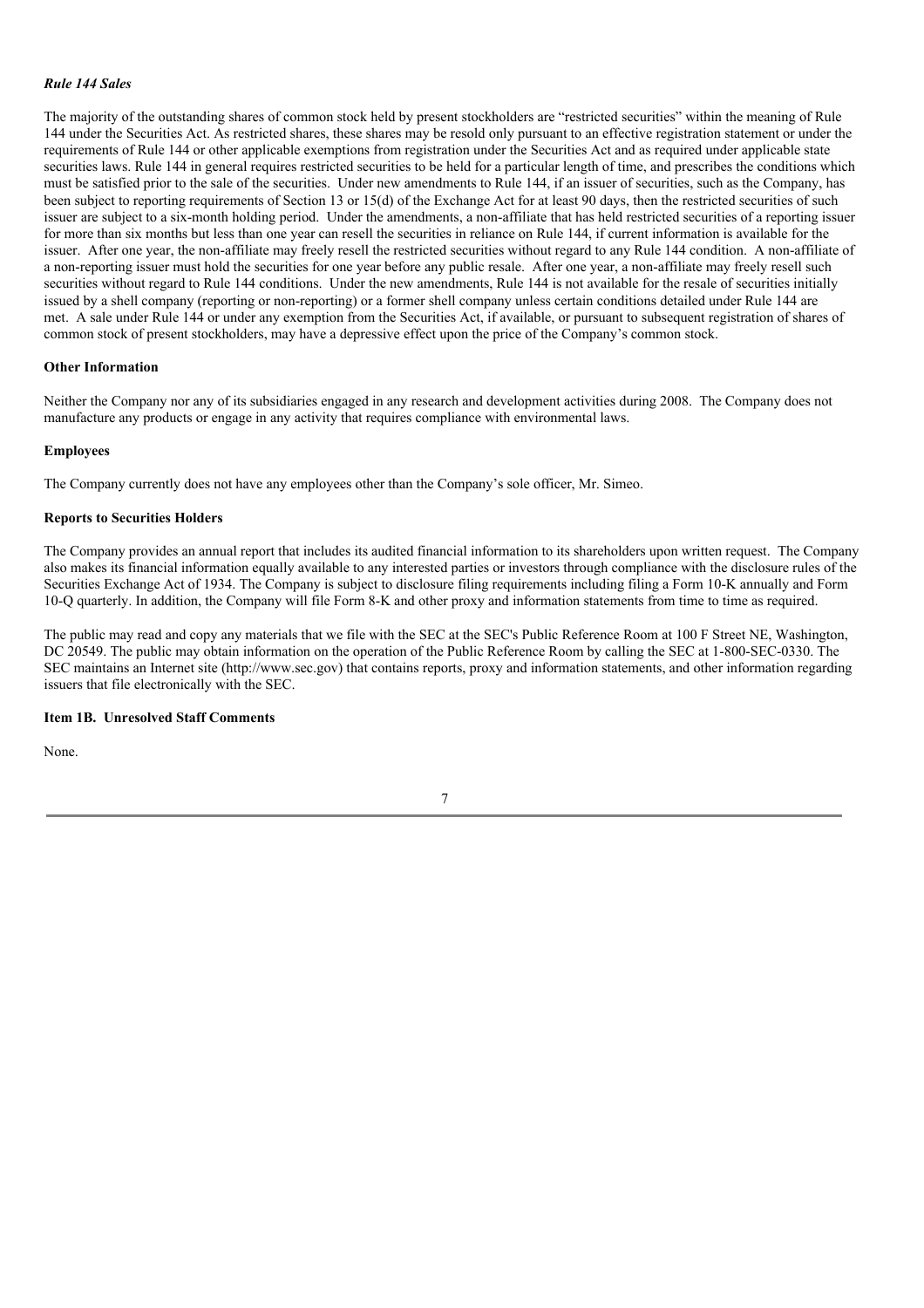### *Rule 144 Sales*

The majority of the outstanding shares of common stock held by present stockholders are "restricted securities" within the meaning of Rule 144 under the Securities Act. As restricted shares, these shares may be resold only pursuant to an effective registration statement or under the requirements of Rule 144 or other applicable exemptions from registration under the Securities Act and as required under applicable state securities laws. Rule 144 in general requires restricted securities to be held for a particular length of time, and prescribes the conditions which must be satisfied prior to the sale of the securities. Under new amendments to Rule 144, if an issuer of securities, such as the Company, has been subject to reporting requirements of Section 13 or 15(d) of the Exchange Act for at least 90 days, then the restricted securities of such issuer are subject to a six-month holding period. Under the amendments, a non-affiliate that has held restricted securities of a reporting issuer for more than six months but less than one year can resell the securities in reliance on Rule 144, if current information is available for the issuer. After one year, the non-affiliate may freely resell the restricted securities without regard to any Rule 144 condition. A non-affiliate of a non-reporting issuer must hold the securities for one year before any public resale. After one year, a non-affiliate may freely resell such securities without regard to Rule 144 conditions. Under the new amendments, Rule 144 is not available for the resale of securities initially issued by a shell company (reporting or non-reporting) or a former shell company unless certain conditions detailed under Rule 144 are met. A sale under Rule 144 or under any exemption from the Securities Act, if available, or pursuant to subsequent registration of shares of common stock of present stockholders, may have a depressive effect upon the price of the Company's common stock.

### Other Information

Neither the Company nor any of its subsidiaries engaged in any research and development activities during 2008. The Company does not manufacture any products or engage in any activity that requires compliance with environmental laws.

### Employees

The Company currently does not have any employees other than the Company's sole officer, Mr. Simeo.

### Reports to Securities Holders

The Company provides an annual report that includes its audited financial information to its shareholders upon written request. The Company also makes its financial information equally available to any interested parties or investors through compliance with the disclosure rules of the Securities Exchange Act of 1934. The Company is subject to disclosure filing requirements including filing a Form 10-K annually and Form 10-Q quarterly. In addition, the Company will file Form 8-K and other proxy and information statements from time to time as required.

The public may read and copy any materials that we file with the SEC at the SEC's Public Reference Room at 100 F Street NE, Washington, DC 20549. The public may obtain information on the operation of the Public Reference Room by calling the SEC at 1-800-SEC-0330. The SEC maintains an Internet site (http://www.sec.gov) that contains reports, proxy and information statements, and other information regarding issuers that file electronically with the SEC.

## Item 1B. Unresolved Staff Comments

None.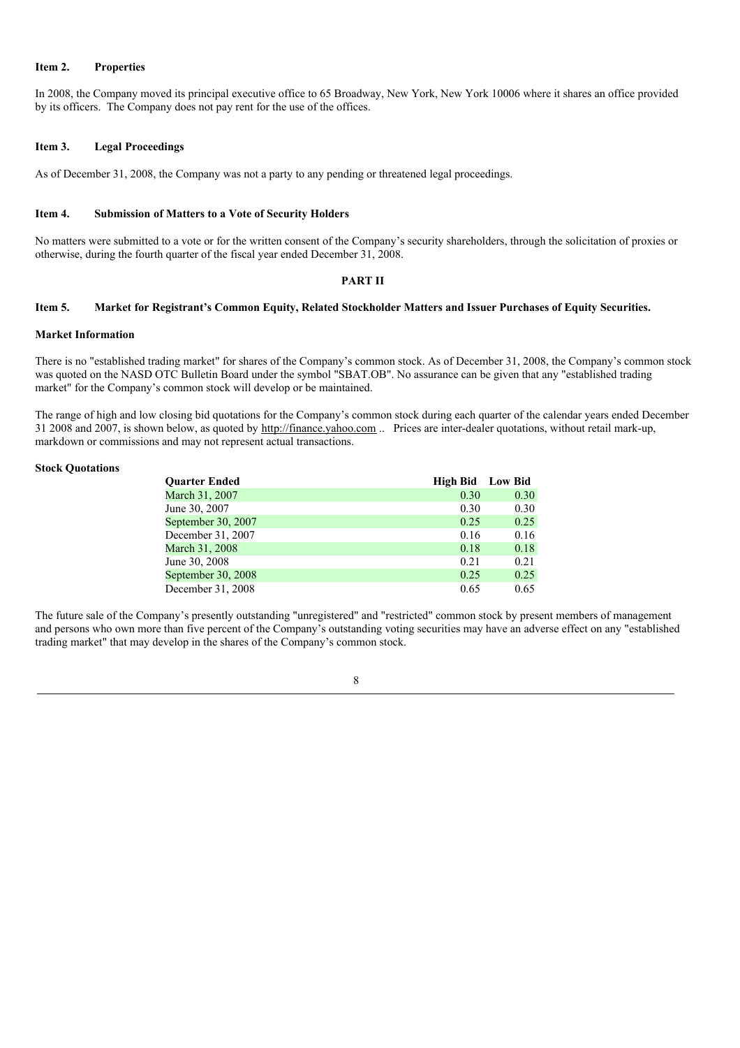### Item 2. Properties

In 2008, the Company moved its principal executive office to 65 Broadway, New York, New York 10006 where it shares an office provided by its officers. The Company does not pay rent for the use of the offices.

### Item 3. Legal Proceedings

As of December 31, 2008, the Company was not a party to any pending or threatened legal proceedings.

### Item 4. Submission of Matters to a Vote of Security Holders

No matters were submitted to a vote or for the written consent of the Company's security shareholders, through the solicitation of proxies or otherwise, during the fourth quarter of the fiscal year ended December 31, 2008.

## PART II

### Item 5. Market for Registrant's Common Equity, Related Stockholder Matters and Issuer Purchases of Equity Securities.

**Market Information**

There is no "established trading market" for shares of the Company's common stock. As of December 31, 2008, the Company's common stock was quoted on the NASD OTC Bulletin Board under the symbol "SBAT.OB". No assurance can be given that any "established trading market" for the Company's common stock will develop or be maintained.

The range of high and low closing bid quotations for the Company's common stock during each quarter of the calendar years ended December 31 2008 and 2007, is shown below, as quoted by http://finance.yahoo.com .. Prices are inter-dealer quotations, without retail mark-up, markdown or commissions and may not represent actual transactions.

**Stock Quotations**

| Quarter Ended | High Bid | Low Bid |
|---|---|---|
| March 31, 2007 | 0.30 | 0.30 |
| June 30, 2007 | 0.30 | 0.30 |
| September 30, 2007 | 0.25 | 0.25 |
| December 31, 2007 | 0.16 | 0.16 |
| March 31, 2008 | 0.18 | 0.18 |
| June 30, 2008 | 0.21 | 0.21 |
| September 30, 2008 | 0.25 | 0.25 |
| December 31, 2008 | 0.65 | 0.65 |

The future sale of the Company's presently outstanding "unregistered" and "restricted" common stock by present members of management and persons who own more than five percent of the Company's outstanding voting securities may have an adverse effect on any "established trading market" that may develop in the shares of the Company's common stock.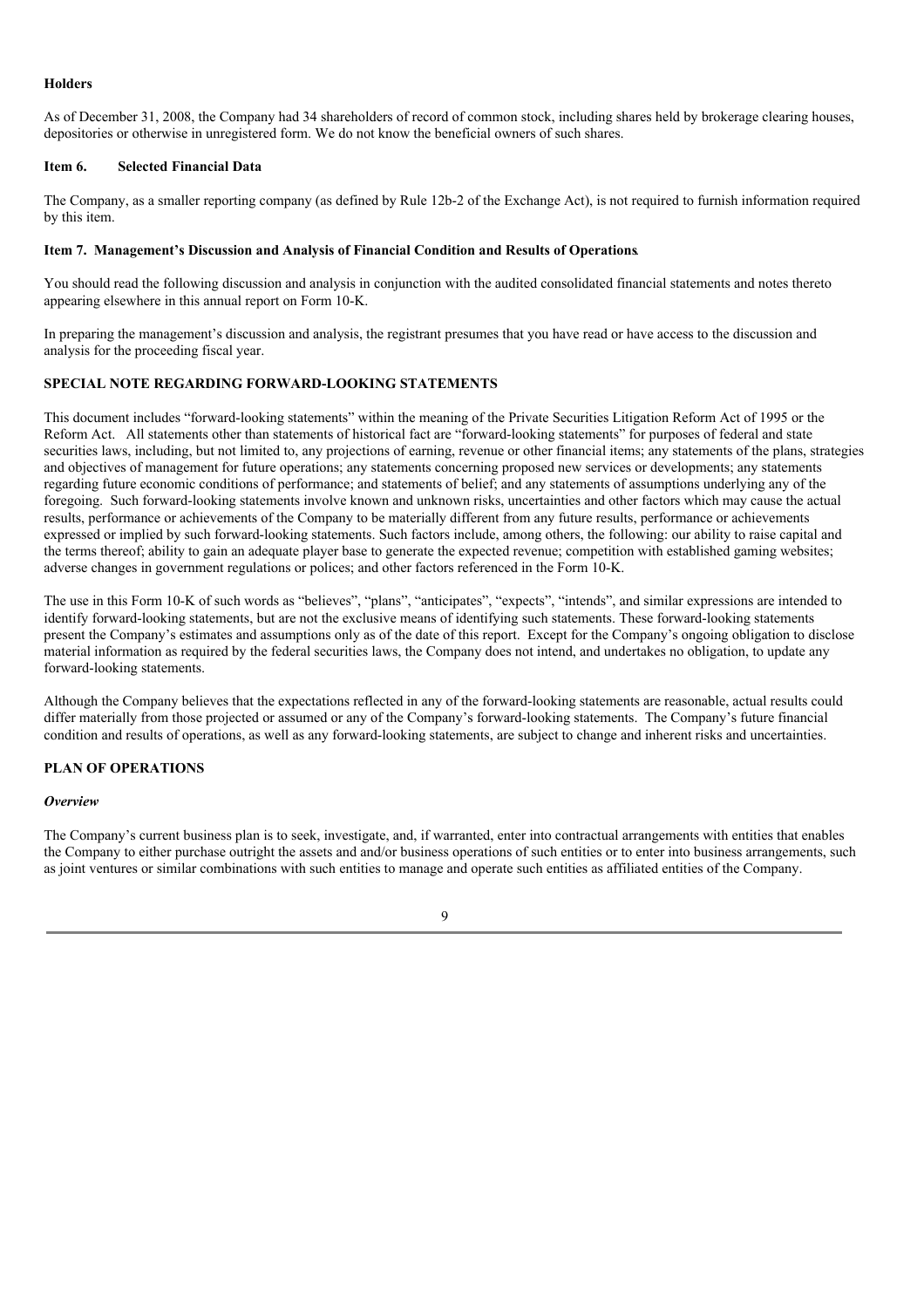**Holders**

As of December 31, 2008, the Company had 34 shareholders of record of common stock, including shares held by brokerage clearing houses, depositories or otherwise in unregistered form. We do not know the beneficial owners of such shares.

**Item 6. Selected Financial Data**

The Company, as a smaller reporting company (as defined by Rule 12b-2 of the Exchange Act), is not required to furnish information required by this item.

**Item 7. Management's Discussion and Analysis of Financial Condition and Results of Operations**.

You should read the following discussion and analysis in conjunction with the audited consolidated financial statements and notes thereto appearing elsewhere in this annual report on Form 10-K.

In preparing the management's discussion and analysis, the registrant presumes that you have read or have access to the discussion and analysis for the proceeding fiscal year.

**SPECIAL NOTE REGARDING FORWARD-LOOKING STATEMENTS**

This document includes "forward-looking statements" within the meaning of the Private Securities Litigation Reform Act of 1995 or the Reform Act. All statements other than statements of historical fact are "forward-looking statements" for purposes of federal and state securities laws, including, but not limited to, any projections of earning, revenue or other financial items; any statements of the plans, strategies and objectives of management for future operations; any statements concerning proposed new services or developments; any statements regarding future economic conditions of performance; and statements of belief; and any statements of assumptions underlying any of the foregoing. Such forward-looking statements involve known and unknown risks, uncertainties and other factors which may cause the actual results, performance or achievements of the Company to be materially different from any future results, performance or achievements expressed or implied by such forward-looking statements. Such factors include, among others, the following: our ability to raise capital and the terms thereof; ability to gain an adequate player base to generate the expected revenue; competition with established gaming websites; adverse changes in government regulations or polices; and other factors referenced in the Form 10-K.

The use in this Form 10-K of such words as "believes", "plans", "anticipates", "expects", "intends", and similar expressions are intended to identify forward-looking statements, but are not the exclusive means of identifying such statements. These forward-looking statements present the Company's estimates and assumptions only as of the date of this report. Except for the Company's ongoing obligation to disclose material information as required by the federal securities laws, the Company does not intend, and undertakes no obligation, to update any forward-looking statements.

Although the Company believes that the expectations reflected in any of the forward-looking statements are reasonable, actual results could differ materially from those projected or assumed or any of the Company's forward-looking statements. The Company's future financial condition and results of operations, as well as any forward-looking statements, are subject to change and inherent risks and uncertainties.

**PLAN OF OPERATIONS**

***Overview***

The Company's current business plan is to seek, investigate, and, if warranted, enter into contractual arrangements with entities that enables the Company to either purchase outright the assets and/or business operations of such entities or to enter into business arrangements, such as joint ventures or similar combinations with such entities to manage and operate such entities as affiliated entities of the Company.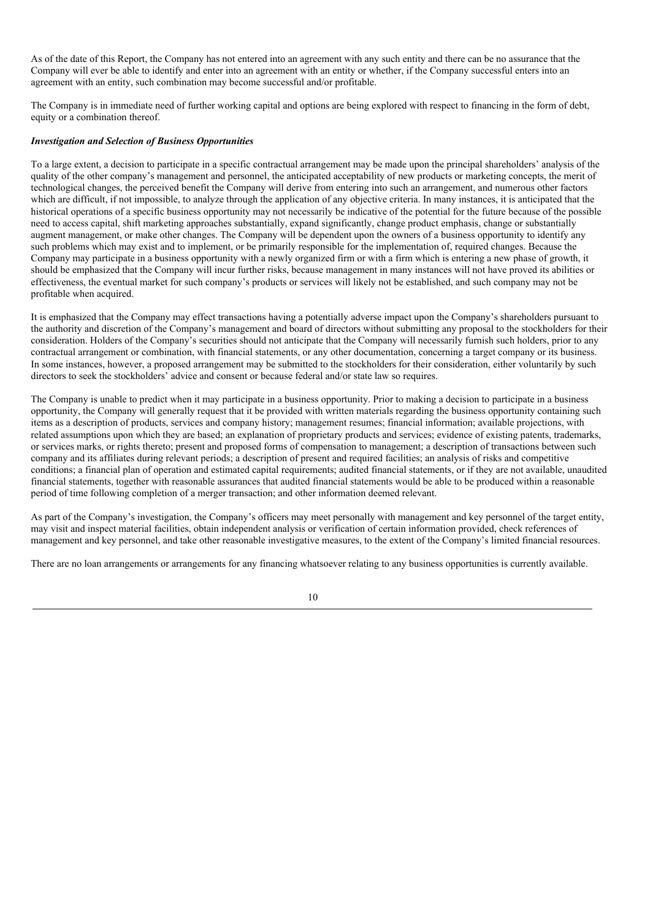As of the date of this Report, the Company has not entered into an agreement with any such entity and there can be no assurance that the Company will ever be able to identify and enter into an agreement with an entity or whether, if the Company successful enters into an agreement with an entity, such combination may become successful and/or profitable.

The Company is in immediate need of further working capital and options are being explored with respect to financing in the form of debt, equity or a combination thereof.

***Investigation and Selection of Business Opportunities***

To a large extent, a decision to participate in a specific contractual arrangement may be made upon the principal shareholders' analysis of the quality of the other company's management and personnel, the anticipated acceptability of new products or marketing concepts, the merit of technological changes, the perceived benefit the Company will derive from entering into such an arrangement, and numerous other factors which are difficult, if not impossible, to analyze through the application of any objective criteria. In many instances, it is anticipated that the historical operations of a specific business opportunity may not necessarily be indicative of the potential for the future because of the possible need to access capital, shift marketing approaches substantially, expand significantly, change product emphasis, change or substantially augment management, or make other changes. The Company will be dependent upon the owners of a business opportunity to identify any such problems which may exist and to implement, or be primarily responsible for the implementation of, required changes. Because the Company may participate in a business opportunity with a newly organized firm or with a firm which is entering a new phase of growth, it should be emphasized that the Company will incur further risks, because management in many instances will not have proved its abilities or effectiveness, the eventual market for such company's products or services will likely not be established, and such company may not be profitable when acquired.

It is emphasized that the Company may effect transactions having a potentially adverse impact upon the Company's shareholders pursuant to the authority and discretion of the Company's management and board of directors without submitting any proposal to the stockholders for their consideration. Holders of the Company's securities should not anticipate that the Company will necessarily furnish such holders, prior to any contractual arrangement or combination, with financial statements, or any other documentation, concerning a target company or its business. In some instances, however, a proposed arrangement may be submitted to the stockholders for their consideration, either voluntarily by such directors to seek the stockholders' advice and consent or because federal and/or state law so requires.

The Company is unable to predict when it may participate in a business opportunity. Prior to making a decision to participate in a business opportunity, the Company will generally request that it be provided with written materials regarding the business opportunity containing such items as a description of products, services and company history; management resumes; financial information; available projections, with related assumptions upon which they are based; an explanation of proprietary products and services; evidence of existing patents, trademarks, or services marks, or rights thereto; present and proposed forms of compensation to management; a description of transactions between such company and its affiliates during relevant periods; a description of present and required facilities; an analysis of risks and competitive conditions; a financial plan of operation and estimated capital requirements; audited financial statements, or if they are not available, unaudited financial statements, together with reasonable assurances that audited financial statements would be able to be produced within a reasonable period of time following completion of a merger transaction; and other information deemed relevant.

As part of the Company's investigation, the Company's officers may meet personally with management and key personnel of the target entity, may visit and inspect material facilities, obtain independent analysis or verification of certain information provided, check references of management and key personnel, and take other reasonable investigative measures, to the extent of the Company's limited financial resources.

There are no loan arrangements or arrangements for any financing whatsoever relating to any business opportunities is currently available.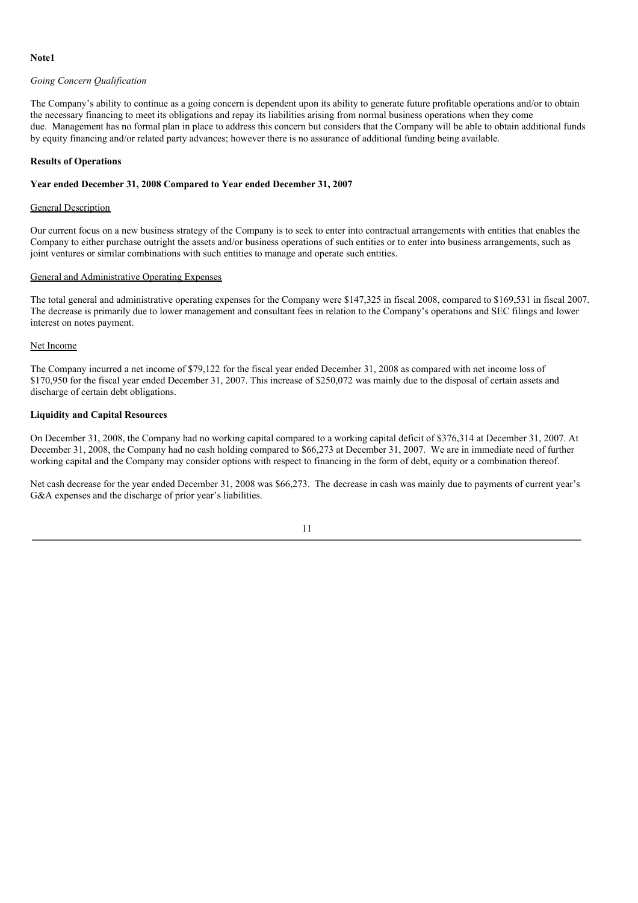**Note1**

*Going Concern Qualification*

The Company's ability to continue as a going concern is dependent upon its ability to generate future profitable operations and/or to obtain the necessary financing to meet its obligations and repay its liabilities arising from normal business operations when they come due. Management has no formal plan in place to address this concern but considers that the Company will be able to obtain additional funds by equity financing and/or related party advances; however there is no assurance of additional funding being available.

**Results of Operations**

**Year ended December 31, 2008 Compared to Year ended December 31, 2007**

General Description

Our current focus on a new business strategy of the Company is to seek to enter into contractual arrangements with entities that enables the Company to either purchase outright the assets and/or business operations of such entities or to enter into business arrangements, such as joint ventures or similar combinations with such entities to manage and operate such entities.

General and Administrative Operating Expenses

The total general and administrative operating expenses for the Company were $147,325 in fiscal 2008, compared to $169,531 in fiscal 2007. The decrease is primarily due to lower management and consultant fees in relation to the Company's operations and SEC filings and lower interest on notes payment.

Net Income

The Company incurred a net income of $79,122 for the fiscal year ended December 31, 2008 as compared with net income loss of $170,950 for the fiscal year ended December 31, 2007. This increase of $250,072 was mainly due to the disposal of certain assets and discharge of certain debt obligations.

**Liquidity and Capital Resources**

On December 31, 2008, the Company had no working capital compared to a working capital deficit of $376,314 at December 31, 2007. At December 31, 2008, the Company had no cash holding compared to $66,273 at December 31, 2007. We are in immediate need of further working capital and the Company may consider options with respect to financing in the form of debt, equity or a combination thereof.

Net cash decrease for the year ended December 31, 2008 was $66,273. The decrease in cash was mainly due to payments of current year's G&A expenses and the discharge of prior year's liabilities.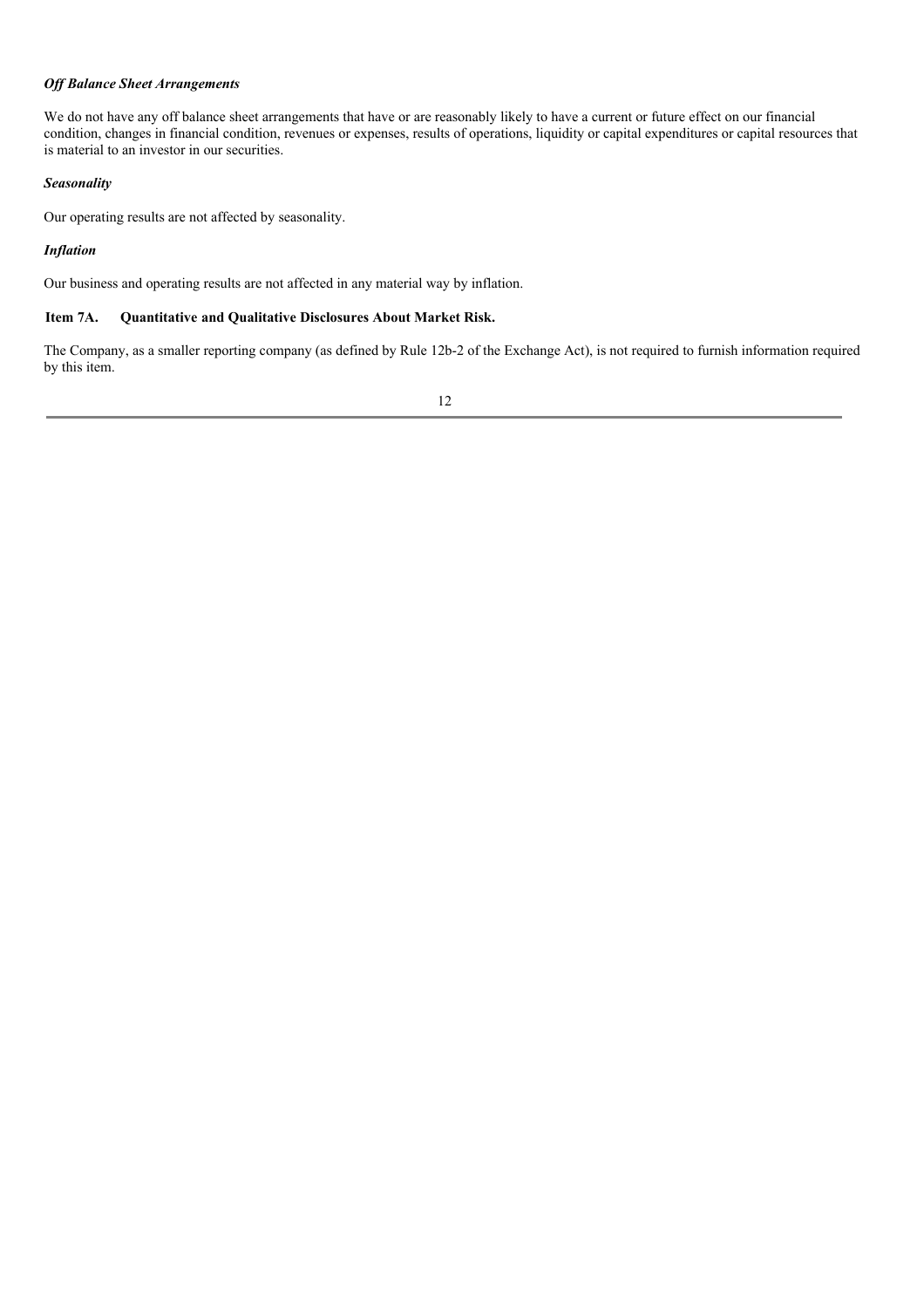***Off Balance Sheet Arrangements***

We do not have any off balance sheet arrangements that have or are reasonably likely to have a current or future effect on our financial condition, changes in financial condition, revenues or expenses, results of operations, liquidity or capital expenditures or capital resources that is material to an investor in our securities.

***Seasonality***

Our operating results are not affected by seasonality.

***Inflation***

Our business and operating results are not affected in any material way by inflation.

**Item 7A. Quantitative and Qualitative Disclosures About Market Risk.**

The Company, as a smaller reporting company (as defined by Rule 12b-2 of the Exchange Act), is not required to furnish information required by this item.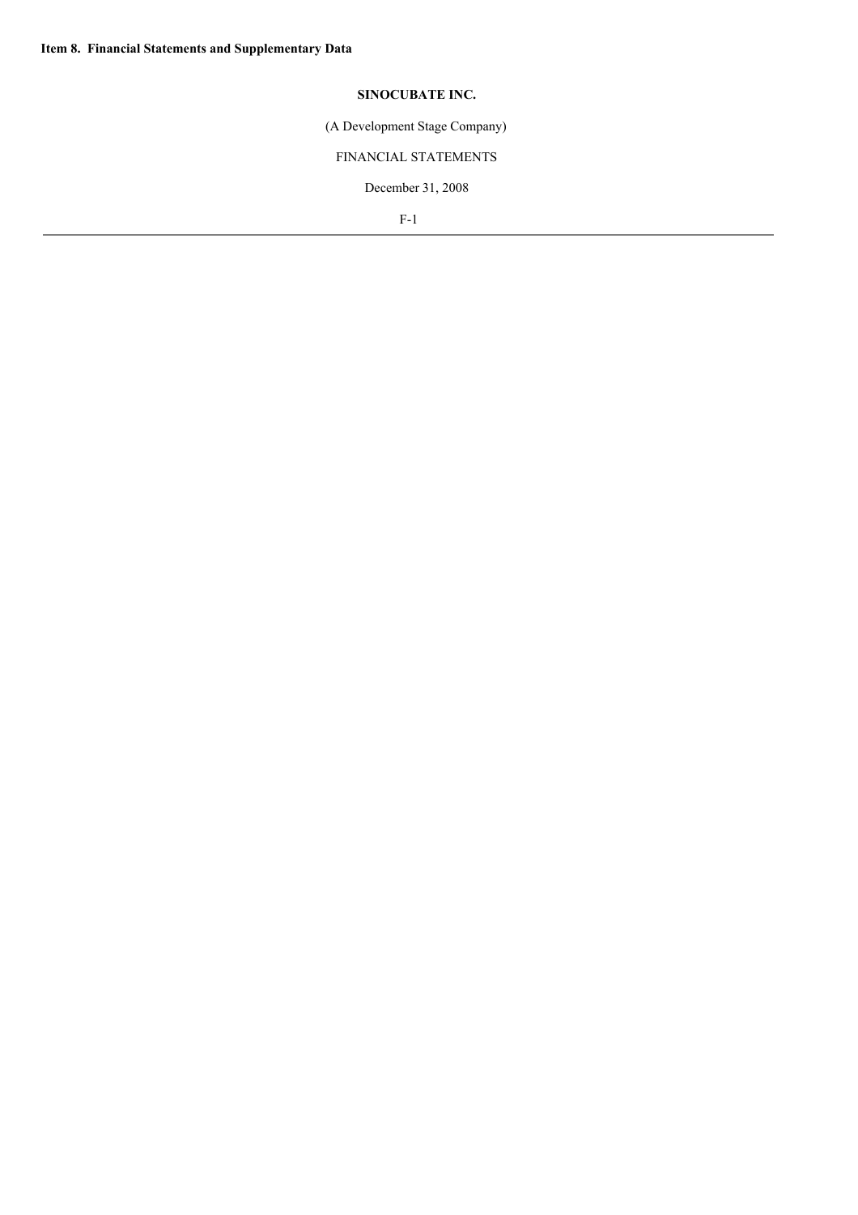**Item 8. Financial Statements and Supplementary Data**

**SINOCUBATE INC.**

(A Development Stage Company)

FINANCIAL STATEMENTS

December 31, 2008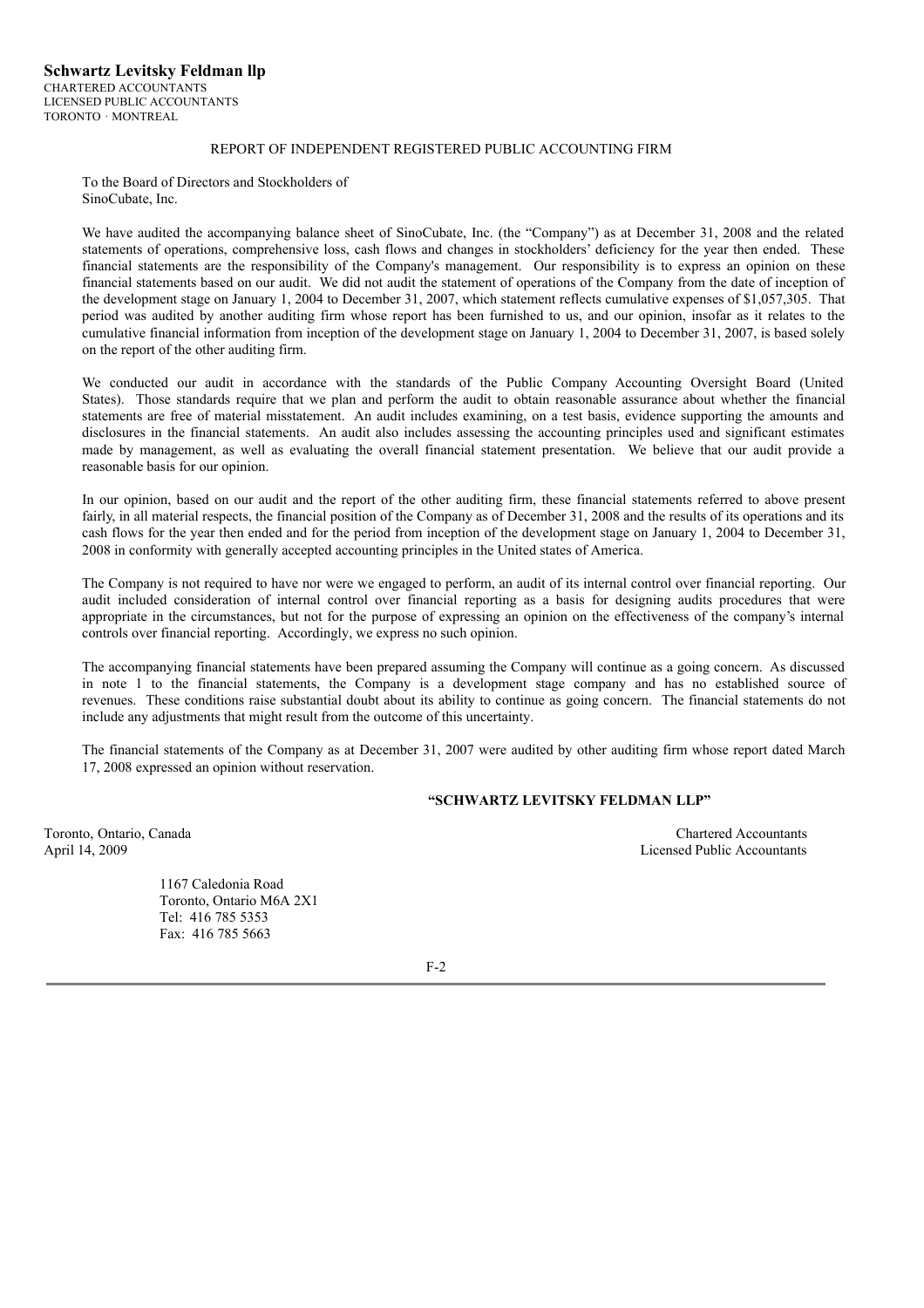**Schwartz Levitsky Feldman llp**
CHARTERED ACCOUNTANTS
LICENSED PUBLIC ACCOUNTANTS
TORONTO · MONTREAL

REPORT OF INDEPENDENT REGISTERED PUBLIC ACCOUNTING FIRM

To the Board of Directors and Stockholders of
SinoCubate, Inc.

We have audited the accompanying balance sheet of SinoCubate, Inc. (the "Company") as at December 31, 2008 and the related statements of operations, comprehensive loss, cash flows and changes in stockholders' deficiency for the year then ended. These financial statements are the responsibility of the Company's management. Our responsibility is to express an opinion on these financial statements based on our audit. We did not audit the statement of operations of the Company from the date of inception of the development stage on January 1, 2004 to December 31, 2007, which statement reflects cumulative expenses of $1,057,305. That period was audited by another auditing firm whose report has been furnished to us, and our opinion, insofar as it relates to the cumulative financial information from inception of the development stage on January 1, 2004 to December 31, 2007, is based solely on the report of the other auditing firm.

We conducted our audit in accordance with the standards of the Public Company Accounting Oversight Board (United States). Those standards require that we plan and perform the audit to obtain reasonable assurance about whether the financial statements are free of material misstatement. An audit includes examining, on a test basis, evidence supporting the amounts and disclosures in the financial statements. An audit also includes assessing the accounting principles used and significant estimates made by management, as well as evaluating the overall financial statement presentation. We believe that our audit provide a reasonable basis for our opinion.

In our opinion, based on our audit and the report of the other auditing firm, these financial statements referred to above present fairly, in all material respects, the financial position of the Company as of December 31, 2008 and the results of its operations and its cash flows for the year then ended and for the period from inception of the development stage on January 1, 2004 to December 31, 2008 in conformity with generally accepted accounting principles in the United states of America.

The Company is not required to have nor were we engaged to perform, an audit of its internal control over financial reporting. Our audit included consideration of internal control over financial reporting as a basis for designing audits procedures that were appropriate in the circumstances, but not for the purpose of expressing an opinion on the effectiveness of the company's internal controls over financial reporting. Accordingly, we express no such opinion.

The accompanying financial statements have been prepared assuming the Company will continue as a going concern. As discussed in note 1 to the financial statements, the Company is a development stage company and has no established source of revenues. These conditions raise substantial doubt about its ability to continue as going concern. The financial statements do not include any adjustments that might result from the outcome of this uncertainty.

The financial statements of the Company as at December 31, 2007 were audited by other auditing firm whose report dated March 17, 2008 expressed an opinion without reservation.

**"SCHWARTZ LEVITSKY FELDMAN LLP"**

Toronto, Ontario, Canada
April 14, 2009

Chartered Accountants
Licensed Public Accountants

1167 Caledonia Road
Toronto, Ontario M6A 2X1
Tel: 416 785 5353
Fax: 416 785 5663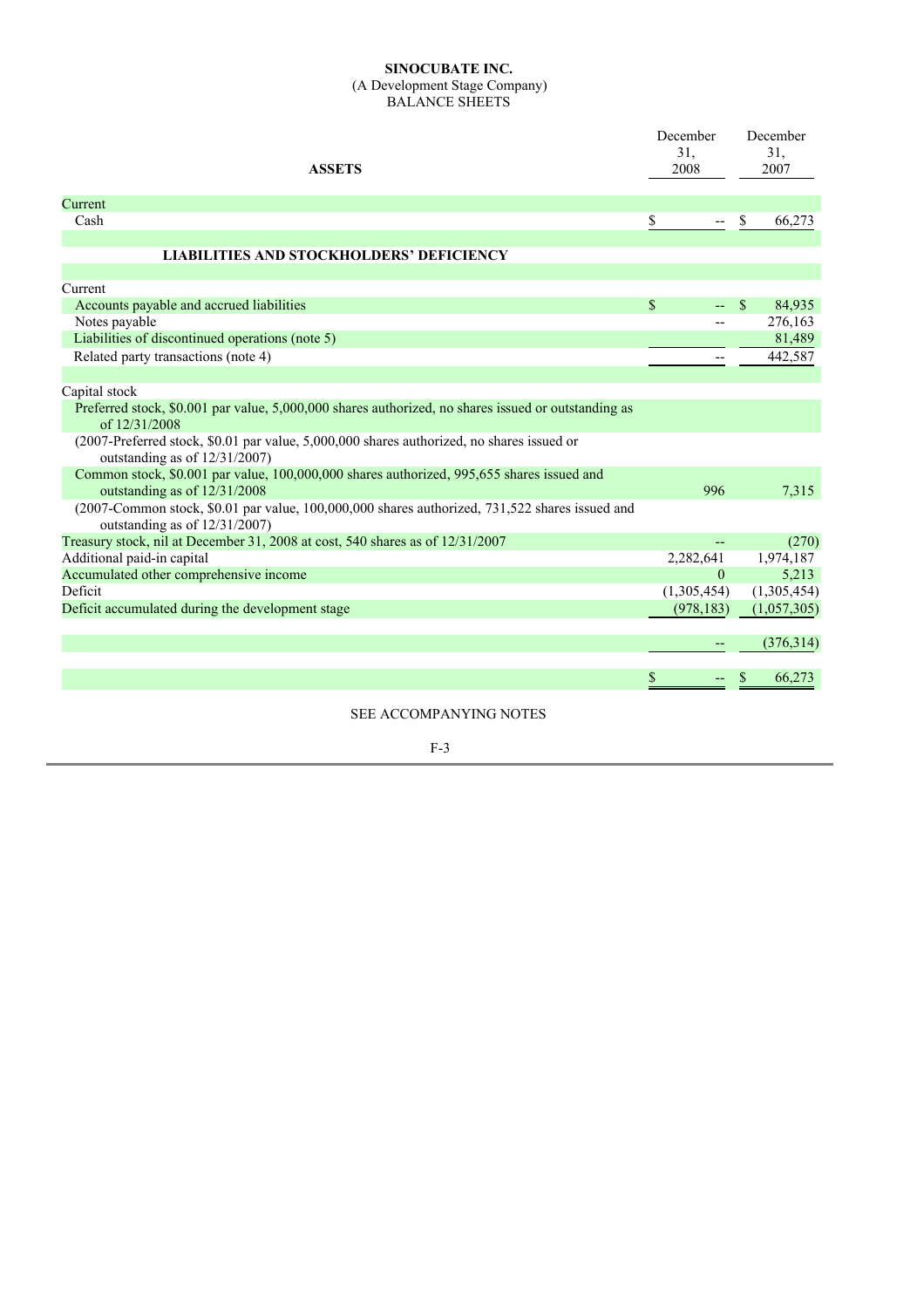**SINOCUBATE INC.**
(A Development Stage Company)
BALANCE SHEETS

| **ASSETS** | December 31, 2008 | December 31, 2007 |
|---|---|---|
| Current | | |
| Cash | $ -- | $ 66,273 |
| | | |
| **LIABILITIES AND STOCKHOLDERS' DEFICIENCY** | | |
| | | |
| Current | | |
| Accounts payable and accrued liabilities | $ -- | $ 84,935 |
| Notes payable | -- | 276,163 |
| Liabilities of discontinued operations (note 5) | | 81,489 |
| Related party transactions (note 4) | -- | 442,587 |
| | | |
| Capital stock | | |
| Preferred stock, $0.001 par value, 5,000,000 shares authorized, no shares issued or outstanding as of 12/31/2008 | | |
| (2007-Preferred stock, $0.01 par value, 5,000,000 shares authorized, no shares issued or outstanding as of 12/31/2007) | | |
| Common stock, $0.001 par value, 100,000,000 shares authorized, 995,655 shares issued and outstanding as of 12/31/2008 | 996 | 7,315 |
| (2007-Common stock, $0.01 par value, 100,000,000 shares authorized, 731,522 shares issued and outstanding as of 12/31/2007) | | |
| Treasury stock, nil at December 31, 2008 at cost, 540 shares as of 12/31/2007 | -- | (270) |
| Additional paid-in capital | 2,282,641 | 1,974,187 |
| Accumulated other comprehensive income | 0 | 5,213 |
| Deficit | (1,305,454) | (1,305,454) |
| Deficit accumulated during the development stage | (978,183) | (1,057,305) |
| | | |
| | -- | (376,314) |
| | | |
| | $ -- | $ 66,273 |

SEE ACCOMPANYING NOTES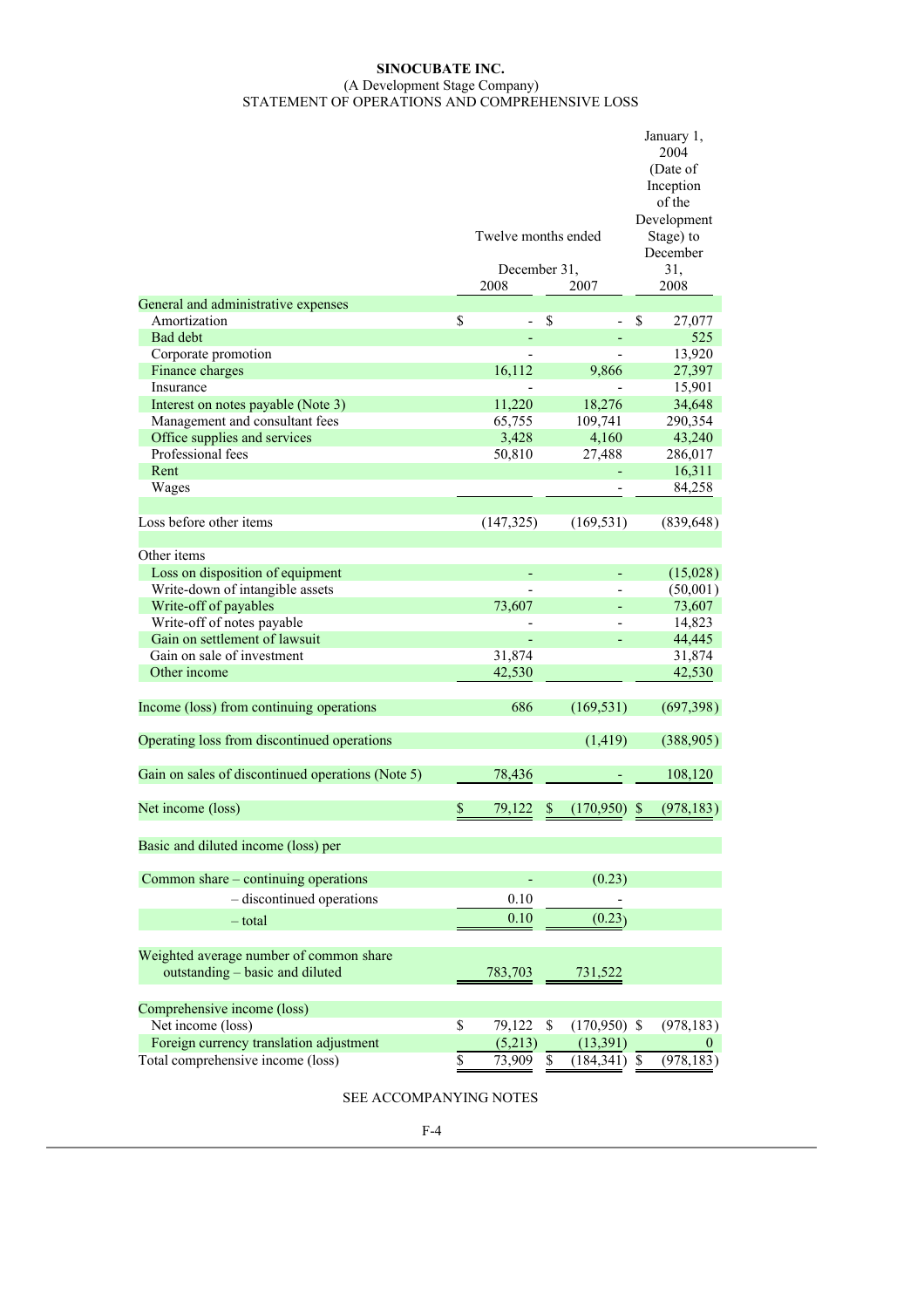**SINOCUBATE INC.**
(A Development Stage Company)
STATEMENT OF OPERATIONS AND COMPREHENSIVE LOSS

| | Twelve months ended December 31, 2008 | Twelve months ended December 31, 2007 | January 1, 2004 (Date of Inception of the Development Stage) to December 31, 2008 |
|---|---|---|---|
| General and administrative expenses | | | |
| Amortization | $ - | $ - | $ 27,077 |
| Bad debt | - | - | 525 |
| Corporate promotion | - | - | 13,920 |
| Finance charges | 16,112 | 9,866 | 27,397 |
| Insurance | - | - | 15,901 |
| Interest on notes payable (Note 3) | 11,220 | 18,276 | 34,648 |
| Management and consultant fees | 65,755 | 109,741 | 290,354 |
| Office supplies and services | 3,428 | 4,160 | 43,240 |
| Professional fees | 50,810 | 27,488 | 286,017 |
| Rent | | - | 16,311 |
| Wages | | - | 84,258 |
| Loss before other items | (147,325) | (169,531) | (839,648) |
| Other items | | | |
| Loss on disposition of equipment | - | - | (15,028) |
| Write-down of intangible assets | - | - | (50,001) |
| Write-off of payables | 73,607 | - | 73,607 |
| Write-off of notes payable | - | - | 14,823 |
| Gain on settlement of lawsuit | - | - | 44,445 |
| Gain on sale of investment | 31,874 | | 31,874 |
| Other income | 42,530 | | 42,530 |
| Income (loss) from continuing operations | 686 | (169,531) | (697,398) |
| Operating loss from discontinued operations | | (1,419) | (388,905) |
| Gain on sales of discontinued operations (Note 5) | 78,436 | - | 108,120 |
| Net income (loss) | $ 79,122 | $ (170,950) | $ (978,183) |
| Basic and diluted income (loss) per | | | |
| Common share – continuing operations | - | (0.23) | |
| – discontinued operations | 0.10 | - | |
| – total | 0.10 | (0.23) | |
| Weighted average number of common share outstanding – basic and diluted | 783,703 | 731,522 | |
| Comprehensive income (loss) | | | |
| Net income (loss) | $ 79,122 | $ (170,950) | $ (978,183) |
| Foreign currency translation adjustment | (5,213) | (13,391) | 0 |
| Total comprehensive income (loss) | $ 73,909 | $ (184,341) | $ (978,183) |

SEE ACCOMPANYING NOTES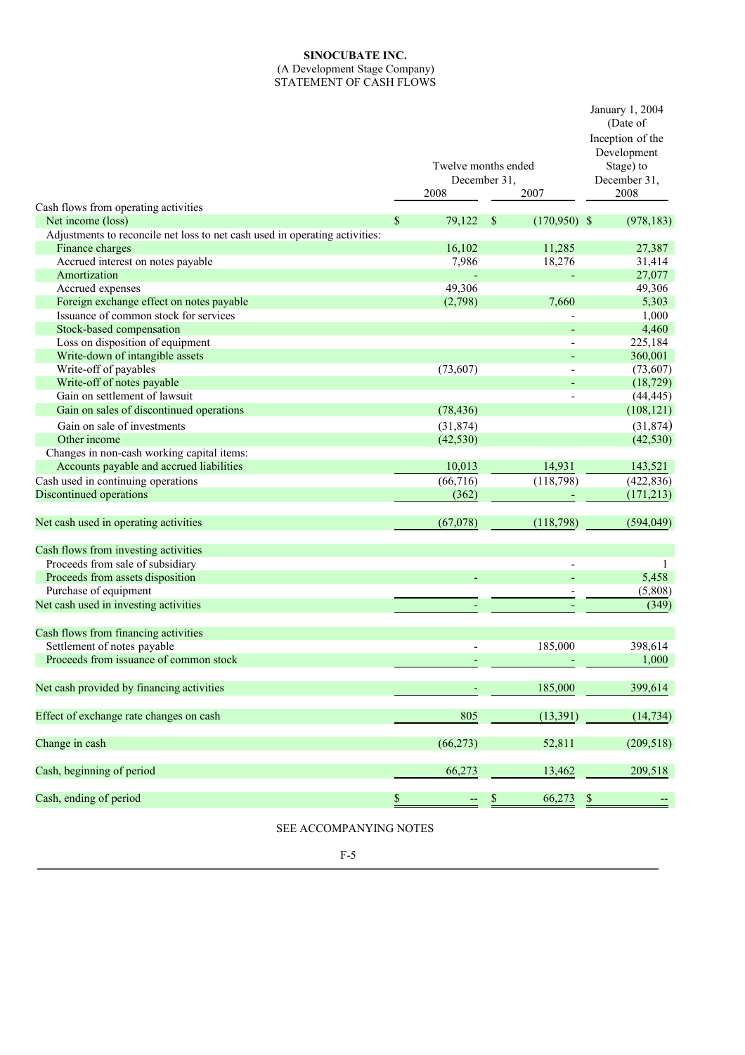**SINOCUBATE INC.**
(A Development Stage Company)
STATEMENT OF CASH FLOWS

| | Twelve months ended December 31, 2008 | Twelve months ended December 31, 2007 | January 1, 2004 (Date of Inception of the Development Stage) to December 31, 2008 |
|---|---|---|---|
| Cash flows from operating activities | | | |
| Net income (loss) | $ 79,122 | $ (170,950) | $ (978,183) |
| Adjustments to reconcile net loss to net cash used in operating activities: | | | |
| Finance charges | 16,102 | 11,285 | 27,387 |
| Accrued interest on notes payable | 7,986 | 18,276 | 31,414 |
| Amortization | - | - | 27,077 |
| Accrued expenses | 49,306 | | 49,306 |
| Foreign exchange effect on notes payable | (2,798) | 7,660 | 5,303 |
| Issuance of common stock for services | | - | 1,000 |
| Stock-based compensation | | - | 4,460 |
| Loss on disposition of equipment | | - | 225,184 |
| Write-down of intangible assets | | - | 360,001 |
| Write-off of payables | (73,607) | - | (73,607) |
| Write-off of notes payable | | - | (18,729) |
| Gain on settlement of lawsuit | | - | (44,445) |
| Gain on sales of discontinued operations | (78,436) | | (108,121) |
| Gain on sale of investments | (31,874) | | (31,874) |
| Other income | (42,530) | | (42,530) |
| Changes in non-cash working capital items: | | | |
| Accounts payable and accrued liabilities | 10,013 | 14,931 | 143,521 |
| Cash used in continuing operations | (66,716) | (118,798) | (422,836) |
| Discontinued operations | (362) | - | (171,213) |
| Net cash used in operating activities | (67,078) | (118,798) | (594,049) |
| Cash flows from investing activities | | | |
| Proceeds from sale of subsidiary | | - | 1 |
| Proceeds from assets disposition | - | - | 5,458 |
| Purchase of equipment | | - | (5,808) |
| Net cash used in investing activities | - | - | (349) |
| Cash flows from financing activities | | | |
| Settlement of notes payable | - | 185,000 | 398,614 |
| Proceeds from issuance of common stock | - | - | 1,000 |
| Net cash provided by financing activities | - | 185,000 | 399,614 |
| Effect of exchange rate changes on cash | 805 | (13,391) | (14,734) |
| Change in cash | (66,273) | 52,811 | (209,518) |
| Cash, beginning of period | 66,273 | 13,462 | 209,518 |
| Cash, ending of period | $ -- | $ 66,273 | $ -- |

SEE ACCOMPANYING NOTES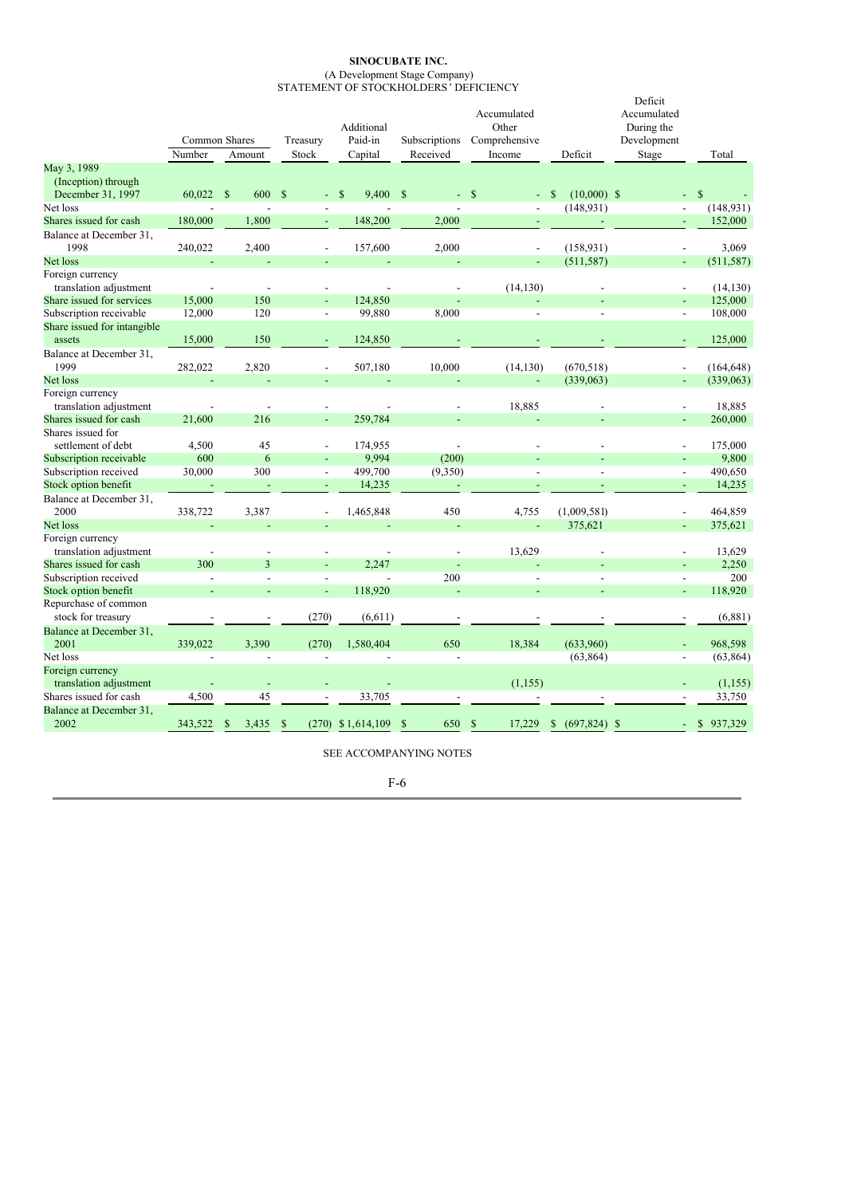**SINOCUBATE INC.**
(A Development Stage Company)
STATEMENT OF STOCKHOLDERS' DEFICIENCY

| | Common Shares Number | Common Shares Amount | Treasury Stock | Additional Paid-in Capital | Subscriptions Received | Accumulated Other Comprehensive Income | Deficit | Deficit Accumulated During the Development Stage | Total |
|---|---|---|---|---|---|---|---|---|---|
| May 3, 1989 (Inception) through December 31, 1997 | 60,022 | $ 600 | $ - | $ 9,400 | $ - | $ - | $ (10,000) | $ - | $ - |
| Net loss | - | - | - | - | - | - | (148,931) | - | (148,931) |
| Shares issued for cash | 180,000 | 1,800 | - | 148,200 | 2,000 | - | - | - | 152,000 |
| Balance at December 31, 1998 | 240,022 | 2,400 | - | 157,600 | 2,000 | - | (158,931) | - | 3,069 |
| Net loss | - | - | - | - | - | - | (511,587) | - | (511,587) |
| Foreign currency translation adjustment | - | - | - | - | - | (14,130) | - | - | (14,130) |
| Share issued for services | 15,000 | 150 | - | 124,850 | - | - | - | - | 125,000 |
| Subscription receivable | 12,000 | 120 | - | 99,880 | 8,000 | - | - | - | 108,000 |
| Share issued for intangible assets | 15,000 | 150 | - | 124,850 | - | - | - | - | 125,000 |
| Balance at December 31, 1999 | 282,022 | 2,820 | - | 507,180 | 10,000 | (14,130) | (670,518) | - | (164,648) |
| Net loss | - | - | - | - | - | - | (339,063) | - | (339,063) |
| Foreign currency translation adjustment | - | - | - | - | - | 18,885 | - | - | 18,885 |
| Shares issued for cash | 21,600 | 216 | - | 259,784 | - | - | - | - | 260,000 |
| Shares issued for settlement of debt | 4,500 | 45 | - | 174,955 | - | - | - | - | 175,000 |
| Subscription receivable | 600 | 6 | - | 9,994 | (200) | - | - | - | 9,800 |
| Subscription received | 30,000 | 300 | - | 499,700 | (9,350) | - | - | - | 490,650 |
| Stock option benefit | - | - | - | 14,235 | - | - | - | - | 14,235 |
| Balance at December 31, 2000 | 338,722 | 3,387 | - | 1,465,848 | 450 | 4,755 | (1,009,581) | - | 464,859 |
| Net loss | - | - | - | - | - | - | 375,621 | - | 375,621 |
| Foreign currency translation adjustment | - | - | - | - | - | 13,629 | - | - | 13,629 |
| Shares issued for cash | 300 | 3 | - | 2,247 | - | - | - | - | 2,250 |
| Subscription received | - | - | - | - | 200 | - | - | - | 200 |
| Stock option benefit | - | - | - | 118,920 | - | - | - | - | 118,920 |
| Repurchase of common stock for treasury | - | - | (270) | (6,611) | - | - | - | - | (6,881) |
| Balance at December 31, 2001 | 339,022 | 3,390 | (270) | 1,580,404 | 650 | 18,384 | (633,960) | - | 968,598 |
| Net loss | - | - | - | - | - | - | (63,864) | - | (63,864) |
| Foreign currency translation adjustment | - | - | - | - | - | (1,155) | - | - | (1,155) |
| Shares issued for cash | 4,500 | 45 | - | 33,705 | - | - | - | - | 33,750 |
| Balance at December 31, 2002 | 343,522 | $ 3,435 | $ (270) | $ 1,614,109 | $ 650 | $ 17,229 | $ (697,824) | $ - | $ 937,329 |

SEE ACCOMPANYING NOTES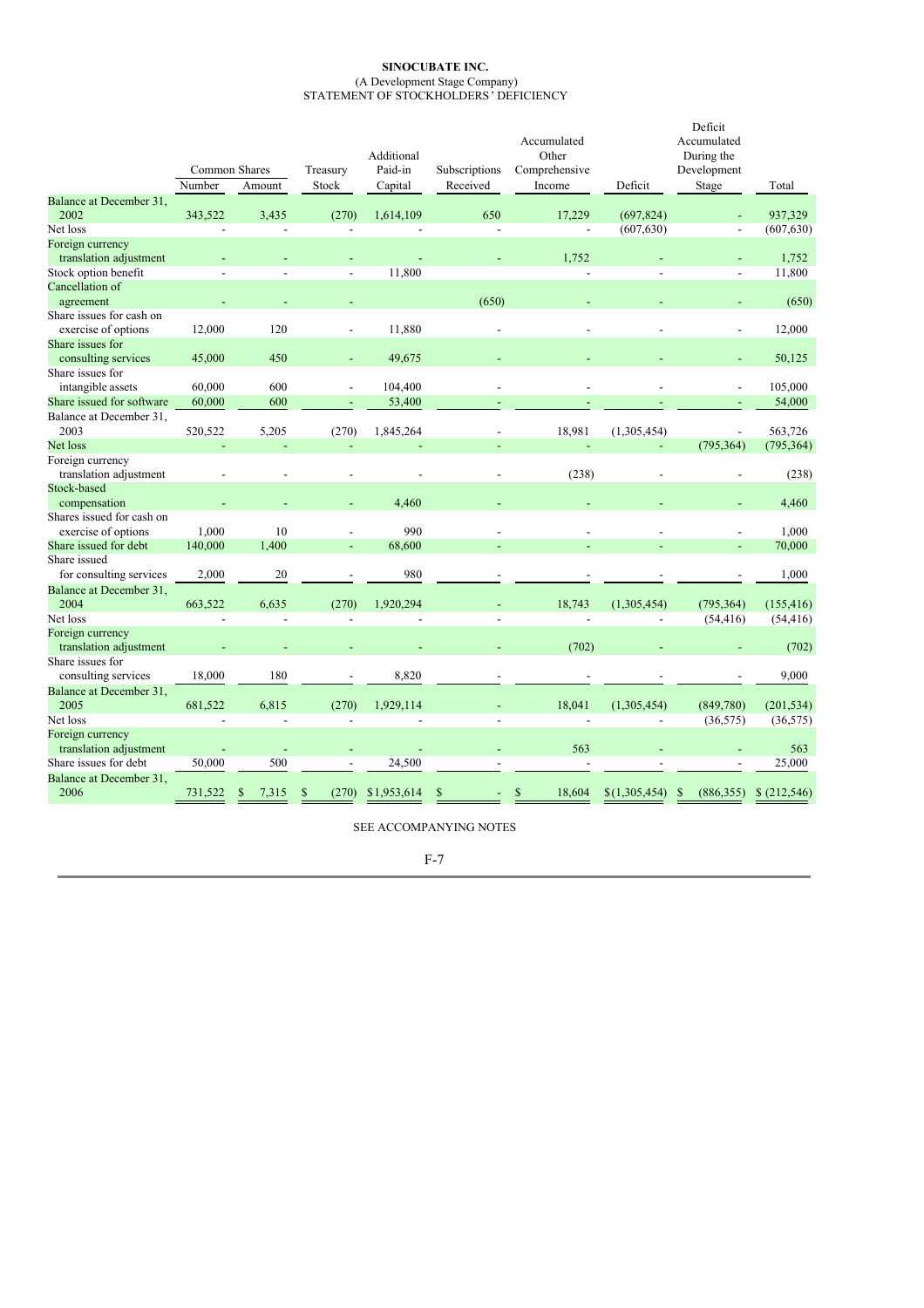**SINOCUBATE INC.**
(A Development Stage Company)
STATEMENT OF STOCKHOLDERS' DEFICIENCY

| | Common Shares | | Treasury | Additional Paid-in | Subscriptions | Accumulated Other Comprehensive | | Deficit Accumulated During the Development | |
|---|---|---|---|---|---|---|---|---|---|
| | Number | Amount | Stock | Capital | Received | Income | Deficit | Stage | Total |
| Balance at December 31, 2002 | 343,522 | 3,435 | (270) | 1,614,109 | 650 | 17,229 | (697,824) | - | 937,329 |
| Net loss | - | - | - | - | - | - | (607,630) | - | (607,630) |
| Foreign currency translation adjustment | - | - | - | - | - | 1,752 | - | - | 1,752 |
| Stock option benefit | - | - | - | 11,800 | | - | - | - | 11,800 |
| Cancellation of agreement | - | - | - | | (650) | - | - | - | (650) |
| Share issues for cash on exercise of options | 12,000 | 120 | - | 11,880 | - | - | - | - | 12,000 |
| Share issues for consulting services | 45,000 | 450 | - | 49,675 | - | - | - | - | 50,125 |
| Share issues for intangible assets | 60,000 | 600 | - | 104,400 | - | - | - | - | 105,000 |
| Share issued for software | 60,000 | 600 | - | 53,400 | - | - | - | - | 54,000 |
| Balance at December 31, 2003 | 520,522 | 5,205 | (270) | 1,845,264 | - | 18,981 | (1,305,454) | - | 563,726 |
| Net loss | - | - | - | - | - | - | - | (795,364) | (795,364) |
| Foreign currency translation adjustment | - | - | - | - | - | (238) | - | - | (238) |
| Stock-based compensation | - | - | - | 4,460 | - | - | - | - | 4,460 |
| Shares issued for cash on exercise of options | 1,000 | 10 | - | 990 | - | - | - | - | 1,000 |
| Share issued for debt | 140,000 | 1,400 | - | 68,600 | - | - | - | - | 70,000 |
| Share issued for consulting services | 2,000 | 20 | - | 980 | - | - | - | - | 1,000 |
| Balance at December 31, 2004 | 663,522 | 6,635 | (270) | 1,920,294 | - | 18,743 | (1,305,454) | (795,364) | (155,416) |
| Net loss | - | - | - | - | - | - | - | (54,416) | (54,416) |
| Foreign currency translation adjustment | - | - | - | - | - | (702) | - | - | (702) |
| Share issues for consulting services | 18,000 | 180 | - | 8,820 | - | - | - | - | 9,000 |
| Balance at December 31, 2005 | 681,522 | 6,815 | (270) | 1,929,114 | - | 18,041 | (1,305,454) | (849,780) | (201,534) |
| Net loss | - | - | - | - | - | - | - | (36,575) | (36,575) |
| Foreign currency translation adjustment | - | - | - | - | - | 563 | - | - | 563 |
| Share issues for debt | 50,000 | 500 | - | 24,500 | - | - | - | - | 25,000 |
| Balance at December 31, 2006 | 731,522 | $ 7,315 | $ (270) | $1,953,614 | $ - | $ 18,604 | $(1,305,454) | $ (886,355) | $ (212,546) |

SEE ACCOMPANYING NOTES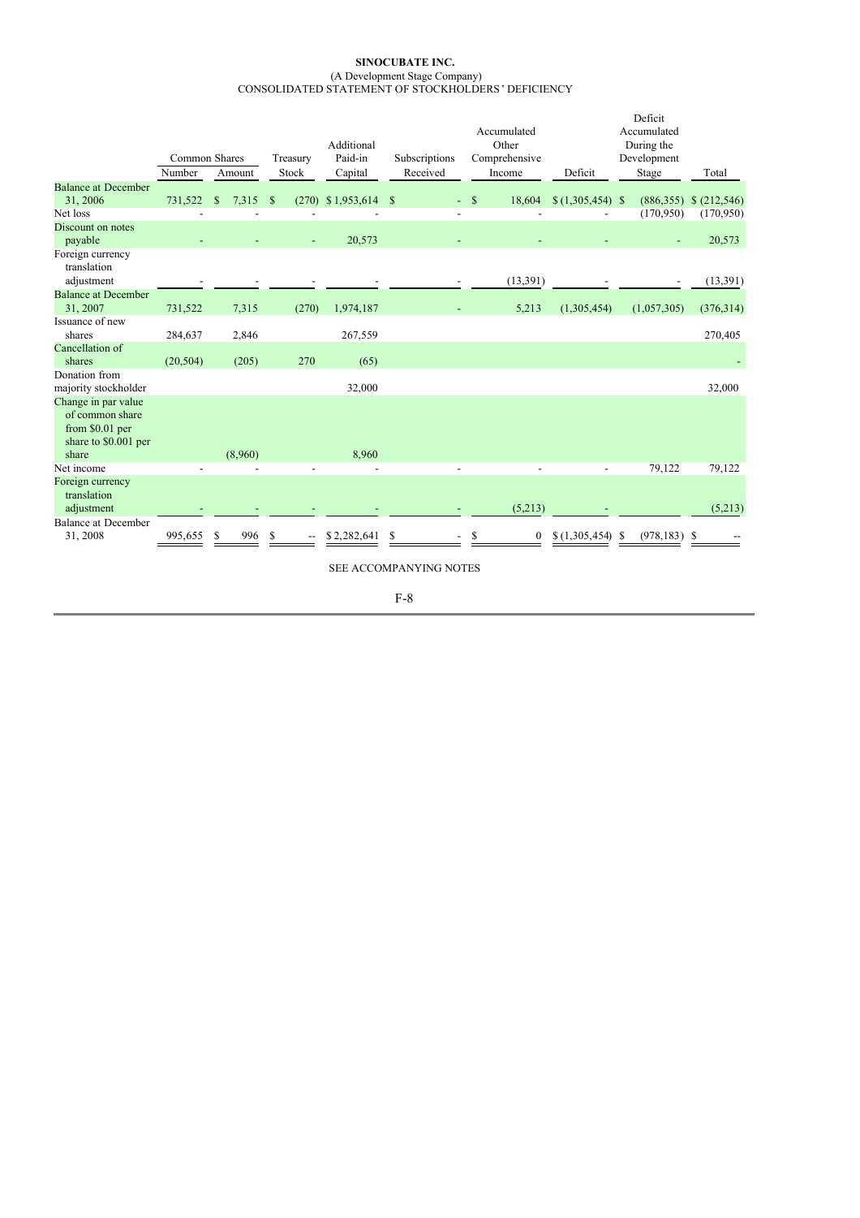**SINOCUBATE INC.**
(A Development Stage Company)
CONSOLIDATED STATEMENT OF STOCKHOLDERS' DEFICIENCY

| | Common Shares | | Treasury | Additional Paid-in | Subscriptions | Accumulated Other Comprehensive | | Deficit Accumulated During the Development | |
|---|---|---|---|---|---|---|---|---|---|
| | Number | Amount | Stock | Capital | Received | Income | Deficit | Stage | Total |
| Balance at December 31, 2006 | 731,522 | $ 7,315 | $ (270) | $ 1,953,614 | $ - | $ 18,604 | $ (1,305,454) | $ (886,355) | $ (212,546) |
| Net loss | - | - | - | - | - | - | - | (170,950) | (170,950) |
| Discount on notes payable | - | - | - | 20,573 | - | - | - | - | 20,573 |
| Foreign currency translation adjustment | - | - | - | - | - | (13,391) | - | - | (13,391) |
| Balance at December 31, 2007 | 731,522 | 7,315 | (270) | 1,974,187 | - | 5,213 | (1,305,454) | (1,057,305) | (376,314) |
| Issuance of new shares | 284,637 | 2,846 | | 267,559 | | | | | 270,405 |
| Cancellation of shares | (20,504) | (205) | 270 | (65) | | | | | - |
| Donation from majority stockholder | | | | 32,000 | | | | | 32,000 |
| Change in par value of common share from $0.01 per share to $0.001 per share | | (8,960) | | 8,960 | | | | | |
| Net income | - | - | - | - | - | - | - | 79,122 | 79,122 |
| Foreign currency translation adjustment | - | - | - | - | - | (5,213) | - | | (5,213) |
| Balance at December 31, 2008 | 995,655 | $ 996 | $ -- | $ 2,282,641 | $ - | $ 0 | $ (1,305,454) | $ (978,183) | $ -- |

SEE ACCOMPANYING NOTES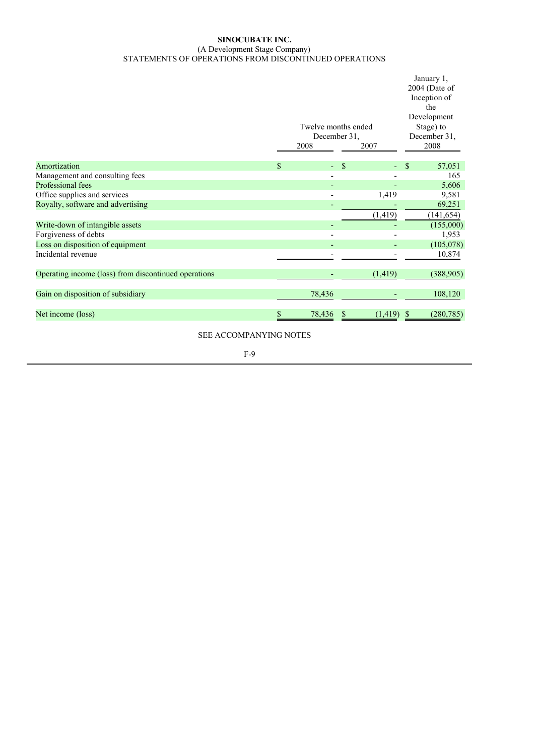**SINOCUBATE INC.**
(A Development Stage Company)
STATEMENTS OF OPERATIONS FROM DISCONTINUED OPERATIONS

| | Twelve months ended December 31, 2008 | Twelve months ended December 31, 2007 | January 1, 2004 (Date of Inception of the Development Stage) to December 31, 2008 |
|---|---|---|---|
| Amortization | $ - | $ - | $ 57,051 |
| Management and consulting fees | - | - | 165 |
| Professional fees | - | - | 5,606 |
| Office supplies and services | - | 1,419 | 9,581 |
| Royalty, software and advertising | - | - | 69,251 |
| | | (1,419) | (141,654) |
| Write-down of intangible assets | - | - | (155,000) |
| Forgiveness of debts | - | - | 1,953 |
| Loss on disposition of equipment | - | - | (105,078) |
| Incidental revenue | - | - | 10,874 |
| Operating income (loss) from discontinued operations | - | (1,419) | (388,905) |
| Gain on disposition of subsidiary | 78,436 | - | 108,120 |
| Net income (loss) | $ 78,436 | $ (1,419) | $ (280,785) |

SEE ACCOMPANYING NOTES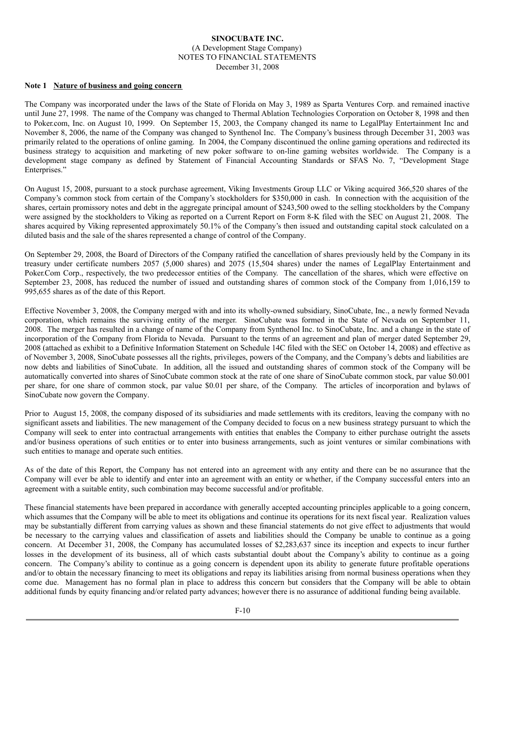**SINOCUBATE INC.**
(A Development Stage Company)
NOTES TO FINANCIAL STATEMENTS
December 31, 2008

**Note 1 Nature of business and going concern**

The Company was incorporated under the laws of the State of Florida on May 3, 1989 as Sparta Ventures Corp. and remained inactive until June 27, 1998. The name of the Company was changed to Thermal Ablation Technologies Corporation on October 8, 1998 and then to Poker.com, Inc. on August 10, 1999. On September 15, 2003, the Company changed its name to LegalPlay Entertainment Inc and November 8, 2006, the name of the Company was changed to Synthenol Inc. The Company's business through December 31, 2003 was primarily related to the operations of online gaming. In 2004, the Company discontinued the online gaming operations and redirected its business strategy to acquisition and marketing of new poker software to on-line gaming websites worldwide. The Company is a development stage company as defined by Statement of Financial Accounting Standards or SFAS No. 7, "Development Stage Enterprises."

On August 15, 2008, pursuant to a stock purchase agreement, Viking Investments Group LLC or Viking acquired 366,520 shares of the Company's common stock from certain of the Company's stockholders for $350,000 in cash. In connection with the acquisition of the shares, certain promissory notes and debt in the aggregate principal amount of $243,500 owed to the selling stockholders by the Company were assigned by the stockholders to Viking as reported on a Current Report on Form 8-K filed with the SEC on August 21, 2008. The shares acquired by Viking represented approximately 50.1% of the Company's then issued and outstanding capital stock calculated on a diluted basis and the sale of the shares represented a change of control of the Company.

On September 29, 2008, the Board of Directors of the Company ratified the cancellation of shares previously held by the Company in its treasury under certificate numbers 2057 (5,000 shares) and 2075 (15,504 shares) under the names of LegalPlay Entertainment and Poker.Com Corp., respectively, the two predecessor entities of the Company. The cancellation of the shares, which were effective on September 23, 2008, has reduced the number of issued and outstanding shares of common stock of the Company from 1,016,159 to 995,655 shares as of the date of this Report.

Effective November 3, 2008, the Company merged with and into its wholly-owned subsidiary, SinoCubate, Inc., a newly formed Nevada corporation, which remains the surviving entity of the merger. SinoCubate was formed in the State of Nevada on September 11, 2008. The merger has resulted in a change of name of the Company from Synthenol Inc. to SinoCubate, Inc. and a change in the state of incorporation of the Company from Florida to Nevada. Pursuant to the terms of an agreement and plan of merger dated September 29, 2008 (attached as exhibit to a Definitive Information Statement on Schedule 14C filed with the SEC on October 14, 2008) and effective as of November 3, 2008, SinoCubate possesses all the rights, privileges, powers of the Company, and the Company's debts and liabilities are now debts and liabilities of SinoCubate. In addition, all the issued and outstanding shares of common stock of the Company will be automatically converted into shares of SinoCubate common stock at the rate of one share of SinoCubate common stock, par value $0.001 per share, for one share of common stock, par value $0.01 per share, of the Company. The articles of incorporation and bylaws of SinoCubate now govern the Company.

Prior to August 15, 2008, the company disposed of its subsidiaries and made settlements with its creditors, leaving the company with no significant assets and liabilities. The new management of the Company decided to focus on a new business strategy pursuant to which the Company will seek to enter into contractual arrangements with entities that enables the Company to either purchase outright the assets and/or business operations of such entities or to enter into business arrangements, such as joint ventures or similar combinations with such entities to manage and operate such entities.

As of the date of this Report, the Company has not entered into an agreement with any entity and there can be no assurance that the Company will ever be able to identify and enter into an agreement with an entity or whether, if the Company successful enters into an agreement with a suitable entity, such combination may become successful and/or profitable.

These financial statements have been prepared in accordance with generally accepted accounting principles applicable to a going concern, which assumes that the Company will be able to meet its obligations and continue its operations for its next fiscal year. Realization values may be substantially different from carrying values as shown and these financial statements do not give effect to adjustments that would be necessary to the carrying values and classification of assets and liabilities should the Company be unable to continue as a going concern. At December 31, 2008, the Company has accumulated losses of $2,283,637 since its inception and expects to incur further losses in the development of its business, all of which casts substantial doubt about the Company's ability to continue as a going concern. The Company's ability to continue as a going concern is dependent upon its ability to generate future profitable operations and/or to obtain the necessary financing to meet its obligations and repay its liabilities arising from normal business operations when they come due. Management has no formal plan in place to address this concern but considers that the Company will be able to obtain additional funds by equity financing and/or related party advances; however there is no assurance of additional funding being available.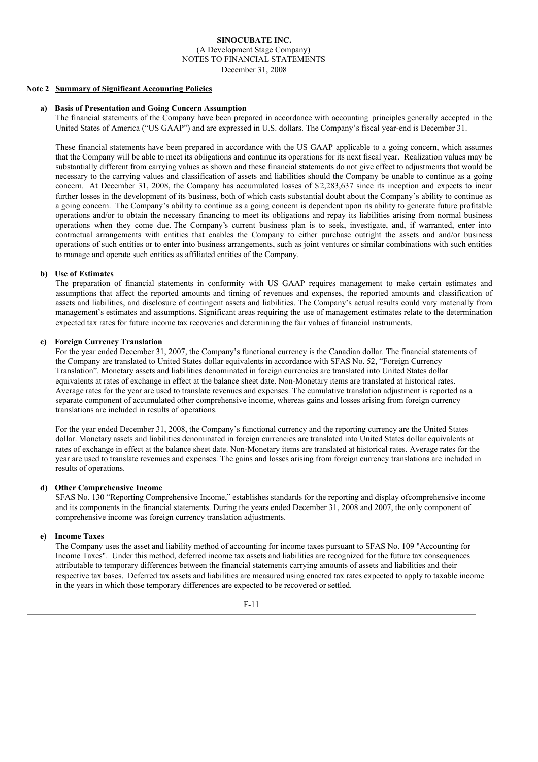**SINOCUBATE INC.**
(A Development Stage Company)
NOTES TO FINANCIAL STATEMENTS
December 31, 2008

**Note 2 Summary of Significant Accounting Policies**

**a) Basis of Presentation and Going Concern Assumption**

The financial statements of the Company have been prepared in accordance with accounting principles generally accepted in the United States of America ("US GAAP") and are expressed in U.S. dollars. The Company's fiscal year-end is December 31.

These financial statements have been prepared in accordance with the US GAAP applicable to a going concern, which assumes that the Company will be able to meet its obligations and continue its operations for its next fiscal year. Realization values may be substantially different from carrying values as shown and these financial statements do not give effect to adjustments that would be necessary to the carrying values and classification of assets and liabilities should the Company be unable to continue as a going concern. At December 31, 2008, the Company has accumulated losses of $2,283,637 since its inception and expects to incur further losses in the development of its business, both of which casts substantial doubt about the Company's ability to continue as a going concern. The Company's ability to continue as a going concern is dependent upon its ability to generate future profitable operations and/or to obtain the necessary financing to meet its obligations and repay its liabilities arising from normal business operations when they come due. The Company's current business plan is to seek, investigate, and, if warranted, enter into contractual arrangements with entities that enables the Company to either purchase outright the assets and and/or business operations of such entities or to enter into business arrangements, such as joint ventures or similar combinations with such entities to manage and operate such entities as affiliated entities of the Company.

**b) Use of Estimates**

The preparation of financial statements in conformity with US GAAP requires management to make certain estimates and assumptions that affect the reported amounts and timing of revenues and expenses, the reported amounts and classification of assets and liabilities, and disclosure of contingent assets and liabilities. The Company's actual results could vary materially from management's estimates and assumptions. Significant areas requiring the use of management estimates relate to the determination expected tax rates for future income tax recoveries and determining the fair values of financial instruments.

**c) Foreign Currency Translation**

For the year ended December 31, 2007, the Company's functional currency is the Canadian dollar. The financial statements of the Company are translated to United States dollar equivalents in accordance with SFAS No. 52, "Foreign Currency Translation". Monetary assets and liabilities denominated in foreign currencies are translated into United States dollar equivalents at rates of exchange in effect at the balance sheet date. Non-Monetary items are translated at historical rates. Average rates for the year are used to translate revenues and expenses. The cumulative translation adjustment is reported as a separate component of accumulated other comprehensive income, whereas gains and losses arising from foreign currency translations are included in results of operations.

For the year ended December 31, 2008, the Company's functional currency and the reporting currency are the United States dollar. Monetary assets and liabilities denominated in foreign currencies are translated into United States dollar equivalents at rates of exchange in effect at the balance sheet date. Non-Monetary items are translated at historical rates. Average rates for the year are used to translate revenues and expenses. The gains and losses arising from foreign currency translations are included in results of operations.

**d) Other Comprehensive Income**

SFAS No. 130 "Reporting Comprehensive Income," establishes standards for the reporting and display ofcomprehensive income and its components in the financial statements. During the years ended December 31, 2008 and 2007, the only component of comprehensive income was foreign currency translation adjustments.

**e) Income Taxes**

The Company uses the asset and liability method of accounting for income taxes pursuant to SFAS No. 109 "Accounting for Income Taxes". Under this method, deferred income tax assets and liabilities are recognized for the future tax consequences attributable to temporary differences between the financial statements carrying amounts of assets and liabilities and their respective tax bases. Deferred tax assets and liabilities are measured using enacted tax rates expected to apply to taxable income in the years in which those temporary differences are expected to be recovered or settled.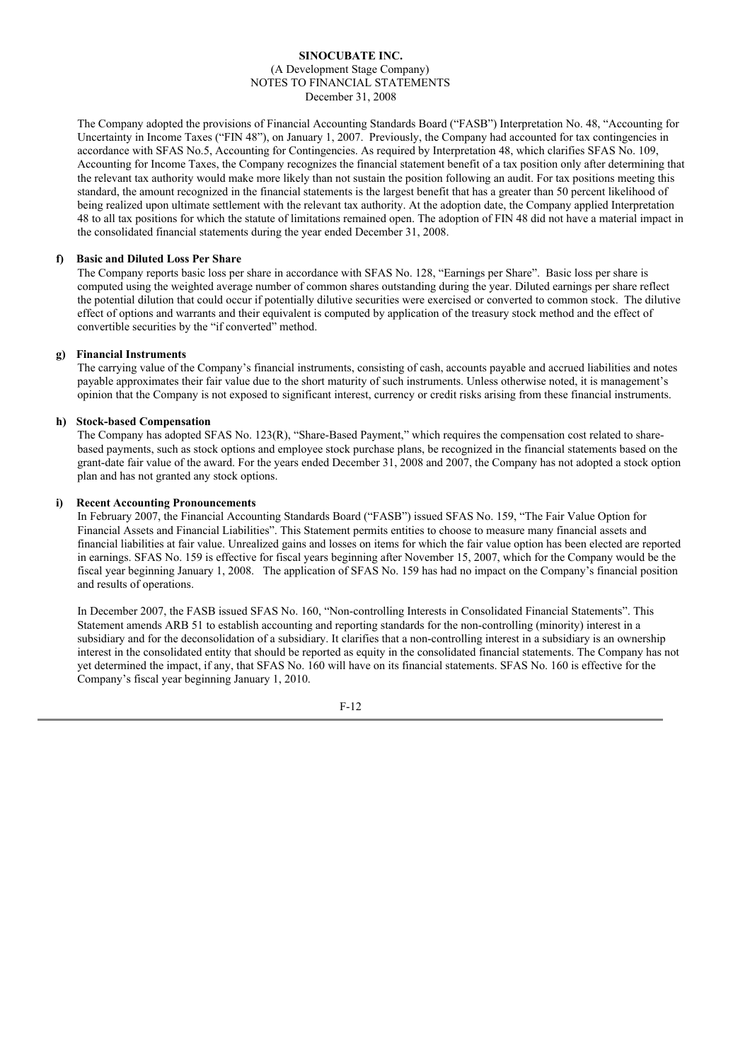The Company adopted the provisions of Financial Accounting Standards Board ("FASB") Interpretation No. 48, "Accounting for Uncertainty in Income Taxes ("FIN 48"), on January 1, 2007. Previously, the Company had accounted for tax contingencies in accordance with SFAS No.5, Accounting for Contingencies. As required by Interpretation 48, which clarifies SFAS No. 109, Accounting for Income Taxes, the Company recognizes the financial statement benefit of a tax position only after determining that the relevant tax authority would make more likely than not sustain the position following an audit. For tax positions meeting this standard, the amount recognized in the financial statements is the largest benefit that has a greater than 50 percent likelihood of being realized upon ultimate settlement with the relevant tax authority. At the adoption date, the Company applied Interpretation 48 to all tax positions for which the statute of limitations remained open. The adoption of FIN 48 did not have a material impact in the consolidated financial statements during the year ended December 31, 2008.

**f) Basic and Diluted Loss Per Share**

The Company reports basic loss per share in accordance with SFAS No. 128, "Earnings per Share". Basic loss per share is computed using the weighted average number of common shares outstanding during the year. Diluted earnings per share reflect the potential dilution that could occur if potentially dilutive securities were exercised or converted to common stock. The dilutive effect of options and warrants and their equivalent is computed by application of the treasury stock method and the effect of convertible securities by the "if converted" method.

**g) Financial Instruments**

The carrying value of the Company's financial instruments, consisting of cash, accounts payable and accrued liabilities and notes payable approximates their fair value due to the short maturity of such instruments. Unless otherwise noted, it is management's opinion that the Company is not exposed to significant interest, currency or credit risks arising from these financial instruments.

**h) Stock-based Compensation**

The Company has adopted SFAS No. 123(R), "Share-Based Payment," which requires the compensation cost related to share-based payments, such as stock options and employee stock purchase plans, be recognized in the financial statements based on the grant-date fair value of the award. For the years ended December 31, 2008 and 2007, the Company has not adopted a stock option plan and has not granted any stock options.

**i) Recent Accounting Pronouncements**

In February 2007, the Financial Accounting Standards Board ("FASB") issued SFAS No. 159, "The Fair Value Option for Financial Assets and Financial Liabilities". This Statement permits entities to choose to measure many financial assets and financial liabilities at fair value. Unrealized gains and losses on items for which the fair value option has been elected are reported in earnings. SFAS No. 159 is effective for fiscal years beginning after November 15, 2007, which for the Company would be the fiscal year beginning January 1, 2008. The application of SFAS No. 159 has had no impact on the Company's financial position and results of operations.

In December 2007, the FASB issued SFAS No. 160, "Non-controlling Interests in Consolidated Financial Statements". This Statement amends ARB 51 to establish accounting and reporting standards for the non-controlling (minority) interest in a subsidiary and for the deconsolidation of a subsidiary. It clarifies that a non-controlling interest in a subsidiary is an ownership interest in the consolidated entity that should be reported as equity in the consolidated financial statements. The Company has not yet determined the impact, if any, that SFAS No. 160 will have on its financial statements. SFAS No. 160 is effective for the Company's fiscal year beginning January 1, 2010.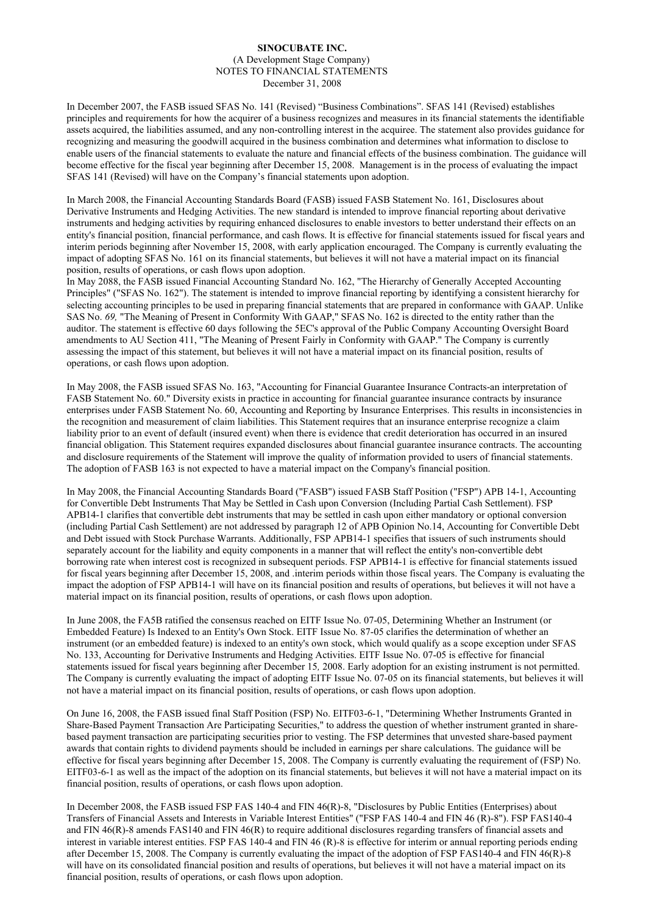**SINOCUBATE INC.**
(A Development Stage Company)
NOTES TO FINANCIAL STATEMENTS
December 31, 2008

In December 2007, the FASB issued SFAS No. 141 (Revised) "Business Combinations". SFAS 141 (Revised) establishes principles and requirements for how the acquirer of a business recognizes and measures in its financial statements the identifiable assets acquired, the liabilities assumed, and any non-controlling interest in the acquiree. The statement also provides guidance for recognizing and measuring the goodwill acquired in the business combination and determines what information to disclose to enable users of the financial statements to evaluate the nature and financial effects of the business combination. The guidance will become effective for the fiscal year beginning after December 15, 2008. Management is in the process of evaluating the impact SFAS 141 (Revised) will have on the Company's financial statements upon adoption.

In March 2008, the Financial Accounting Standards Board (FASB) issued FASB Statement No. 161, Disclosures about Derivative Instruments and Hedging Activities. The new standard is intended to improve financial reporting about derivative instruments and hedging activities by requiring enhanced disclosures to enable investors to better understand their effects on an entity's financial position, financial performance, and cash flows. It is effective for financial statements issued for fiscal years and interim periods beginning after November 15, 2008, with early application encouraged. The Company is currently evaluating the impact of adopting SFAS No. 161 on its financial statements, but believes it will not have a material impact on its financial position, results of operations, or cash flows upon adoption.

In May 2088, the FASB issued Financial Accounting Standard No. 162, "The Hierarchy of Generally Accepted Accounting Principles" ("SFAS No. 162"). The statement is intended to improve financial reporting by identifying a consistent hierarchy for selecting accounting principles to be used in preparing financial statements that are prepared in conformance with GAAP. Unlike SAS No. *69,* "The Meaning of Present in Conformity With GAAP," SFAS No. 162 is directed to the entity rather than the auditor. The statement is effective 60 days following the 5EC's approval of the Public Company Accounting Oversight Board amendments to AU Section 411, "The Meaning of Present Fairly in Conformity with GAAP." The Company is currently assessing the impact of this statement, but believes it will not have a material impact on its financial position, results of operations, or cash flows upon adoption.

In May 2008, the FASB issued SFAS No. 163, "Accounting for Financial Guarantee Insurance Contracts-an interpretation of FASB Statement No. 60." Diversity exists in practice in accounting for financial guarantee insurance contracts by insurance enterprises under FASB Statement No. 60, Accounting and Reporting by Insurance Enterprises. This results in inconsistencies in the recognition and measurement of claim liabilities. This Statement requires that an insurance enterprise recognize a claim liability prior to an event of default (insured event) when there is evidence that credit deterioration has occurred in an insured financial obligation. This Statement requires expanded disclosures about financial guarantee insurance contracts. The accounting and disclosure requirements of the Statement will improve the quality of information provided to users of financial statements. The adoption of FASB 163 is not expected to have a material impact on the Company's financial position.

In May 2008, the Financial Accounting Standards Board ("FASB") issued FASB Staff Position ("FSP") APB 14-1, Accounting for Convertible Debt Instruments That May be Settled in Cash upon Conversion (Including Partial Cash Settlement). FSP APB14-1 clarifies that convertible debt instruments that may be settled in cash upon either mandatory or optional conversion (including Partial Cash Settlement) are not addressed by paragraph 12 of APB Opinion No.14, Accounting for Convertible Debt and Debt issued with Stock Purchase Warrants. Additionally, FSP APB14-1 specifies that issuers of such instruments should separately account for the liability and equity components in a manner that will reflect the entity's non-convertible debt borrowing rate when interest cost is recognized in subsequent periods. FSP APB14-1 is effective for financial statements issued for fiscal years beginning after December 15, 2008, and .interim periods within those fiscal years. The Company is evaluating the impact the adoption of FSP APB14-1 will have on its financial position and results of operations, but believes it will not have a material impact on its financial position, results of operations, or cash flows upon adoption.

In June 2008, the FA5B ratified the consensus reached on EITF Issue No. 07-05, Determining Whether an Instrument (or Embedded Feature) Is Indexed to an Entity's Own Stock. EITF Issue No. 87-05 clarifies the determination of whether an instrument (or an embedded feature) is indexed to an entity's own stock, which would qualify as a scope exception under SFAS No. 133, Accounting for Derivative Instruments and Hedging Activities. EITF Issue No. 07-05 is effective for financial statements issued for fiscal years beginning after December 15*,* 2008. Early adoption for an existing instrument is not permitted. The Company is currently evaluating the impact of adopting EITF Issue No. 07-05 on its financial statements, but believes it will not have a material impact on its financial position, results of operations, or cash flows upon adoption.

On June 16, 2008, the FASB issued final Staff Position (FSP) No. EITF03-6-1, "Determining Whether Instruments Granted in Share-Based Payment Transaction Are Participating Securities," to address the question of whether instrument granted in share-based payment transaction are participating securities prior to vesting. The FSP determines that unvested share-based payment awards that contain rights to dividend payments should be included in earnings per share calculations. The guidance will be effective for fiscal years beginning after December 15, 2008. The Company is currently evaluating the requirement of (FSP) No. EITF03-6-1 as well as the impact of the adoption on its financial statements, but believes it will not have a material impact on its financial position, results of operations, or cash flows upon adoption.

In December 2008, the FASB issued FSP FAS 140-4 and FIN 46(R)-8, "Disclosures by Public Entities (Enterprises) about Transfers of Financial Assets and Interests in Variable Interest Entities" ("FSP FAS 140-4 and FIN 46 (R)-8"). FSP FAS140-4 and FIN 46(R)-8 amends FAS140 and FIN 46(R) to require additional disclosures regarding transfers of financial assets and interest in variable interest entities. FSP FAS 140-4 and FIN 46 (R)-8 is effective for interim or annual reporting periods ending after December 15, 2008. The Company is currently evaluating the impact of the adoption of FSP FAS140-4 and FIN 46(R)-8 will have on its consolidated financial position and results of operations, but believes it will not have a material impact on its financial position, results of operations, or cash flows upon adoption.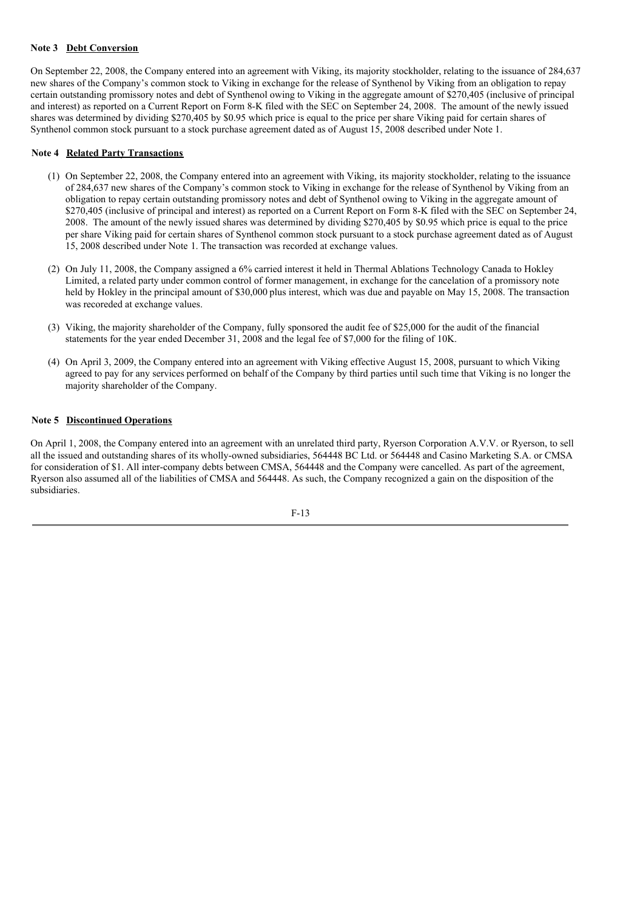**Note 3 Debt Conversion**

On September 22, 2008, the Company entered into an agreement with Viking, its majority stockholder, relating to the issuance of 284,637 new shares of the Company's common stock to Viking in exchange for the release of Synthenol by Viking from an obligation to repay certain outstanding promissory notes and debt of Synthenol owing to Viking in the aggregate amount of $270,405 (inclusive of principal and interest) as reported on a Current Report on Form 8-K filed with the SEC on September 24, 2008. The amount of the newly issued shares was determined by dividing $270,405 by $0.95 which price is equal to the price per share Viking paid for certain shares of Synthenol common stock pursuant to a stock purchase agreement dated as of August 15, 2008 described under Note 1.

**Note 4 Related Party Transactions**

(1) On September 22, 2008, the Company entered into an agreement with Viking, its majority stockholder, relating to the issuance of 284,637 new shares of the Company's common stock to Viking in exchange for the release of Synthenol by Viking from an obligation to repay certain outstanding promissory notes and debt of Synthenol owing to Viking in the aggregate amount of $270,405 (inclusive of principal and interest) as reported on a Current Report on Form 8-K filed with the SEC on September 24, 2008. The amount of the newly issued shares was determined by dividing $270,405 by $0.95 which price is equal to the price per share Viking paid for certain shares of Synthenol common stock pursuant to a stock purchase agreement dated as of August 15, 2008 described under Note 1. The transaction was recorded at exchange values.

(2) On July 11, 2008, the Company assigned a 6% carried interest it held in Thermal Ablations Technology Canada to Hokley Limited, a related party under common control of former management, in exchange for the cancelation of a promissory note held by Hokley in the principal amount of $30,000 plus interest, which was due and payable on May 15, 2008. The transaction was recoreded at exchange values.

(3) Viking, the majority shareholder of the Company, fully sponsored the audit fee of $25,000 for the audit of the financial statements for the year ended December 31, 2008 and the legal fee of $7,000 for the filing of 10K.

(4) On April 3, 2009, the Company entered into an agreement with Viking effective August 15, 2008, pursuant to which Viking agreed to pay for any services performed on behalf of the Company by third parties until such time that Viking is no longer the majority shareholder of the Company.

**Note 5 Discontinued Operations**

On April 1, 2008, the Company entered into an agreement with an unrelated third party, Ryerson Corporation A.V.V. or Ryerson, to sell all the issued and outstanding shares of its wholly-owned subsidiaries, 564448 BC Ltd. or 564448 and Casino Marketing S.A. or CMSA for consideration of $1. All inter-company debts between CMSA, 564448 and the Company were cancelled. As part of the agreement, Ryerson also assumed all of the liabilities of CMSA and 564448. As such, the Company recognized a gain on the disposition of the subsidiaries.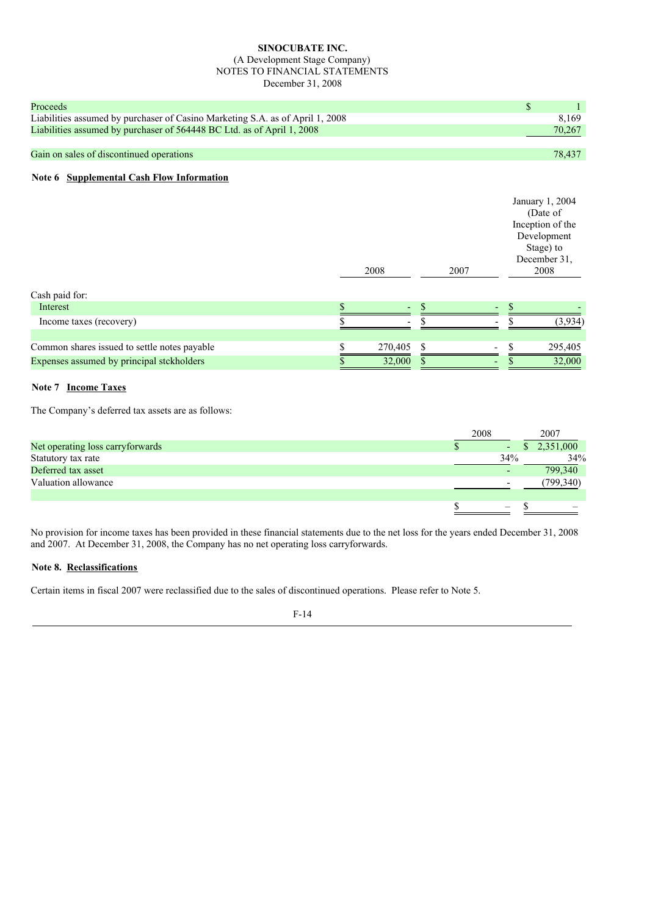**SINOCUBATE INC.**
(A Development Stage Company)
NOTES TO FINANCIAL STATEMENTS
December 31, 2008

| | |
|---|---|
| Proceeds | $ 1 |
| Liabilities assumed by purchaser of Casino Marketing S.A. as of April 1, 2008 | 8,169 |
| Liabilities assumed by purchaser of 564448 BC Ltd. as of April 1, 2008 | 70,267 |
| | |
| Gain on sales of discontinued operations | 78,437 |

**Note 6 Supplemental Cash Flow Information**

| | 2008 | 2007 | January 1, 2004 (Date of Inception of the Development Stage) to December 31, 2008 |
|---|---|---|---|
| Cash paid for: | | | |
| Interest | $ - | $ - | $ - |
| Income taxes (recovery) | $ - | $ - | $ (3,934) |
| | | | |
| Common shares issued to settle notes payable | $ 270,405 | $ - | $ 295,405 |
| Expenses assumed by principal stckholders | $ 32,000 | $ - | $ 32,000 |

**Note 7 Income Taxes**

The Company's deferred tax assets are as follows:

| | 2008 | 2007 |
|---|---|---|
| Net operating loss carryforwards | $ - | $ 2,351,000 |
| Statutory tax rate | 34% | 34% |
| Deferred tax asset | - | 799,340 |
| Valuation allowance | - | (799,340) |
| | | |
| | $ – | $ – |

No provision for income taxes has been provided in these financial statements due to the net loss for the years ended December 31, 2008 and 2007. At December 31, 2008, the Company has no net operating loss carryforwards.

**Note 8. Reclassifications**

Certain items in fiscal 2007 were reclassified due to the sales of discontinued operations. Please refer to Note 5.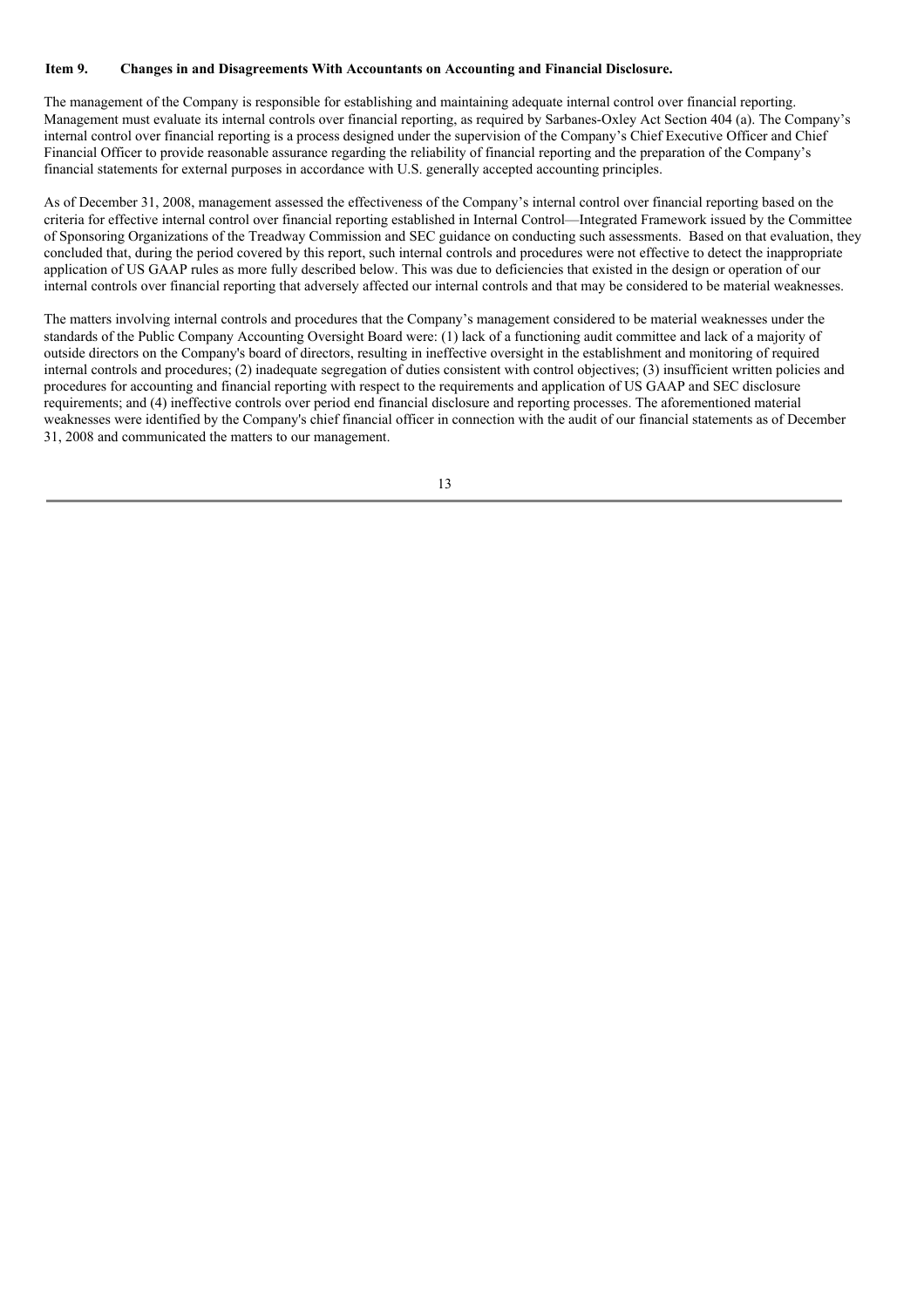### Item 9. Changes in and Disagreements With Accountants on Accounting and Financial Disclosure.

The management of the Company is responsible for establishing and maintaining adequate internal control over financial reporting. Management must evaluate its internal controls over financial reporting, as required by Sarbanes-Oxley Act Section 404 (a). The Company's internal control over financial reporting is a process designed under the supervision of the Company's Chief Executive Officer and Chief Financial Officer to provide reasonable assurance regarding the reliability of financial reporting and the preparation of the Company's financial statements for external purposes in accordance with U.S. generally accepted accounting principles.

As of December 31, 2008, management assessed the effectiveness of the Company's internal control over financial reporting based on the criteria for effective internal control over financial reporting established in Internal Control—Integrated Framework issued by the Committee of Sponsoring Organizations of the Treadway Commission and SEC guidance on conducting such assessments. Based on that evaluation, they concluded that, during the period covered by this report, such internal controls and procedures were not effective to detect the inappropriate application of US GAAP rules as more fully described below. This was due to deficiencies that existed in the design or operation of our internal controls over financial reporting that adversely affected our internal controls and that may be considered to be material weaknesses.

The matters involving internal controls and procedures that the Company's management considered to be material weaknesses under the standards of the Public Company Accounting Oversight Board were: (1) lack of a functioning audit committee and lack of a majority of outside directors on the Company's board of directors, resulting in ineffective oversight in the establishment and monitoring of required internal controls and procedures; (2) inadequate segregation of duties consistent with control objectives; (3) insufficient written policies and procedures for accounting and financial reporting with respect to the requirements and application of US GAAP and SEC disclosure requirements; and (4) ineffective controls over period end financial disclosure and reporting processes. The aforementioned material weaknesses were identified by the Company's chief financial officer in connection with the audit of our financial statements as of December 31, 2008 and communicated the matters to our management.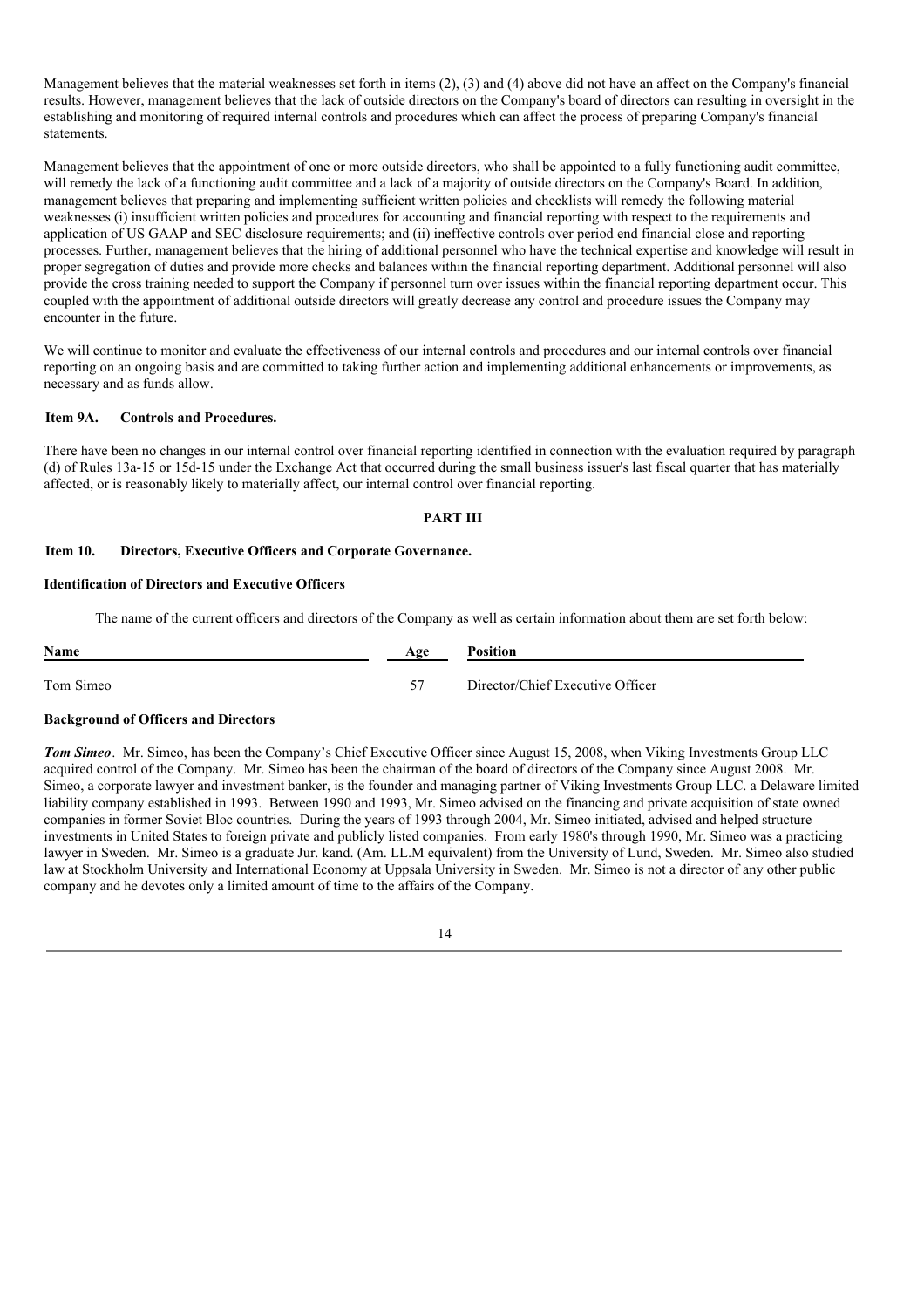Management believes that the material weaknesses set forth in items (2), (3) and (4) above did not have an affect on the Company's financial results. However, management believes that the lack of outside directors on the Company's board of directors can resulting in oversight in the establishing and monitoring of required internal controls and procedures which can affect the process of preparing Company's financial statements.

Management believes that the appointment of one or more outside directors, who shall be appointed to a fully functioning audit committee, will remedy the lack of a functioning audit committee and a lack of a majority of outside directors on the Company's Board. In addition, management believes that preparing and implementing sufficient written policies and checklists will remedy the following material weaknesses (i) insufficient written policies and procedures for accounting and financial reporting with respect to the requirements and application of US GAAP and SEC disclosure requirements; and (ii) ineffective controls over period end financial close and reporting processes. Further, management believes that the hiring of additional personnel who have the technical expertise and knowledge will result in proper segregation of duties and provide more checks and balances within the financial reporting department. Additional personnel will also provide the cross training needed to support the Company if personnel turn over issues within the financial reporting department occur. This coupled with the appointment of additional outside directors will greatly decrease any control and procedure issues the Company may encounter in the future.

We will continue to monitor and evaluate the effectiveness of our internal controls and procedures and our internal controls over financial reporting on an ongoing basis and are committed to taking further action and implementing additional enhancements or improvements, as necessary and as funds allow.

### Item 9A. Controls and Procedures.

There have been no changes in our internal control over financial reporting identified in connection with the evaluation required by paragraph (d) of Rules 13a-15 or 15d-15 under the Exchange Act that occurred during the small business issuer's last fiscal quarter that has materially affected, or is reasonably likely to materially affect, our internal control over financial reporting.

## PART III

### Item 10. Directors, Executive Officers and Corporate Governance.

**Identification of Directors and Executive Officers**

The name of the current officers and directors of the Company as well as certain information about them are set forth below:

| Name | Age | Position |
|---|---|---|
| Tom Simeo | 57 | Director/Chief Executive Officer |

**Background of Officers and Directors**

***Tom Simeo***. Mr. Simeo, has been the Company's Chief Executive Officer since August 15, 2008, when Viking Investments Group LLC acquired control of the Company. Mr. Simeo has been the chairman of the board of directors of the Company since August 2008. Mr. Simeo, a corporate lawyer and investment banker, is the founder and managing partner of Viking Investments Group LLC. a Delaware limited liability company established in 1993. Between 1990 and 1993, Mr. Simeo advised on the financing and private acquisition of state owned companies in former Soviet Bloc countries. During the years of 1993 through 2004, Mr. Simeo initiated, advised and helped structure investments in United States to foreign private and publicly listed companies. From early 1980's through 1990, Mr. Simeo was a practicing lawyer in Sweden. Mr. Simeo is a graduate Jur. kand. (Am. LL.M equivalent) from the University of Lund, Sweden. Mr. Simeo also studied law at Stockholm University and International Economy at Uppsala University in Sweden. Mr. Simeo is not a director of any other public company and he devotes only a limited amount of time to the affairs of the Company.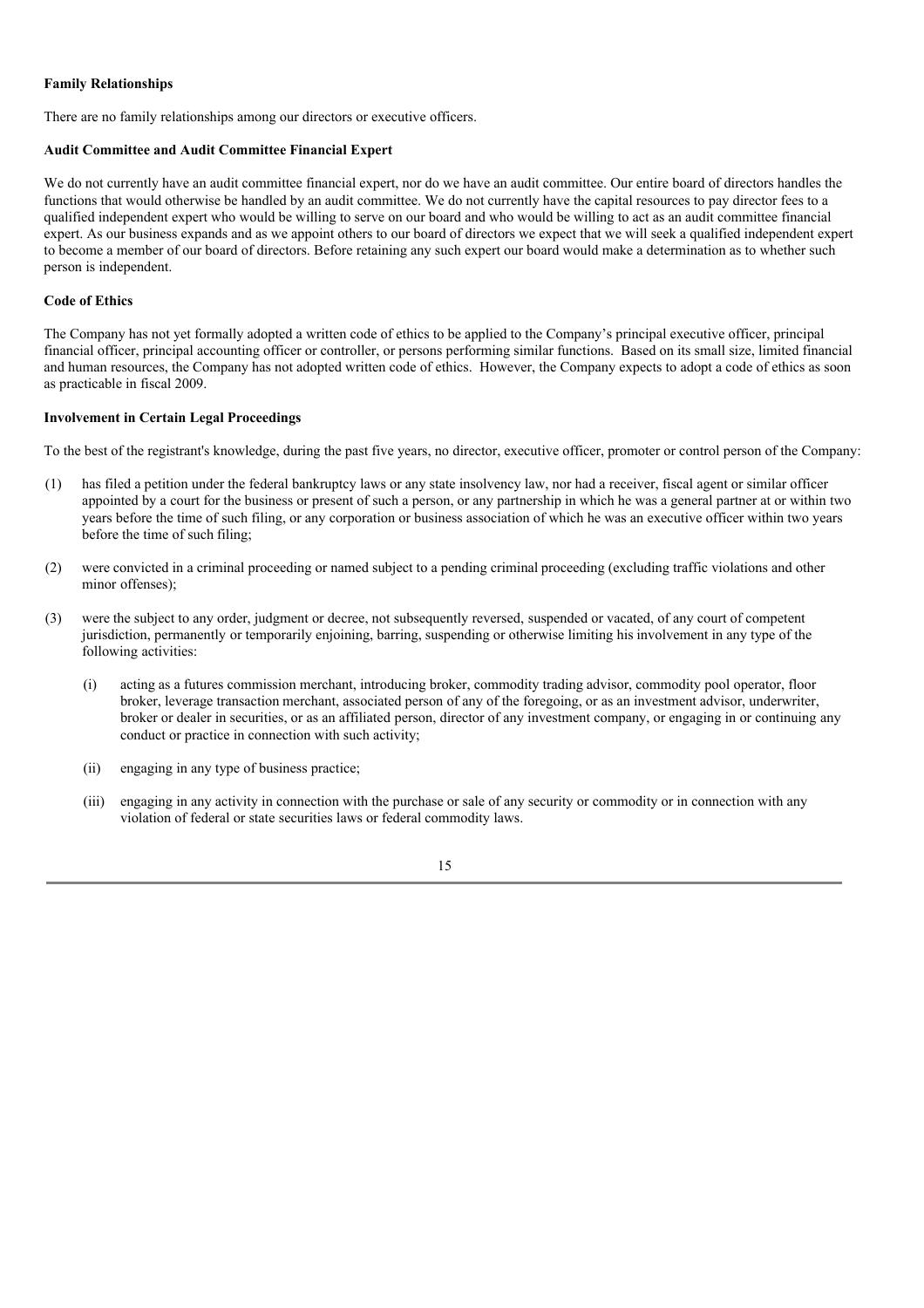**Family Relationships**

There are no family relationships among our directors or executive officers.

**Audit Committee and Audit Committee Financial Expert**

We do not currently have an audit committee financial expert, nor do we have an audit committee. Our entire board of directors handles the functions that would otherwise be handled by an audit committee. We do not currently have the capital resources to pay director fees to a qualified independent expert who would be willing to serve on our board and who would be willing to act as an audit committee financial expert. As our business expands and as we appoint others to our board of directors we expect that we will seek a qualified independent expert to become a member of our board of directors. Before retaining any such expert our board would make a determination as to whether such person is independent.

**Code of Ethics**

The Company has not yet formally adopted a written code of ethics to be applied to the Company's principal executive officer, principal financial officer, principal accounting officer or controller, or persons performing similar functions. Based on its small size, limited financial and human resources, the Company has not adopted written code of ethics. However, the Company expects to adopt a code of ethics as soon as practicable in fiscal 2009.

**Involvement in Certain Legal Proceedings**

To the best of the registrant's knowledge, during the past five years, no director, executive officer, promoter or control person of the Company:

(1) has filed a petition under the federal bankruptcy laws or any state insolvency law, nor had a receiver, fiscal agent or similar officer appointed by a court for the business or present of such a person, or any partnership in which he was a general partner at or within two years before the time of such filing, or any corporation or business association of which he was an executive officer within two years before the time of such filing;

(2) were convicted in a criminal proceeding or named subject to a pending criminal proceeding (excluding traffic violations and other minor offenses);

(3) were the subject to any order, judgment or decree, not subsequently reversed, suspended or vacated, of any court of competent jurisdiction, permanently or temporarily enjoining, barring, suspending or otherwise limiting his involvement in any type of the following activities:

   (i) acting as a futures commission merchant, introducing broker, commodity trading advisor, commodity pool operator, floor broker, leverage transaction merchant, associated person of any of the foregoing, or as an investment advisor, underwriter, broker or dealer in securities, or as an affiliated person, director of any investment company, or engaging in or continuing any conduct or practice in connection with such activity;

   (ii) engaging in any type of business practice;

   (iii) engaging in any activity in connection with the purchase or sale of any security or commodity or in connection with any violation of federal or state securities laws or federal commodity laws.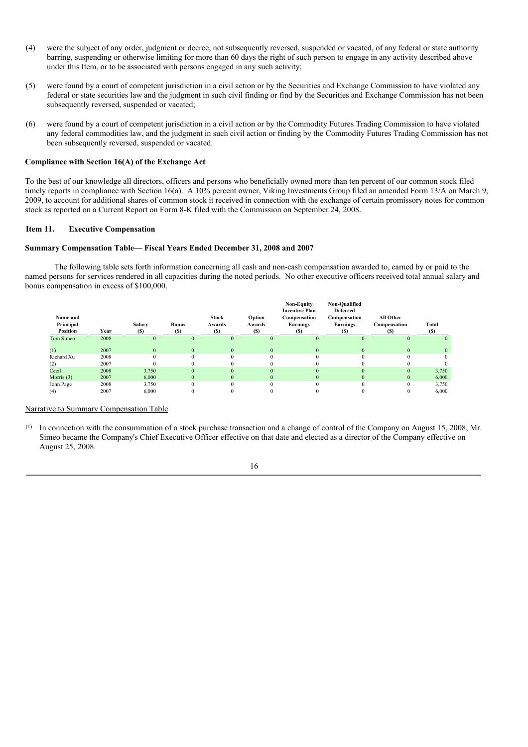(4) were the subject of any order, judgment or decree, not subsequently reversed, suspended or vacated, of any federal or state authority barring, suspending or otherwise limiting for more than 60 days the right of such person to engage in any activity described above under this Item, or to be associated with persons engaged in any such activity;

(5) were found by a court of competent jurisdiction in a civil action or by the Securities and Exchange Commission to have violated any federal or state securities law and the judgment in such civil finding or find by the Securities and Exchange Commission has not been subsequently reversed, suspended or vacated;

(6) were found by a court of competent jurisdiction in a civil action or by the Commodity Futures Trading Commission to have violated any federal commodities law, and the judgment in such civil action or finding by the Commodity Futures Trading Commission has not been subsequently reversed, suspended or vacated.

**Compliance with Section 16(A) of the Exchange Act**

To the best of our knowledge all directors, officers and persons who beneficially owned more than ten percent of our common stock filed timely reports in compliance with Section 16(a). A 10% percent owner, Viking Investments Group filed an amended Form 13/A on March 9, 2009, to account for additional shares of common stock it received in connection with the exchange of certain promissory notes for common stock as reported on a Current Report on Form 8-K filed with the Commission on September 24, 2008.

## Item 11. Executive Compensation

**Summary Compensation Table— Fiscal Years Ended December 31, 2008 and 2007**

The following table sets forth information concerning all cash and non-cash compensation awarded to, earned by or paid to the named persons for services rendered in all capacities during the noted periods. No other executive officers received total annual salary and bonus compensation in excess of $100,000.

| Name and Principal Position | Year | Salary ($) | Bonus ($) | Stock Awards ($) | Option Awards ($) | Non-Equity Incentive Plan Compensation Earnings ($) | Non-Qualified Deferred Compensation Earnings ($) | All Other Compensation ($) | Total ($) |
|---|---|---|---|---|---|---|---|---|---|
| Tom Simeo | 2008 | 0 | 0 | 0 | 0 | 0 | 0 | 0 | 0 |
| (1) | 2007 | 0 | 0 | 0 | 0 | 0 | 0 | 0 | 0 |
| Richard Xu | 2008 | 0 | 0 | 0 | 0 | 0 | 0 | 0 | 0 |
| (2) | 2007 | 0 | 0 | 0 | 0 | 0 | 0 | 0 | 0 |
| Cecil | 2008 | 3,750 | 0 | 0 | 0 | 0 | 0 | 0 | 3,750 |
| Morris (3) | 2007 | 6,000 | 0 | 0 | 0 | 0 | 0 | 0 | 6,000 |
| John Page | 2008 | 3,750 | 0 | 0 | 0 | 0 | 0 | 0 | 3,750 |
| (4) | 2007 | 6,000 | 0 | 0 | 0 | 0 | 0 | 0 | 6,000 |

Narrative to Summary Compensation Table

(1) In connection with the consummation of a stock purchase transaction and a change of control of the Company on August 15, 2008, Mr. Simeo became the Company's Chief Executive Officer effective on that date and elected as a director of the Company effective on August 25, 2008.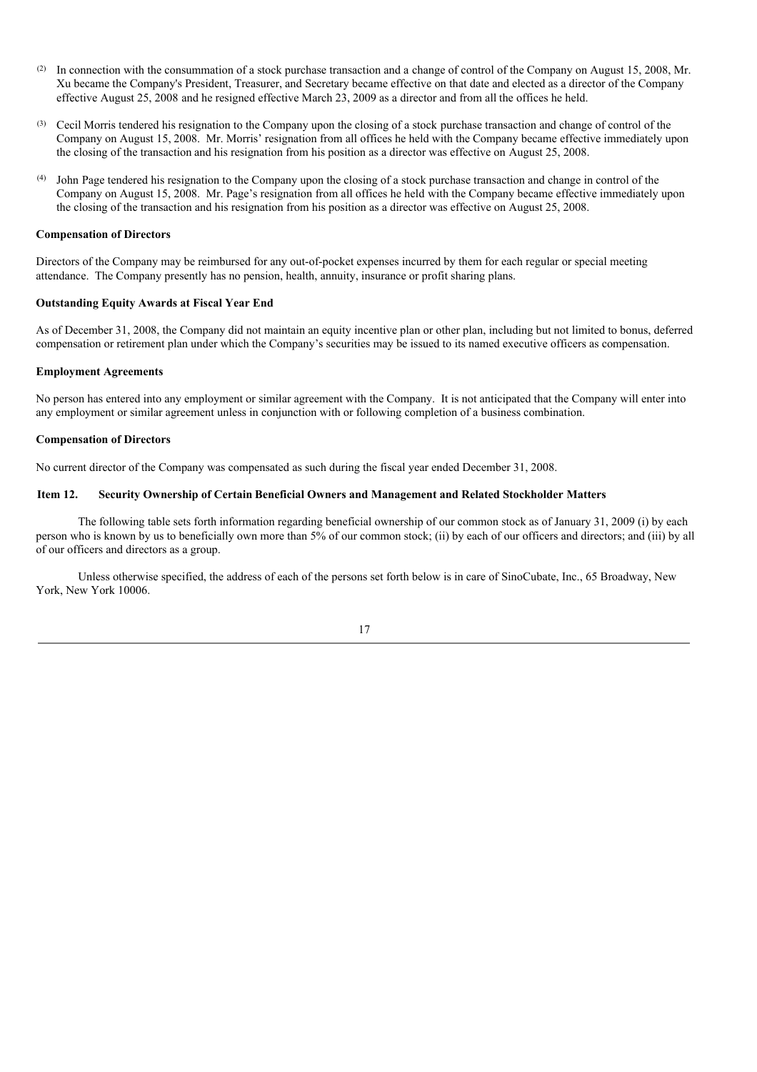(2) In connection with the consummation of a stock purchase transaction and a change of control of the Company on August 15, 2008, Mr. Xu became the Company's President, Treasurer, and Secretary became effective on that date and elected as a director of the Company effective August 25, 2008 and he resigned effective March 23, 2009 as a director and from all the offices he held.

(3) Cecil Morris tendered his resignation to the Company upon the closing of a stock purchase transaction and change of control of the Company on August 15, 2008. Mr. Morris' resignation from all offices he held with the Company became effective immediately upon the closing of the transaction and his resignation from his position as a director was effective on August 25, 2008.

(4) John Page tendered his resignation to the Company upon the closing of a stock purchase transaction and change in control of the Company on August 15, 2008. Mr. Page's resignation from all offices he held with the Company became effective immediately upon the closing of the transaction and his resignation from his position as a director was effective on August 25, 2008.

**Compensation of Directors**

Directors of the Company may be reimbursed for any out-of-pocket expenses incurred by them for each regular or special meeting attendance. The Company presently has no pension, health, annuity, insurance or profit sharing plans.

**Outstanding Equity Awards at Fiscal Year End**

As of December 31, 2008, the Company did not maintain an equity incentive plan or other plan, including but not limited to bonus, deferred compensation or retirement plan under which the Company's securities may be issued to its named executive officers as compensation.

**Employment Agreements**

No person has entered into any employment or similar agreement with the Company. It is not anticipated that the Company will enter into any employment or similar agreement unless in conjunction with or following completion of a business combination.

**Compensation of Directors**

No current director of the Company was compensated as such during the fiscal year ended December 31, 2008.

## Item 12. Security Ownership of Certain Beneficial Owners and Management and Related Stockholder Matters

The following table sets forth information regarding beneficial ownership of our common stock as of January 31, 2009 (i) by each person who is known by us to beneficially own more than 5% of our common stock; (ii) by each of our officers and directors; and (iii) by all of our officers and directors as a group.

Unless otherwise specified, the address of each of the persons set forth below is in care of SinoCubate, Inc., 65 Broadway, New York, New York 10006.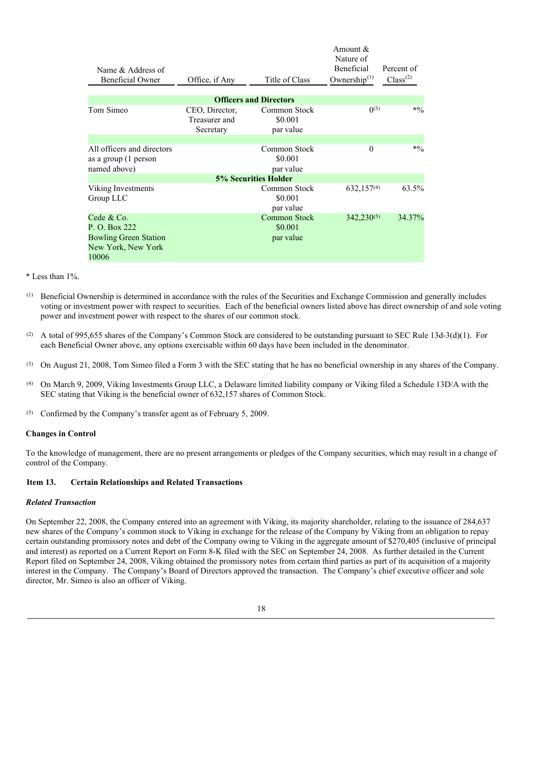| Name & Address of Beneficial Owner | Office, if Any | Title of Class | Amount & Nature of Beneficial Ownership[(1)] | Percent of Class[(2)] |
|---|---|---|---|---|
| | | **Officers and Directors** | | |
| Tom Simeo | CEO, Director, Treasurer and Secretary | Common Stock $0.001 par value | 0[(3)] | *% |
| All officers and directors as a group (1 person named above) | | Common Stock $0.001 par value | 0 | *% |
| | | **5% Securities Holder** | | |
| Viking Investments Group LLC | | Common Stock $0.001 par value | 632,157[(4)] | 63.5% |
| Cede & Co. P. O. Box 222 Bowling Green Station New York, New York 10006 | | Common Stock $0.001 par value | 342,230[(5)] | 34.37% |

* Less than 1%.

(1) Beneficial Ownership is determined in accordance with the rules of the Securities and Exchange Commission and generally includes voting or investment power with respect to securities. Each of the beneficial owners listed above has direct ownership of and sole voting power and investment power with respect to the shares of our common stock.

(2) A total of 995,655 shares of the Company's Common Stock are considered to be outstanding pursuant to SEC Rule 13d-3(d)(1). For each Beneficial Owner above, any options exercisable within 60 days have been included in the denominator.

(3) On August 21, 2008, Tom Simeo filed a Form 3 with the SEC stating that he has no beneficial ownership in any shares of the Company.

(4) On March 9, 2009, Viking Investments Group LLC, a Delaware limited liability company or Viking filed a Schedule 13D/A with the SEC stating that Viking is the beneficial owner of 632,157 shares of Common Stock.

(5) Confirmed by the Company's transfer agent as of February 5, 2009.

**Changes in Control**

To the knowledge of management, there are no present arrangements or pledges of the Company securities, which may result in a change of control of the Company.

## Item 13. Certain Relationships and Related Transactions

***Related Transaction***

On September 22, 2008, the Company entered into an agreement with Viking, its majority shareholder, relating to the issuance of 284,637 new shares of the Company's common stock to Viking in exchange for the release of the Company by Viking from an obligation to repay certain outstanding promissory notes and debt of the Company owing to Viking in the aggregate amount of $270,405 (inclusive of principal and interest) as reported on a Current Report on Form 8-K filed with the SEC on September 24, 2008. As further detailed in the Current Report filed on September 24, 2008, Viking obtained the promissory notes from certain third parties as part of its acquisition of a majority interest in the Company. The Company's Board of Directors approved the transaction. The Company's chief executive officer and sole director, Mr. Simeo is also an officer of Viking.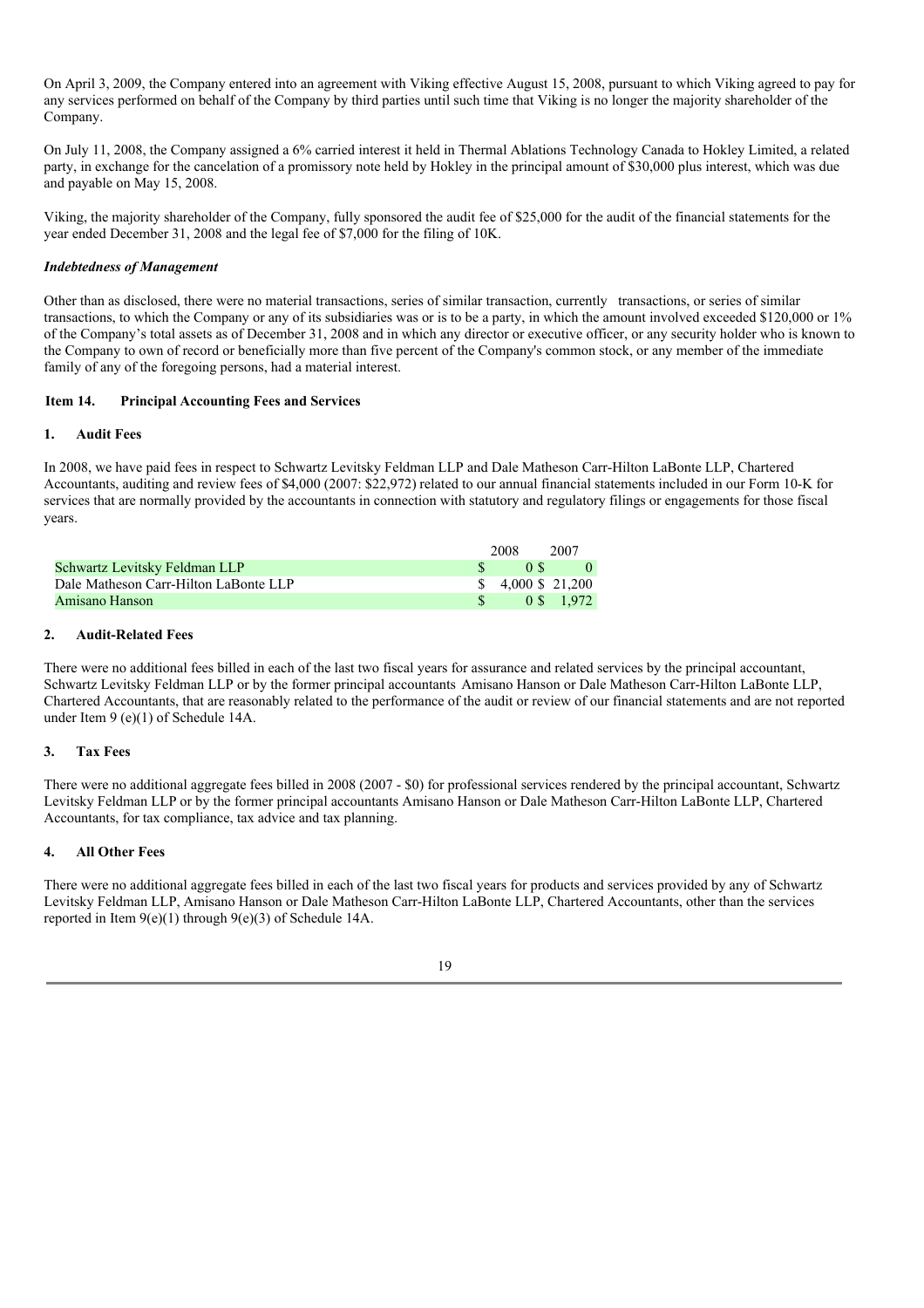On April 3, 2009, the Company entered into an agreement with Viking effective August 15, 2008, pursuant to which Viking agreed to pay for any services performed on behalf of the Company by third parties until such time that Viking is no longer the majority shareholder of the Company.

On July 11, 2008, the Company assigned a 6% carried interest it held in Thermal Ablations Technology Canada to Hokley Limited, a related party, in exchange for the cancelation of a promissory note held by Hokley in the principal amount of $30,000 plus interest, which was due and payable on May 15, 2008.

Viking, the majority shareholder of the Company, fully sponsored the audit fee of $25,000 for the audit of the financial statements for the year ended December 31, 2008 and the legal fee of $7,000 for the filing of 10K.

***Indebtedness of Management***

Other than as disclosed, there were no material transactions, series of similar transaction, currently transactions, or series of similar transactions, to which the Company or any of its subsidiaries was or is to be a party, in which the amount involved exceeded $120,000 or 1% of the Company's total assets as of December 31, 2008 and in which any director or executive officer, or any security holder who is known to the Company to own of record or beneficially more than five percent of the Company's common stock, or any member of the immediate family of any of the foregoing persons, had a material interest.

## Item 14. Principal Accounting Fees and Services

### 1. Audit Fees

In 2008, we have paid fees in respect to Schwartz Levitsky Feldman LLP and Dale Matheson Carr-Hilton LaBonte LLP, Chartered Accountants, auditing and review fees of $4,000 (2007: $22,972) related to our annual financial statements included in our Form 10-K for services that are normally provided by the accountants in connection with statutory and regulatory filings or engagements for those fiscal years.

| | 2008 | 2007 |
|---|---|---|
| Schwartz Levitsky Feldman LLP | $ 0 | $ 0 |
| Dale Matheson Carr-Hilton LaBonte LLP | $ 4,000 | $ 21,200 |
| Amisano Hanson | $ 0 | $ 1,972 |

### 2. Audit-Related Fees

There were no additional fees billed in each of the last two fiscal years for assurance and related services by the principal accountant, Schwartz Levitsky Feldman LLP or by the former principal accountants Amisano Hanson or Dale Matheson Carr-Hilton LaBonte LLP, Chartered Accountants, that are reasonably related to the performance of the audit or review of our financial statements and are not reported under Item 9 (e)(1) of Schedule 14A.

### 3. Tax Fees

There were no additional aggregate fees billed in 2008 (2007 - $0) for professional services rendered by the principal accountant, Schwartz Levitsky Feldman LLP or by the former principal accountants Amisano Hanson or Dale Matheson Carr-Hilton LaBonte LLP, Chartered Accountants, for tax compliance, tax advice and tax planning.

### 4. All Other Fees

There were no additional aggregate fees billed in each of the last two fiscal years for products and services provided by any of Schwartz Levitsky Feldman LLP, Amisano Hanson or Dale Matheson Carr-Hilton LaBonte LLP, Chartered Accountants, other than the services reported in Item 9(e)(1) through 9(e)(3) of Schedule 14A.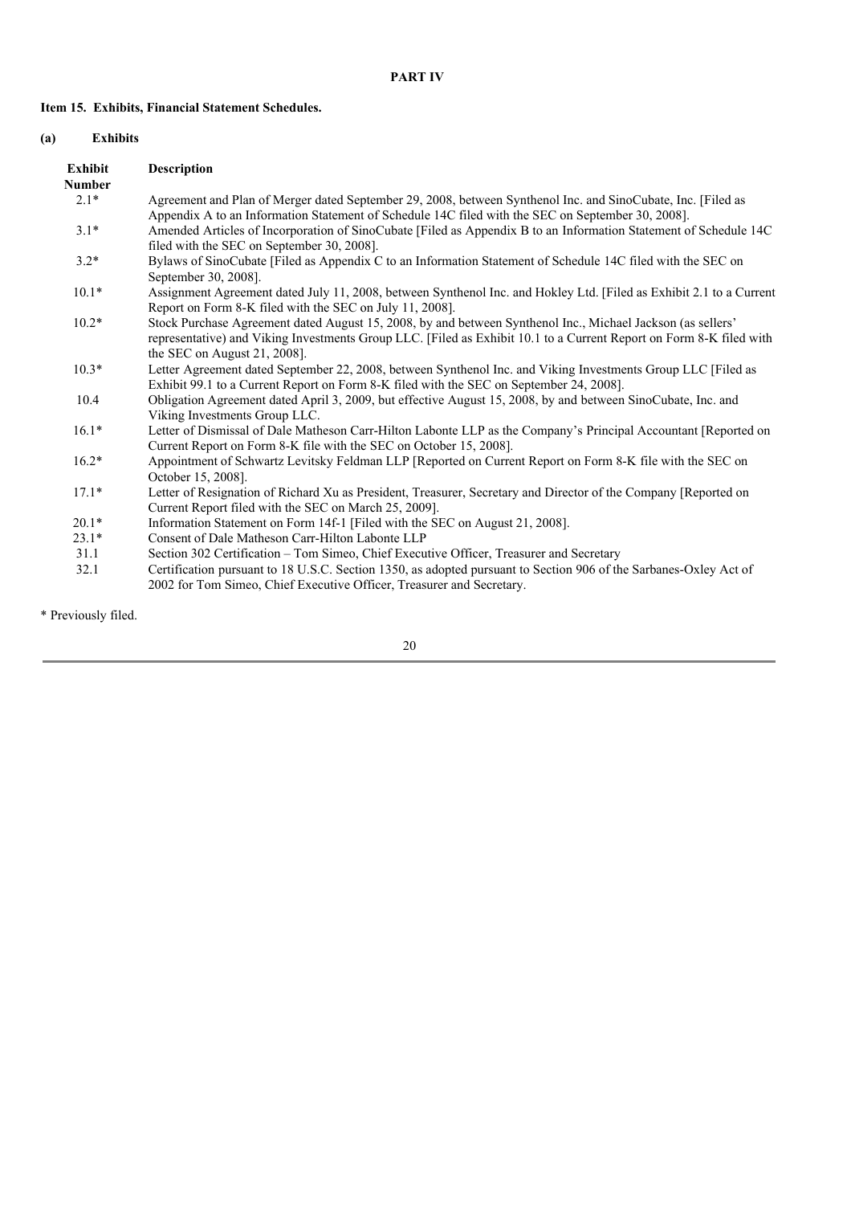**PART IV**

**Item 15. Exhibits, Financial Statement Schedules.**

**(a) Exhibits**

| Exhibit Number | Description |
|---|---|
| 2.1* | Agreement and Plan of Merger dated September 29, 2008, between Synthenol Inc. and SinoCubate, Inc. [Filed as Appendix A to an Information Statement of Schedule 14C filed with the SEC on September 30, 2008]. |
| 3.1* | Amended Articles of Incorporation of SinoCubate [Filed as Appendix B to an Information Statement of Schedule 14C filed with the SEC on September 30, 2008]. |
| 3.2* | Bylaws of SinoCubate [Filed as Appendix C to an Information Statement of Schedule 14C filed with the SEC on September 30, 2008]. |
| 10.1* | Assignment Agreement dated July 11, 2008, between Synthenol Inc. and Hokley Ltd. [Filed as Exhibit 2.1 to a Current Report on Form 8-K filed with the SEC on July 11, 2008]. |
| 10.2* | Stock Purchase Agreement dated August 15, 2008, by and between Synthenol Inc., Michael Jackson (as sellers' representative) and Viking Investments Group LLC. [Filed as Exhibit 10.1 to a Current Report on Form 8-K filed with the SEC on August 21, 2008]. |
| 10.3* | Letter Agreement dated September 22, 2008, between Synthenol Inc. and Viking Investments Group LLC [Filed as Exhibit 99.1 to a Current Report on Form 8-K filed with the SEC on September 24, 2008]. |
| 10.4 | Obligation Agreement dated April 3, 2009, but effective August 15, 2008, by and between SinoCubate, Inc. and Viking Investments Group LLC. |
| 16.1* | Letter of Dismissal of Dale Matheson Carr-Hilton Labonte LLP as the Company's Principal Accountant [Reported on Current Report on Form 8-K file with the SEC on October 15, 2008]. |
| 16.2* | Appointment of Schwartz Levitsky Feldman LLP [Reported on Current Report on Form 8-K file with the SEC on October 15, 2008]. |
| 17.1* | Letter of Resignation of Richard Xu as President, Treasurer, Secretary and Director of the Company [Reported on Current Report filed with the SEC on March 25, 2009]. |
| 20.1* | Information Statement on Form 14f-1 [Filed with the SEC on August 21, 2008]. |
| 23.1* | Consent of Dale Matheson Carr-Hilton Labonte LLP |
| 31.1 | Section 302 Certification – Tom Simeo, Chief Executive Officer, Treasurer and Secretary |
| 32.1 | Certification pursuant to 18 U.S.C. Section 1350, as adopted pursuant to Section 906 of the Sarbanes-Oxley Act of 2002 for Tom Simeo, Chief Executive Officer, Treasurer and Secretary. |

* Previously filed.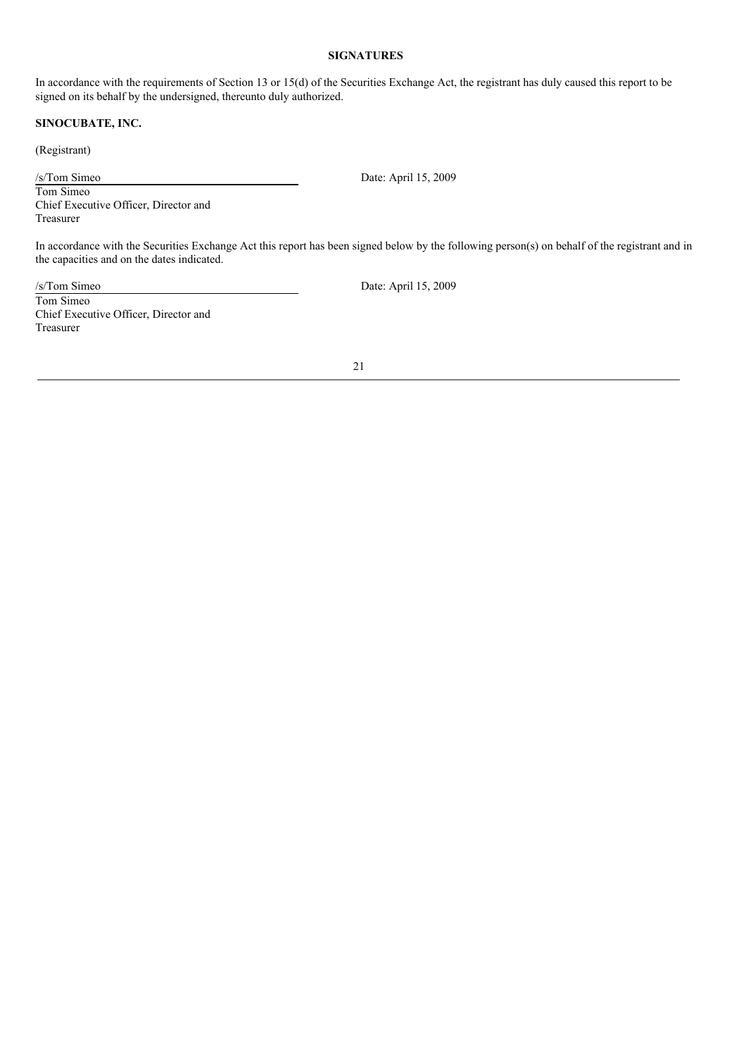**SIGNATURES**

In accordance with the requirements of Section 13 or 15(d) of the Securities Exchange Act, the registrant has duly caused this report to be signed on its behalf by the undersigned, thereunto duly authorized.

**SINOCUBATE, INC.**

(Registrant)

/s/Tom Simeo Date: April 15, 2009

Tom Simeo
Chief Executive Officer, Director and
Treasurer

In accordance with the Securities Exchange Act this report has been signed below by the following person(s) on behalf of the registrant and in the capacities and on the dates indicated.

/s/Tom Simeo Date: April 15, 2009

Tom Simeo
Chief Executive Officer, Director and
Treasurer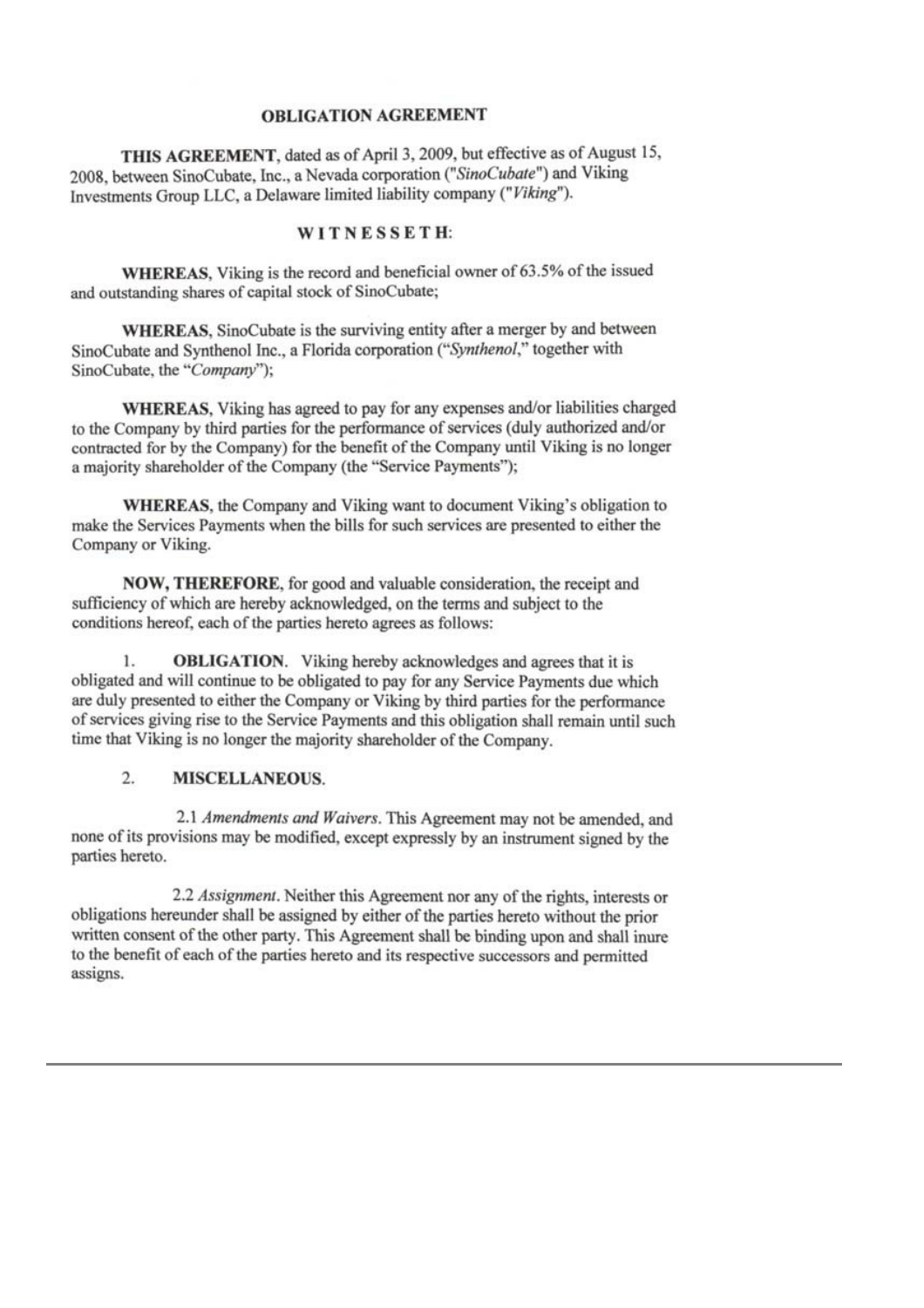# OBLIGATION AGREEMENT

**THIS AGREEMENT**, dated as of April 3, 2009, but effective as of August 15, 2008, between SinoCubate, Inc., a Nevada corporation ("*SinoCubate*") and Viking Investments Group LLC, a Delaware limited liability company ("*Viking*").

## WITNESSETH:

**WHEREAS**, Viking is the record and beneficial owner of 63.5% of the issued and outstanding shares of capital stock of SinoCubate;

**WHEREAS**, SinoCubate is the surviving entity after a merger by and between SinoCubate and Synthenol Inc., a Florida corporation ("*Synthenol*," together with SinoCubate, the "*Company*");

**WHEREAS**, Viking has agreed to pay for any expenses and/or liabilities charged to the Company by third parties for the performance of services (duly authorized and/or contracted for by the Company) for the benefit of the Company until Viking is no longer a majority shareholder of the Company (the "Service Payments");

**WHEREAS**, the Company and Viking want to document Viking's obligation to make the Services Payments when the bills for such services are presented to either the Company or Viking.

**NOW, THEREFORE**, for good and valuable consideration, the receipt and sufficiency of which are hereby acknowledged, on the terms and subject to the conditions hereof, each of the parties hereto agrees as follows:

1. **OBLIGATION**. Viking hereby acknowledges and agrees that it is obligated and will continue to be obligated to pay for any Service Payments due which are duly presented to either the Company or Viking by third parties for the performance of services giving rise to the Service Payments and this obligation shall remain until such time that Viking is no longer the majority shareholder of the Company.

2. **MISCELLANEOUS**.

2.1 *Amendments and Waivers*. This Agreement may not be amended, and none of its provisions may be modified, except expressly by an instrument signed by the parties hereto.

2.2 *Assignment*. Neither this Agreement nor any of the rights, interests or obligations hereunder shall be assigned by either of the parties hereto without the prior written consent of the other party. This Agreement shall be binding upon and shall inure to the benefit of each of the parties hereto and its respective successors and permitted assigns.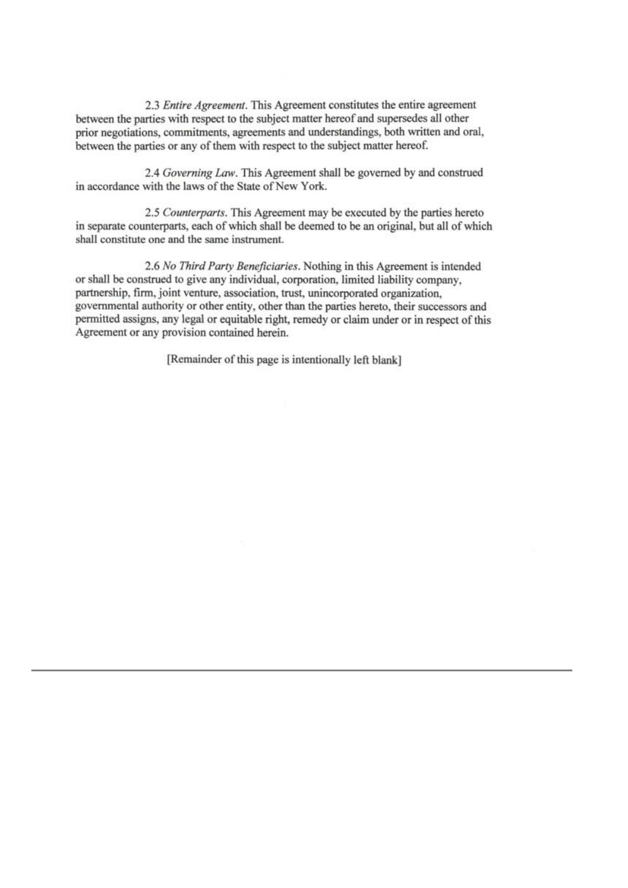2.3 *Entire Agreement*. This Agreement constitutes the entire agreement between the parties with respect to the subject matter hereof and supersedes all other prior negotiations, commitments, agreements and understandings, both written and oral, between the parties or any of them with respect to the subject matter hereof.

2.4 *Governing Law*. This Agreement shall be governed by and construed in accordance with the laws of the State of New York.

2.5 *Counterparts*. This Agreement may be executed by the parties hereto in separate counterparts, each of which shall be deemed to be an original, but all of which shall constitute one and the same instrument.

2.6 *No Third Party Beneficiaries*. Nothing in this Agreement is intended or shall be construed to give any individual, corporation, limited liability company, partnership, firm, joint venture, association, trust, unincorporated organization, governmental authority or other entity, other than the parties hereto, their successors and permitted assigns, any legal or equitable right, remedy or claim under or in respect of this Agreement or any provision contained herein.

[Remainder of this page is intentionally left blank]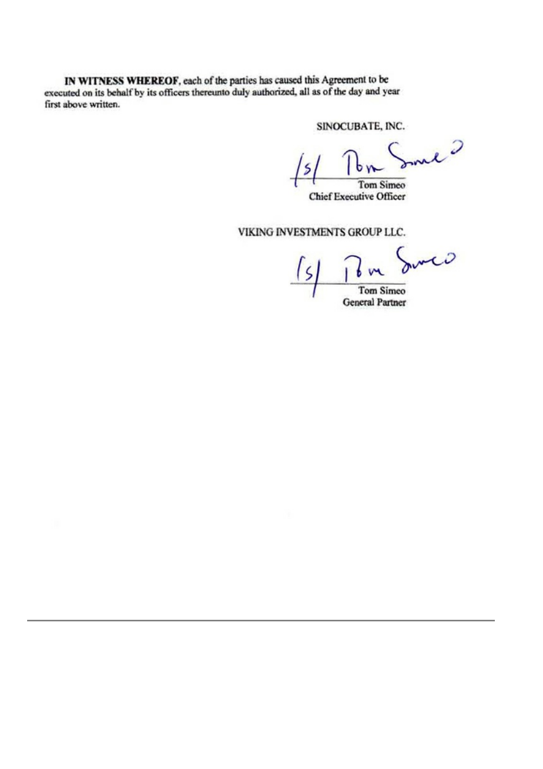**IN WITNESS WHEREOF**, each of the parties has caused this Agreement to be executed on its behalf by its officers thereunto duly authorized, all as of the day and year first above written.

SINOCUBATE, INC.

/s/ Tom Simeo

Tom Simeo
Chief Executive Officer

VIKING INVESTMENTS GROUP LLC.

/s/ Tom Simeo

Tom Simeo
General Partner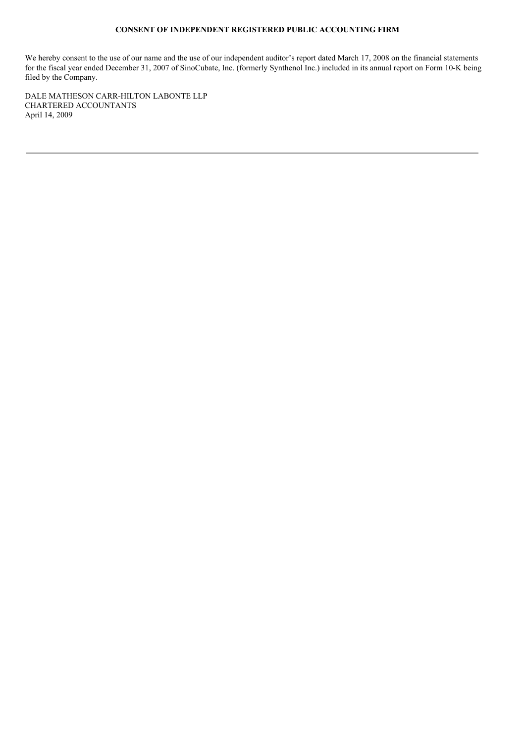**CONSENT OF INDEPENDENT REGISTERED PUBLIC ACCOUNTING FIRM**

We hereby consent to the use of our name and the use of our independent auditor's report dated March 17, 2008 on the financial statements for the fiscal year ended December 31, 2007 of SinoCubate, Inc. (formerly Synthenol Inc.) included in its annual report on Form 10-K being filed by the Company.

DALE MATHESON CARR-HILTON LABONTE LLP
CHARTERED ACCOUNTANTS
April 14, 2009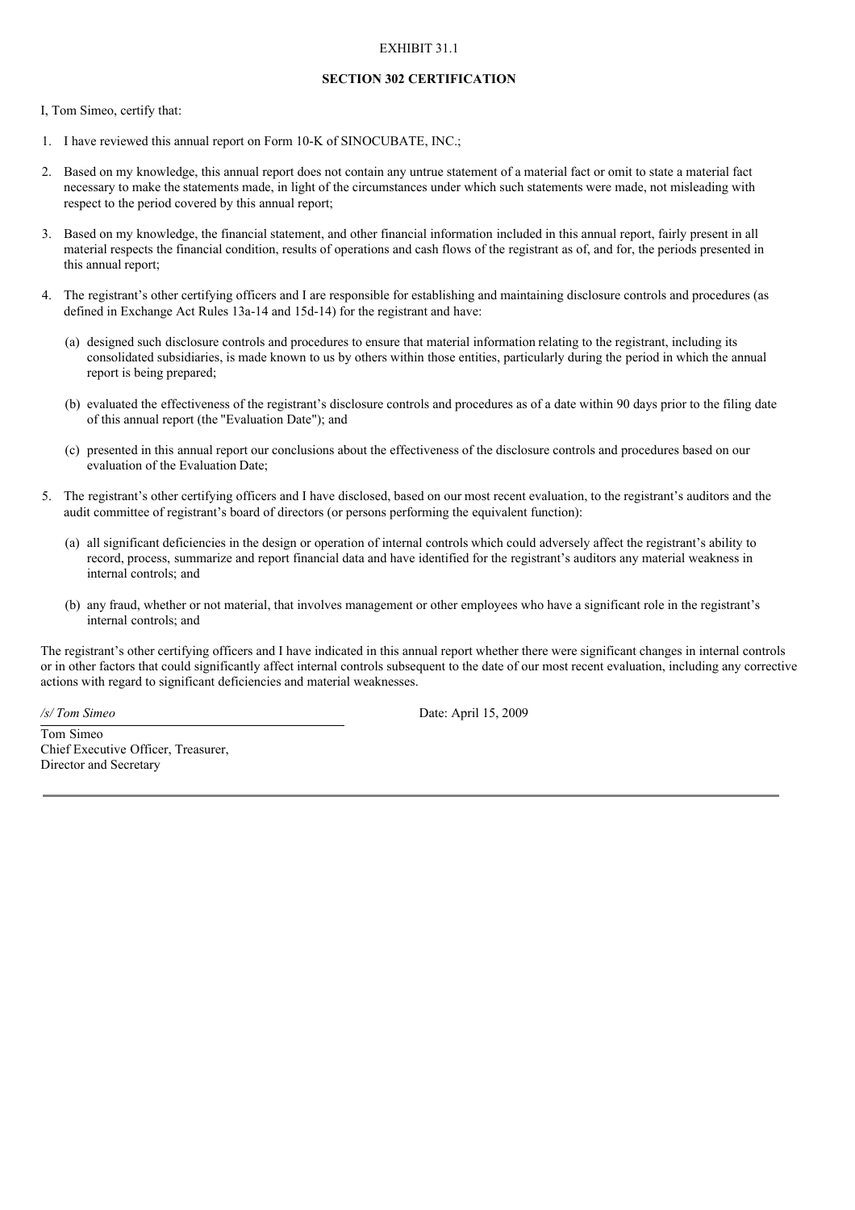EXHIBIT 31.1

**SECTION 302 CERTIFICATION**

I, Tom Simeo, certify that:

1. I have reviewed this annual report on Form 10-K of SINOCUBATE, INC.;

2. Based on my knowledge, this annual report does not contain any untrue statement of a material fact or omit to state a material fact necessary to make the statements made, in light of the circumstances under which such statements were made, not misleading with respect to the period covered by this annual report;

3. Based on my knowledge, the financial statement, and other financial information included in this annual report, fairly present in all material respects the financial condition, results of operations and cash flows of the registrant as of, and for, the periods presented in this annual report;

4. The registrant's other certifying officers and I are responsible for establishing and maintaining disclosure controls and procedures (as defined in Exchange Act Rules 13a-14 and 15d-14) for the registrant and have:

   (a) designed such disclosure controls and procedures to ensure that material information relating to the registrant, including its consolidated subsidiaries, is made known to us by others within those entities, particularly during the period in which the annual report is being prepared;

   (b) evaluated the effectiveness of the registrant's disclosure controls and procedures as of a date within 90 days prior to the filing date of this annual report (the "Evaluation Date"); and

   (c) presented in this annual report our conclusions about the effectiveness of the disclosure controls and procedures based on our evaluation of the Evaluation Date;

5. The registrant's other certifying officers and I have disclosed, based on our most recent evaluation, to the registrant's auditors and the audit committee of registrant's board of directors (or persons performing the equivalent function):

   (a) all significant deficiencies in the design or operation of internal controls which could adversely affect the registrant's ability to record, process, summarize and report financial data and have identified for the registrant's auditors any material weakness in internal controls; and

   (b) any fraud, whether or not material, that involves management or other employees who have a significant role in the registrant's internal controls; and

The registrant's other certifying officers and I have indicated in this annual report whether there were significant changes in internal controls or in other factors that could significantly affect internal controls subsequent to the date of our most recent evaluation, including any corrective actions with regard to significant deficiencies and material weaknesses.

*/s/ Tom Simeo*

Date: April 15, 2009

Tom Simeo
Chief Executive Officer, Treasurer,
Director and Secretary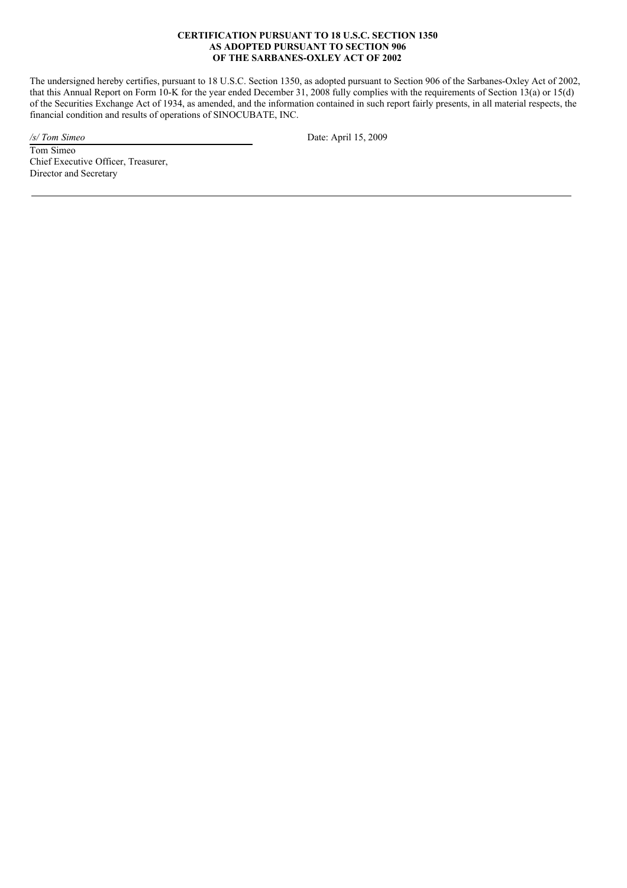**CERTIFICATION PURSUANT TO 18 U.S.C. SECTION 1350
AS ADOPTED PURSUANT TO SECTION 906
OF THE SARBANES-OXLEY ACT OF 2002**

The undersigned hereby certifies, pursuant to 18 U.S.C. Section 1350, as adopted pursuant to Section 906 of the Sarbanes-Oxley Act of 2002, that this Annual Report on Form 10-K for the year ended December 31, 2008 fully complies with the requirements of Section 13(a) or 15(d) of the Securities Exchange Act of 1934, as amended, and the information contained in such report fairly presents, in all material respects, the financial condition and results of operations of SINOCUBATE, INC.

*/s/ Tom Simeo*

Date: April 15, 2009

Tom Simeo
Chief Executive Officer, Treasurer,
Director and Secretary